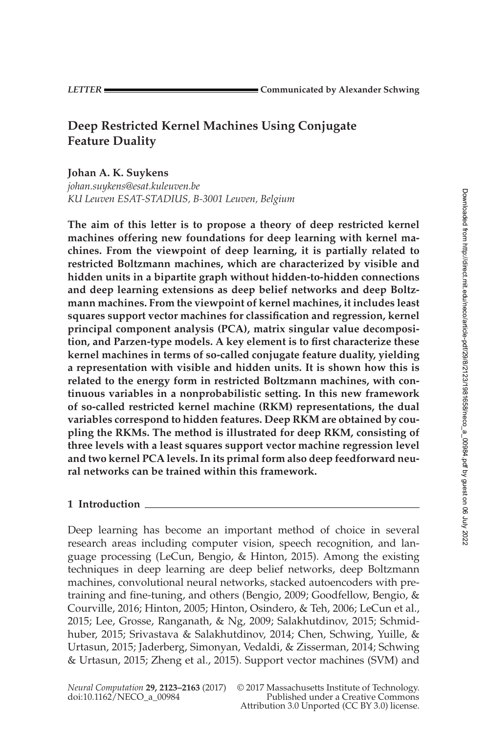LETTER Communicated by Alexander Schwing

# Deep Restricted Kernel Machines Using Conjugate Feature Duality

**Johan A. K. Suykens**
*johan.suykens@esat.kuleuven.be*
*KU Leuven ESAT-STADIUS, B-3001 Leuven, Belgium*

**The aim of this letter is to propose a theory of deep restricted kernel machines offering new foundations for deep learning with kernel machines. From the viewpoint of deep learning, it is partially related to restricted Boltzmann machines, which are characterized by visible and hidden units in a bipartite graph without hidden-to-hidden connections and deep learning extensions as deep belief networks and deep Boltzmann machines. From the viewpoint of kernel machines, it includes least squares support vector machines for classification and regression, kernel principal component analysis (PCA), matrix singular value decomposition, and Parzen-type models. A key element is to first characterize these kernel machines in terms of so-called conjugate feature duality, yielding a representation with visible and hidden units. It is shown how this is related to the energy form in restricted Boltzmann machines, with continuous variables in a nonprobabilistic setting. In this new framework of so-called restricted kernel machine (RKM) representations, the dual variables correspond to hidden features. Deep RKM are obtained by coupling the RKMs. The method is illustrated for deep RKM, consisting of three levels with a least squares support vector machine regression level and two kernel PCA levels. In its primal form also deep feedforward neural networks can be trained within this framework.**

## 1 Introduction

Deep learning has become an important method of choice in several research areas including computer vision, speech recognition, and language processing (LeCun, Bengio, & Hinton, 2015). Among the existing techniques in deep learning are deep belief networks, deep Boltzmann machines, convolutional neural networks, stacked autoencoders with pretraining and fine-tuning, and others (Bengio, 2009; Goodfellow, Bengio, & Courville, 2016; Hinton, 2005; Hinton, Osindero, & Teh, 2006; LeCun et al., 2015; Lee, Grosse, Ranganath, & Ng, 2009; Salakhutdinov, 2015; Schmidhuber, 2015; Srivastava & Salakhutdinov, 2014; Chen, Schwing, Yuille, & Urtasun, 2015; Jaderberg, Simonyan, Vedaldi, & Zisserman, 2014; Schwing & Urtasun, 2015; Zheng et al., 2015). Support vector machines (SVM) and

*Neural Computation* **29, 2123–2163** (2017) doi:10.1162/NECO_a_00984
© 2017 Massachusetts Institute of Technology. Published under a Creative Commons Attribution 3.0 Unported (CC BY 3.0) license.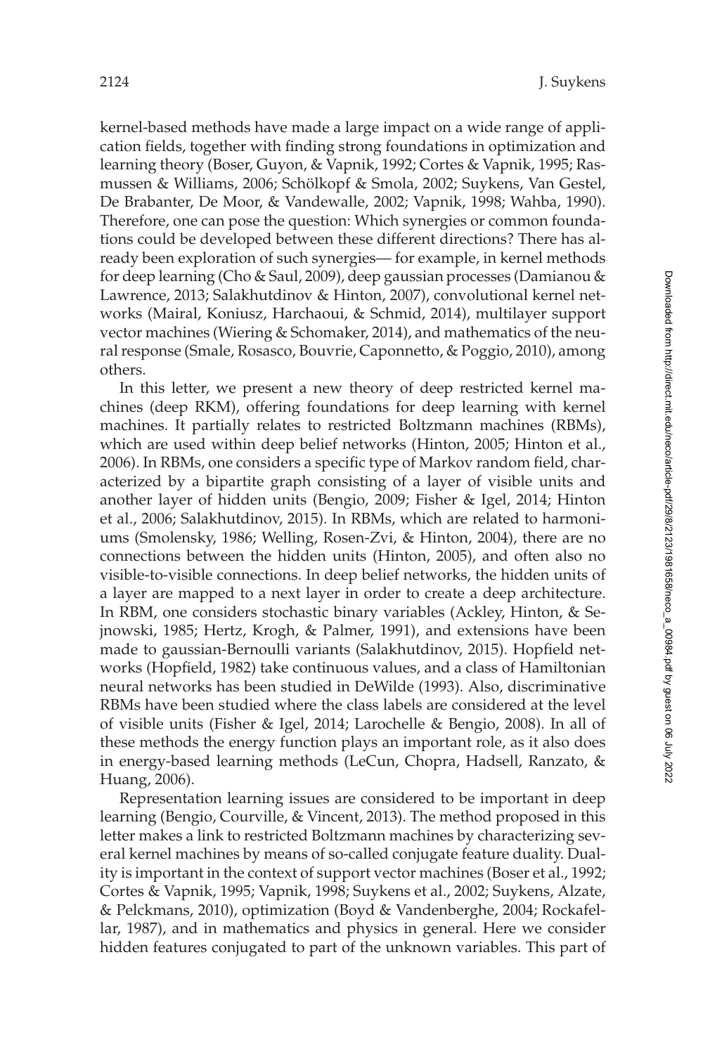kernel-based methods have made a large impact on a wide range of application fields, together with finding strong foundations in optimization and learning theory (Boser, Guyon, & Vapnik, 1992; Cortes & Vapnik, 1995; Rasmussen & Williams, 2006; Schölkopf & Smola, 2002; Suykens, Van Gestel, De Brabanter, De Moor, & Vandewalle, 2002; Vapnik, 1998; Wahba, 1990). Therefore, one can pose the question: Which synergies or common foundations could be developed between these different directions? There has already been exploration of such synergies— for example, in kernel methods for deep learning (Cho & Saul, 2009), deep gaussian processes (Damianou & Lawrence, 2013; Salakhutdinov & Hinton, 2007), convolutional kernel networks (Mairal, Koniusz, Harchaoui, & Schmid, 2014), multilayer support vector machines (Wiering & Schomaker, 2014), and mathematics of the neural response (Smale, Rosasco, Bouvrie, Caponnetto, & Poggio, 2010), among others.

In this letter, we present a new theory of deep restricted kernel machines (deep RKM), offering foundations for deep learning with kernel machines. It partially relates to restricted Boltzmann machines (RBMs), which are used within deep belief networks (Hinton, 2005; Hinton et al., 2006). In RBMs, one considers a specific type of Markov random field, characterized by a bipartite graph consisting of a layer of visible units and another layer of hidden units (Bengio, 2009; Fisher & Igel, 2014; Hinton et al., 2006; Salakhutdinov, 2015). In RBMs, which are related to harmoniums (Smolensky, 1986; Welling, Rosen-Zvi, & Hinton, 2004), there are no connections between the hidden units (Hinton, 2005), and often also no visible-to-visible connections. In deep belief networks, the hidden units of a layer are mapped to a next layer in order to create a deep architecture. In RBM, one considers stochastic binary variables (Ackley, Hinton, & Sejnowski, 1985; Hertz, Krogh, & Palmer, 1991), and extensions have been made to gaussian-Bernoulli variants (Salakhutdinov, 2015). Hopfield networks (Hopfield, 1982) take continuous values, and a class of Hamiltonian neural networks has been studied in DeWilde (1993). Also, discriminative RBMs have been studied where the class labels are considered at the level of visible units (Fisher & Igel, 2014; Larochelle & Bengio, 2008). In all of these methods the energy function plays an important role, as it also does in energy-based learning methods (LeCun, Chopra, Hadsell, Ranzato, & Huang, 2006).

Representation learning issues are considered to be important in deep learning (Bengio, Courville, & Vincent, 2013). The method proposed in this letter makes a link to restricted Boltzmann machines by characterizing several kernel machines by means of so-called conjugate feature duality. Duality is important in the context of support vector machines (Boser et al., 1992; Cortes & Vapnik, 1995; Vapnik, 1998; Suykens et al., 2002; Suykens, Alzate, & Pelckmans, 2010), optimization (Boyd & Vandenberghe, 2004; Rockafellar, 1987), and in mathematics and physics in general. Here we consider hidden features conjugated to part of the unknown variables. This part of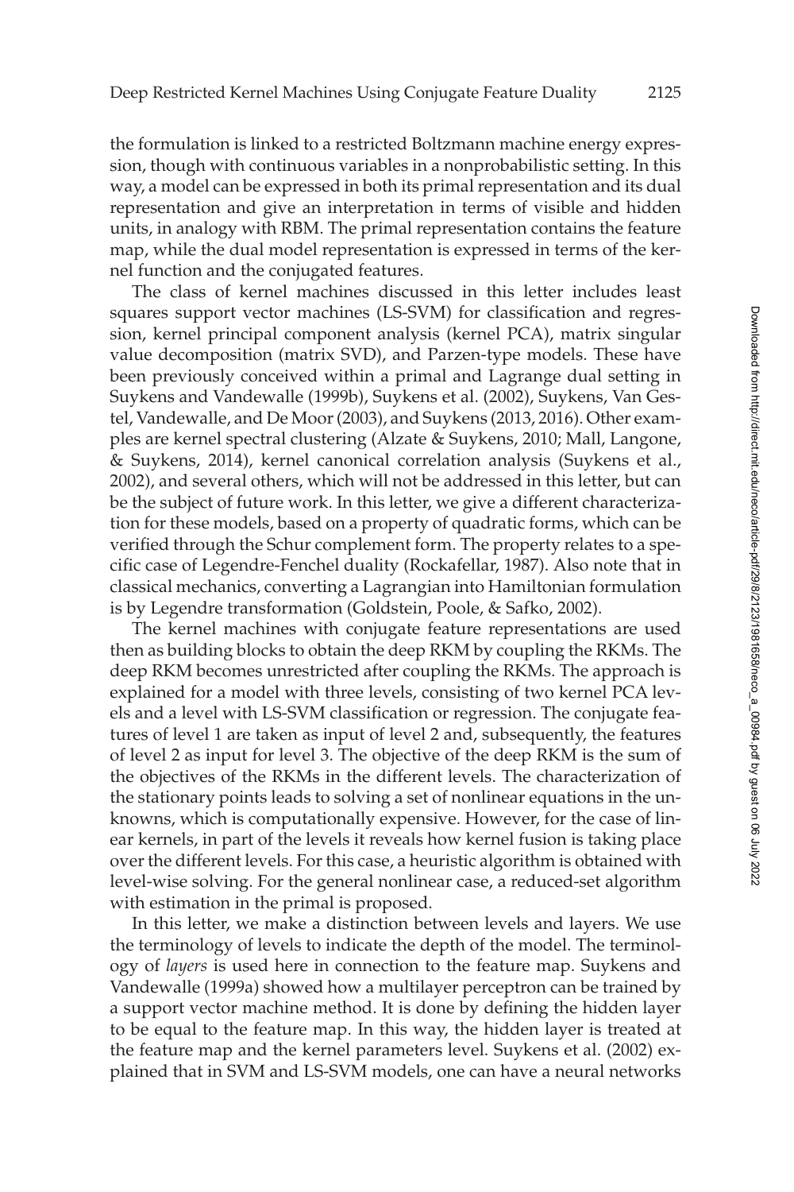the formulation is linked to a restricted Boltzmann machine energy expression, though with continuous variables in a nonprobabilistic setting. In this way, a model can be expressed in both its primal representation and its dual representation and give an interpretation in terms of visible and hidden units, in analogy with RBM. The primal representation contains the feature map, while the dual model representation is expressed in terms of the kernel function and the conjugated features.

The class of kernel machines discussed in this letter includes least squares support vector machines (LS-SVM) for classification and regression, kernel principal component analysis (kernel PCA), matrix singular value decomposition (matrix SVD), and Parzen-type models. These have been previously conceived within a primal and Lagrange dual setting in Suykens and Vandewalle (1999b), Suykens et al. (2002), Suykens, Van Gestel, Vandewalle, and De Moor (2003), and Suykens (2013, 2016). Other examples are kernel spectral clustering (Alzate & Suykens, 2010; Mall, Langone, & Suykens, 2014), kernel canonical correlation analysis (Suykens et al., 2002), and several others, which will not be addressed in this letter, but can be the subject of future work. In this letter, we give a different characterization for these models, based on a property of quadratic forms, which can be verified through the Schur complement form. The property relates to a specific case of Legendre-Fenchel duality (Rockafellar, 1987). Also note that in classical mechanics, converting a Lagrangian into Hamiltonian formulation is by Legendre transformation (Goldstein, Poole, & Safko, 2002).

The kernel machines with conjugate feature representations are used then as building blocks to obtain the deep RKM by coupling the RKMs. The deep RKM becomes unrestricted after coupling the RKMs. The approach is explained for a model with three levels, consisting of two kernel PCA levels and a level with LS-SVM classification or regression. The conjugate features of level 1 are taken as input of level 2 and, subsequently, the features of level 2 as input for level 3. The objective of the deep RKM is the sum of the objectives of the RKMs in the different levels. The characterization of the stationary points leads to solving a set of nonlinear equations in the unknowns, which is computationally expensive. However, for the case of linear kernels, in part of the levels it reveals how kernel fusion is taking place over the different levels. For this case, a heuristic algorithm is obtained with level-wise solving. For the general nonlinear case, a reduced-set algorithm with estimation in the primal is proposed.

In this letter, we make a distinction between levels and layers. We use the terminology of levels to indicate the depth of the model. The terminology of *layers* is used here in connection to the feature map. Suykens and Vandewalle (1999a) showed how a multilayer perceptron can be trained by a support vector machine method. It is done by defining the hidden layer to be equal to the feature map. In this way, the hidden layer is treated at the feature map and the kernel parameters level. Suykens et al. (2002) explained that in SVM and LS-SVM models, one can have a neural networks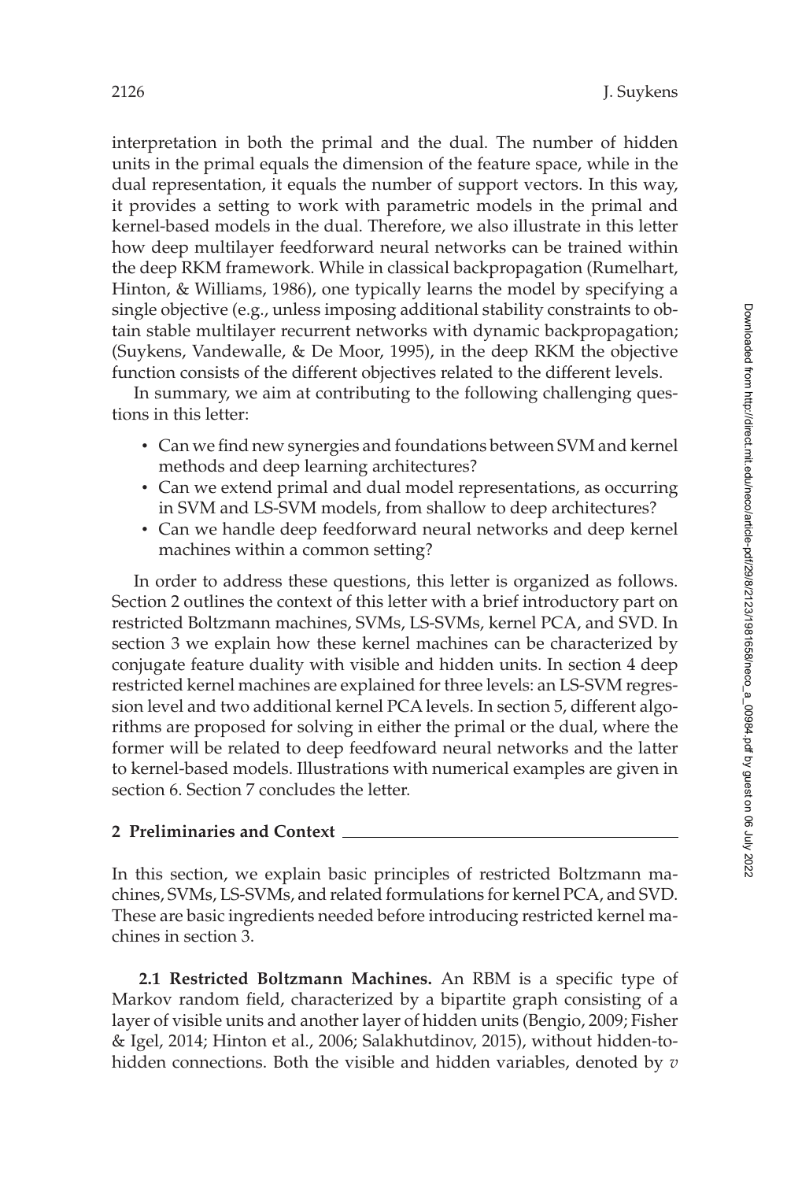interpretation in both the primal and the dual. The number of hidden units in the primal equals the dimension of the feature space, while in the dual representation, it equals the number of support vectors. In this way, it provides a setting to work with parametric models in the primal and kernel-based models in the dual. Therefore, we also illustrate in this letter how deep multilayer feedforward neural networks can be trained within the deep RKM framework. While in classical backpropagation (Rumelhart, Hinton, & Williams, 1986), one typically learns the model by specifying a single objective (e.g., unless imposing additional stability constraints to obtain stable multilayer recurrent networks with dynamic backpropagation; (Suykens, Vandewalle, & De Moor, 1995), in the deep RKM the objective function consists of the different objectives related to the different levels.

In summary, we aim at contributing to the following challenging questions in this letter:

- Can we find new synergies and foundations between SVM and kernel methods and deep learning architectures?
- Can we extend primal and dual model representations, as occurring in SVM and LS-SVM models, from shallow to deep architectures?
- Can we handle deep feedforward neural networks and deep kernel machines within a common setting?

In order to address these questions, this letter is organized as follows. Section 2 outlines the context of this letter with a brief introductory part on restricted Boltzmann machines, SVMs, LS-SVMs, kernel PCA, and SVD. In section 3 we explain how these kernel machines can be characterized by conjugate feature duality with visible and hidden units. In section 4 deep restricted kernel machines are explained for three levels: an LS-SVM regression level and two additional kernel PCA levels. In section 5, different algorithms are proposed for solving in either the primal or the dual, where the former will be related to deep feedfoward neural networks and the latter to kernel-based models. Illustrations with numerical examples are given in section 6. Section 7 concludes the letter.

## 2 Preliminaries and Context

In this section, we explain basic principles of restricted Boltzmann machines, SVMs, LS-SVMs, and related formulations for kernel PCA, and SVD. These are basic ingredients needed before introducing restricted kernel machines in section 3.

**2.1 Restricted Boltzmann Machines.** An RBM is a specific type of Markov random field, characterized by a bipartite graph consisting of a layer of visible units and another layer of hidden units (Bengio, 2009; Fisher & Igel, 2014; Hinton et al., 2006; Salakhutdinov, 2015), without hidden-to-hidden connections. Both the visible and hidden variables, denoted by $v$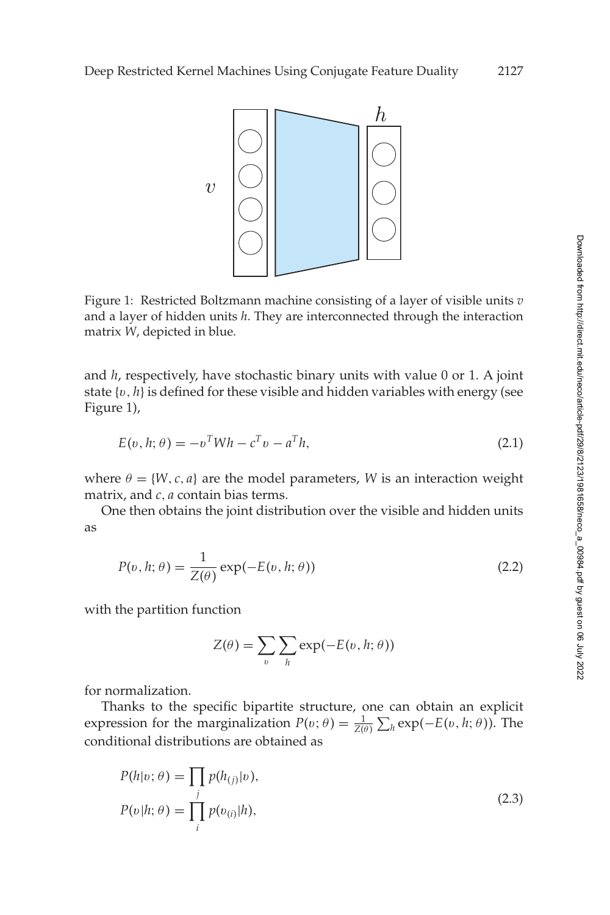Figure 1: Restricted Boltzmann machine consisting of a layer of visible units $v$ and a layer of hidden units $h$. They are interconnected through the interaction matrix $W$, depicted in blue.

and $h$, respectively, have stochastic binary units with value 0 or 1. A joint state $\{v, h\}$ is defined for these visible and hidden variables with energy (see Figure 1),

$$E(v, h; \theta) = -v^T W h - c^T v - a^T h, \tag{2.1}$$

where $\theta = \{W, c, a\}$ are the model parameters, $W$ is an interaction weight matrix, and $c, a$ contain bias terms.

One then obtains the joint distribution over the visible and hidden units as

$$P(v, h; \theta) = \frac{1}{Z(\theta)} \exp(-E(v, h; \theta)) \tag{2.2}$$

with the partition function

$$Z(\theta) = \sum_{v} \sum_{h} \exp(-E(v, h; \theta))$$

for normalization.

Thanks to the specific bipartite structure, one can obtain an explicit expression for the marginalization $P(v; \theta) = \frac{1}{Z(\theta)} \sum_h \exp(-E(v, h; \theta))$. The conditional distributions are obtained as

$$\begin{aligned} P(h|v; \theta) &= \prod_j p(h_{(j)}|v), \\ P(v|h; \theta) &= \prod_i p(v_{(i)}|h), \end{aligned} \tag{2.3}$$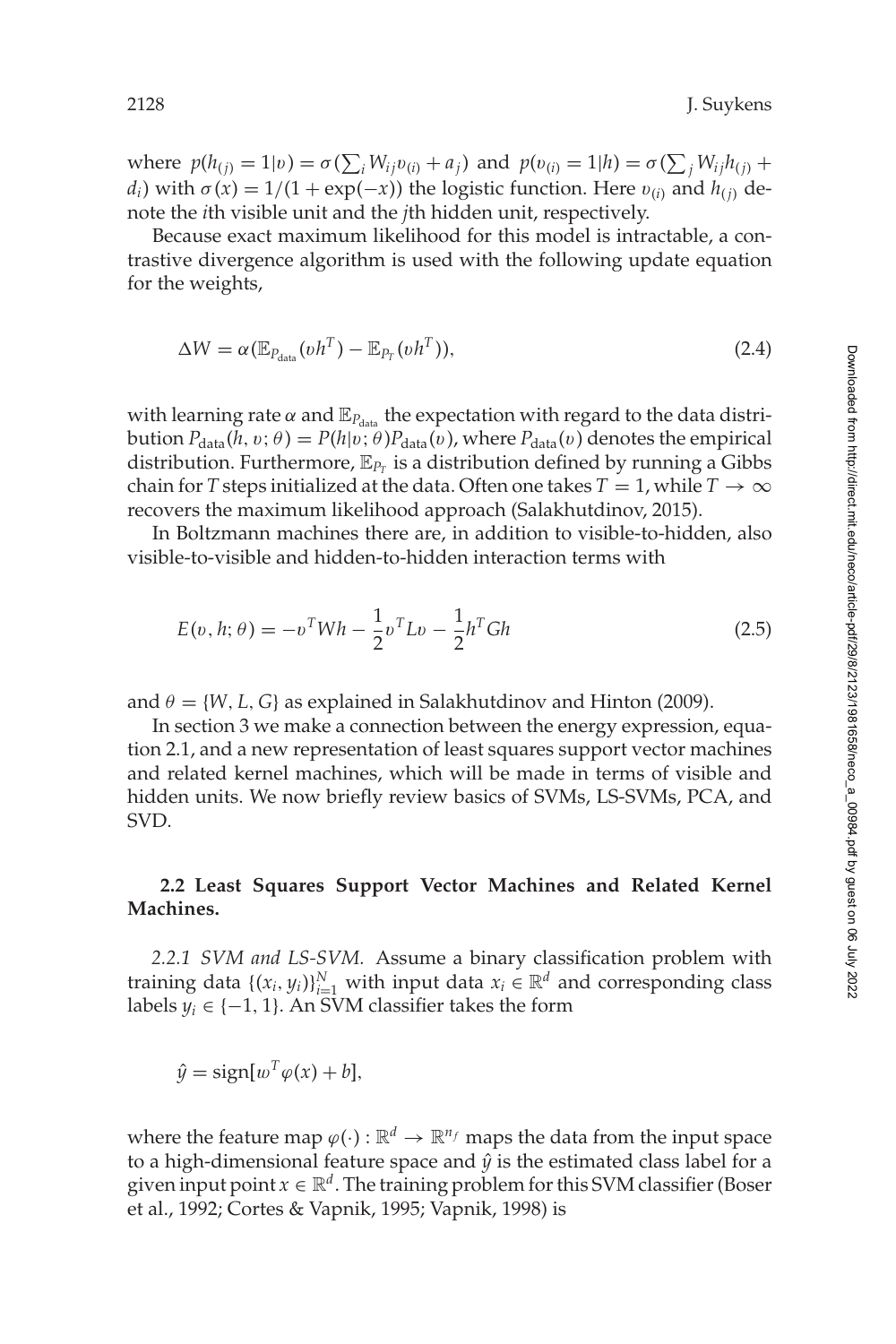where $p(h_{(j)} = 1|v) = \sigma(\sum_i W_{ij} v_{(i)} + a_j)$ and $p(v_{(i)} = 1|h) = \sigma(\sum_j W_{ij} h_{(j)} + d_i)$ with $\sigma(x) = 1/(1 + \exp(-x))$ the logistic function. Here $v_{(i)}$ and $h_{(j)}$ denote the $i$th visible unit and the $j$th hidden unit, respectively.

Because exact maximum likelihood for this model is intractable, a contrastive divergence algorithm is used with the following update equation for the weights,

$$\Delta W = \alpha(\mathbb{E}_{P_{\text{data}}}(vh^T) - \mathbb{E}_{P_T}(vh^T)), \tag{2.4}$$

with learning rate $\alpha$ and $\mathbb{E}_{P_{\text{data}}}$ the expectation with regard to the data distribution $P_{\text{data}}(h, v; \theta) = P(h|v; \theta) P_{\text{data}}(v)$, where $P_{\text{data}}(v)$ denotes the empirical distribution. Furthermore, $\mathbb{E}_{P_T}$ is a distribution defined by running a Gibbs chain for $T$ steps initialized at the data. Often one takes $T = 1$, while $T \to \infty$ recovers the maximum likelihood approach (Salakhutdinov, 2015).

In Boltzmann machines there are, in addition to visible-to-hidden, also visible-to-visible and hidden-to-hidden interaction terms with

$$E(v, h; \theta) = -v^T W h - \frac{1}{2} v^T L v - \frac{1}{2} h^T G h \tag{2.5}$$

and $\theta = \{W, L, G\}$ as explained in Salakhutdinov and Hinton (2009).

In section 3 we make a connection between the energy expression, equation 2.1, and a new representation of least squares support vector machines and related kernel machines, which will be made in terms of visible and hidden units. We now briefly review basics of SVMs, LS-SVMs, PCA, and SVD.

### 2.2 Least Squares Support Vector Machines and Related Kernel Machines.

*2.2.1 SVM and LS-SVM.* Assume a binary classification problem with training data $\{(x_i, y_i)\}_{i=1}^N$ with input data $x_i \in \mathbb{R}^d$ and corresponding class labels $y_i \in \{-1, 1\}$. An SVM classifier takes the form

$$\hat{y} = \text{sign}[w^T \varphi(x) + b],$$

where the feature map $\varphi(\cdot) : \mathbb{R}^d \to \mathbb{R}^{n_f}$ maps the data from the input space to a high-dimensional feature space and $\hat{y}$ is the estimated class label for a given input point $x \in \mathbb{R}^d$. The training problem for this SVM classifier (Boser et al., 1992; Cortes & Vapnik, 1995; Vapnik, 1998) is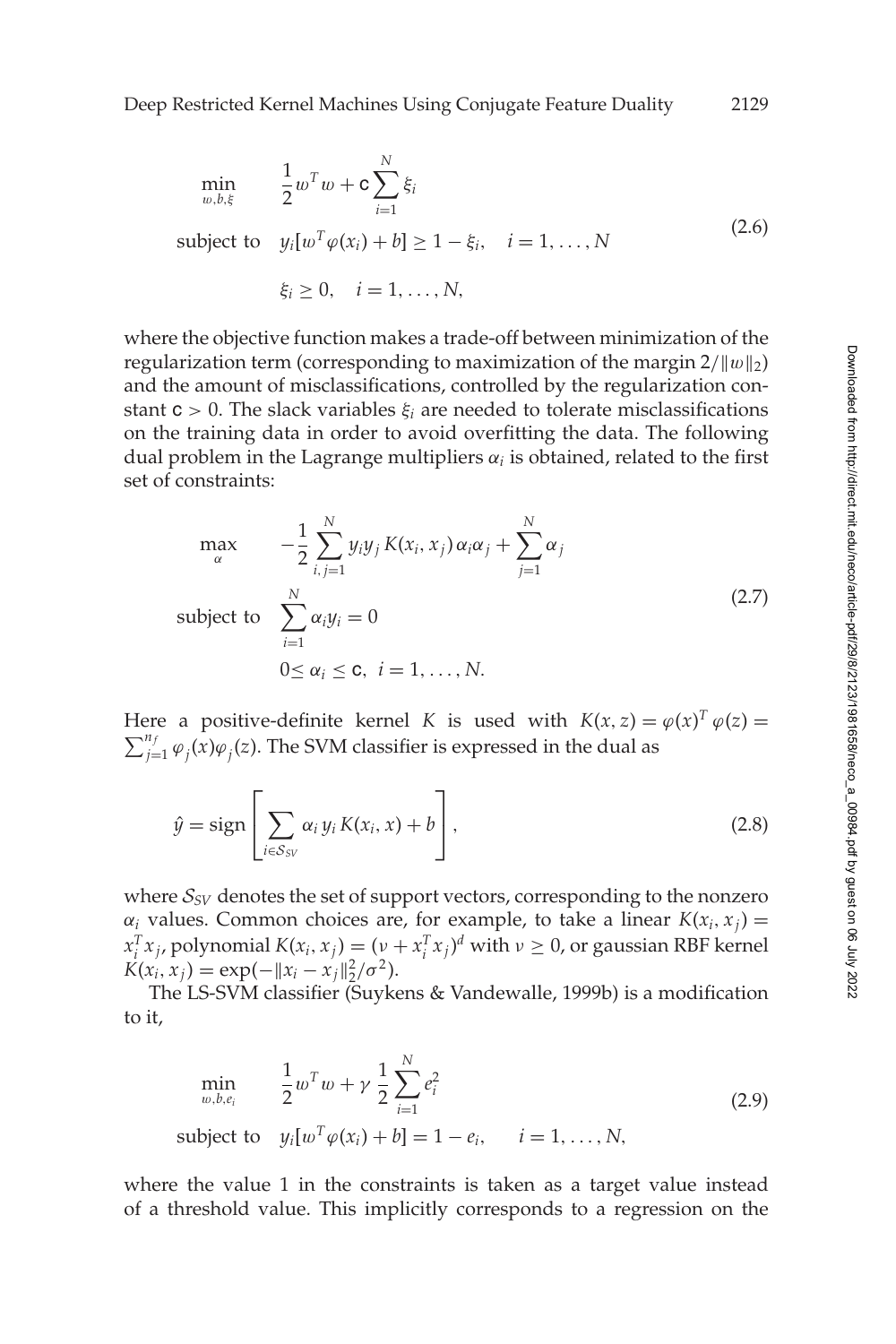$$
\begin{aligned}
\min_{w,b,\xi} \quad & \frac{1}{2} w^T w + \mathsf{c} \sum_{i=1}^{N} \xi_i \\
\text{subject to} \quad & y_i [w^T \varphi(x_i) + b] \geq 1 - \xi_i, \quad i = 1, \ldots, N \\
& \xi_i \geq 0, \quad i = 1, \ldots, N,
\end{aligned}
\tag{2.6}
$$

where the objective function makes a trade-off between minimization of the regularization term (corresponding to maximization of the margin $2/\|w\|_2$) and the amount of misclassifications, controlled by the regularization constant $\mathsf{c} > 0$. The slack variables $\xi_i$ are needed to tolerate misclassifications on the training data in order to avoid overfitting the data. The following dual problem in the Lagrange multipliers $\alpha_i$ is obtained, related to the first set of constraints:

$$
\begin{aligned}
\max_{\alpha} \quad & -\frac{1}{2} \sum_{i,j=1}^{N} y_i y_j \, K(x_i, x_j) \, \alpha_i \alpha_j + \sum_{j=1}^{N} \alpha_j \\
\text{subject to} \quad & \sum_{i=1}^{N} \alpha_i y_i = 0 \\
& 0 \leq \alpha_i \leq \mathsf{c}, \; i = 1, \ldots, N.
\end{aligned}
\tag{2.7}
$$

Here a positive-definite kernel $K$ is used with $K(x, z) = \varphi(x)^T \varphi(z) = \sum_{j=1}^{n_f} \varphi_j(x) \varphi_j(z)$. The SVM classifier is expressed in the dual as

$$
\hat{y} = \text{sign} \left[ \sum_{i \in \mathcal{S}_{SV}} \alpha_i \, y_i \, K(x_i, x) + b \right],
\tag{2.8}
$$

where $\mathcal{S}_{SV}$ denotes the set of support vectors, corresponding to the nonzero $\alpha_i$ values. Common choices are, for example, to take a linear $K(x_i, x_j) = x_i^T x_j$, polynomial $K(x_i, x_j) = (\nu + x_i^T x_j)^d$ with $\nu \geq 0$, or gaussian RBF kernel $K(x_i, x_j) = \exp(-\|x_i - x_j\|_2^2 / \sigma^2)$.

The LS-SVM classifier (Suykens & Vandewalle, 1999b) is a modification to it,

$$
\begin{aligned}
\min_{w,b,e_i} \quad & \frac{1}{2} w^T w + \gamma \, \frac{1}{2} \sum_{i=1}^{N} e_i^2 \\
\text{subject to} \quad & y_i [w^T \varphi(x_i) + b] = 1 - e_i, \qquad i = 1, \ldots, N,
\end{aligned}
\tag{2.9}
$$

where the value 1 in the constraints is taken as a target value instead of a threshold value. This implicitly corresponds to a regression on the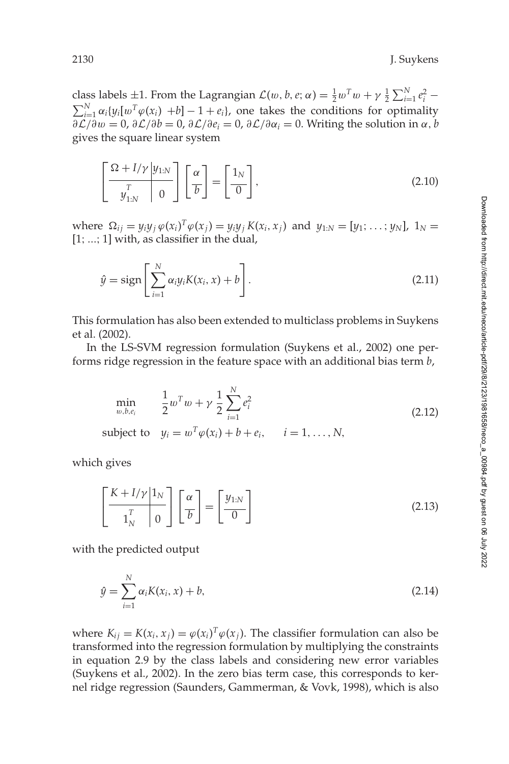class labels $\pm 1$. From the Lagrangian $\mathcal{L}(w, b, e; \alpha) = \frac{1}{2} w^T w + \gamma \frac{1}{2} \sum_{i=1}^N e_i^2 - \sum_{i=1}^N \alpha_i \{ y_i [w^T \varphi(x_i) + b] - 1 + e_i \}$, one takes the conditions for optimality $\partial \mathcal{L}/\partial w = 0$, $\partial \mathcal{L}/\partial b = 0$, $\partial \mathcal{L}/\partial e_i = 0$, $\partial \mathcal{L}/\partial \alpha_i = 0$. Writing the solution in $\alpha, b$ gives the square linear system

$$
\left[ \begin{array}{c|c} \Omega + I/\gamma & y_{1:N} \\ \hline y_{1:N}^T & 0 \end{array} \right] \left[ \begin{array}{c} \alpha \\ \hline b \end{array} \right] = \left[ \begin{array}{c} 1_N \\ \hline 0 \end{array} \right], \tag{2.10}
$$

where $\Omega_{ij} = y_i y_j \varphi(x_i)^T \varphi(x_j) = y_i y_j K(x_i, x_j)$ and $y_{1:N} = [y_1; \ldots; y_N]$, $1_N = [1; \ldots; 1]$ with, as classifier in the dual,

$$
\hat{y} = \text{sign} \left[ \sum_{i=1}^N \alpha_i y_i K(x_i, x) + b \right]. \tag{2.11}
$$

This formulation has also been extended to multiclass problems in Suykens et al. (2002).

In the LS-SVM regression formulation (Suykens et al., 2002) one performs ridge regression in the feature space with an additional bias term $b$,

$$
\begin{aligned}
&\min_{w,b,e_i} \quad \frac{1}{2} w^T w + \gamma \frac{1}{2} \sum_{i=1}^N e_i^2 \\
&\text{subject to} \quad y_i = w^T \varphi(x_i) + b + e_i, \qquad i = 1, \ldots, N,
\end{aligned} \tag{2.12}
$$

which gives

$$
\left[ \begin{array}{c|c} K + I/\gamma & 1_N \\ \hline 1_N^T & 0 \end{array} \right] \left[ \begin{array}{c} \alpha \\ \hline b \end{array} \right] = \left[ \begin{array}{c} y_{1:N} \\ \hline 0 \end{array} \right] \tag{2.13}
$$

with the predicted output

$$
\hat{y} = \sum_{i=1}^N \alpha_i K(x_i, x) + b, \tag{2.14}
$$

where $K_{ij} = K(x_i, x_j) = \varphi(x_i)^T \varphi(x_j)$. The classifier formulation can also be transformed into the regression formulation by multiplying the constraints in equation 2.9 by the class labels and considering new error variables (Suykens et al., 2002). In the zero bias term case, this corresponds to kernel ridge regression (Saunders, Gammerman, & Vovk, 1998), which is also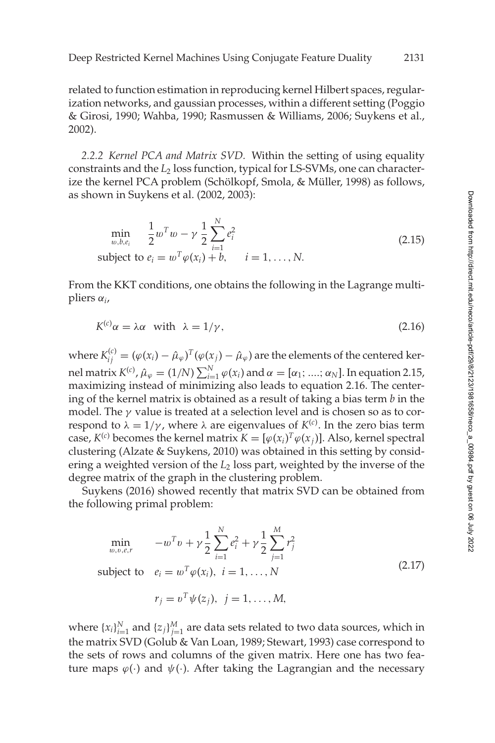related to function estimation in reproducing kernel Hilbert spaces, regularization networks, and gaussian processes, within a different setting (Poggio & Girosi, 1990; Wahba, 1990; Rasmussen & Williams, 2006; Suykens et al., 2002).

*2.2.2 Kernel PCA and Matrix SVD.* Within the setting of using equality constraints and the $L_2$ loss function, typical for LS-SVMs, one can characterize the kernel PCA problem (Schölkopf, Smola, & Müller, 1998) as follows, as shown in Suykens et al. (2002, 2003):

$$
\begin{aligned}
\min_{w,b,e_i} \quad & \frac{1}{2} w^T w - \gamma \, \frac{1}{2} \sum_{i=1}^{N} e_i^2 \\
\text{subject to } & e_i = w^T \varphi(x_i) + b, \qquad i = 1, \ldots, N.
\end{aligned}
\tag{2.15}
$$

From the KKT conditions, one obtains the following in the Lagrange multipliers $\alpha_i$,

$$
K^{(c)} \alpha = \lambda \alpha \quad \text{with} \quad \lambda = 1/\gamma, \tag{2.16}
$$

where $K^{(c)}_{ij} = (\varphi(x_i) - \hat{\mu}_\varphi)^T (\varphi(x_j) - \hat{\mu}_\varphi)$ are the elements of the centered kernel matrix $K^{(c)}$, $\hat{\mu}_\varphi = (1/N) \sum_{i=1}^{N} \varphi(x_i)$ and $\alpha = [\alpha_1; ....; \alpha_N]$. In equation 2.15, maximizing instead of minimizing also leads to equation 2.16. The centering of the kernel matrix is obtained as a result of taking a bias term $b$ in the model. The $\gamma$ value is treated at a selection level and is chosen so as to correspond to $\lambda = 1/\gamma$, where $\lambda$ are eigenvalues of $K^{(c)}$. In the zero bias term case, $K^{(c)}$ becomes the kernel matrix $K = [\varphi(x_i)^T \varphi(x_j)]$. Also, kernel spectral clustering (Alzate & Suykens, 2010) was obtained in this setting by considering a weighted version of the $L_2$ loss part, weighted by the inverse of the degree matrix of the graph in the clustering problem.

Suykens (2016) showed recently that matrix SVD can be obtained from the following primal problem:

$$
\begin{aligned}
\min_{w,v,e,r} \quad & -w^T v + \gamma \frac{1}{2} \sum_{i=1}^{N} e_i^2 + \gamma \frac{1}{2} \sum_{j=1}^{M} r_j^2 \\
\text{subject to} \quad & e_i = w^T \varphi(x_i), \; i = 1, \ldots, N \\
& r_j = v^T \psi(z_j), \; j = 1, \ldots, M,
\end{aligned}
\tag{2.17}
$$

where $\{x_i\}_{i=1}^N$ and $\{z_j\}_{j=1}^M$ are data sets related to two data sources, which in the matrix SVD (Golub & Van Loan, 1989; Stewart, 1993) case correspond to the sets of rows and columns of the given matrix. Here one has two feature maps $\varphi(\cdot)$ and $\psi(\cdot)$. After taking the Lagrangian and the necessary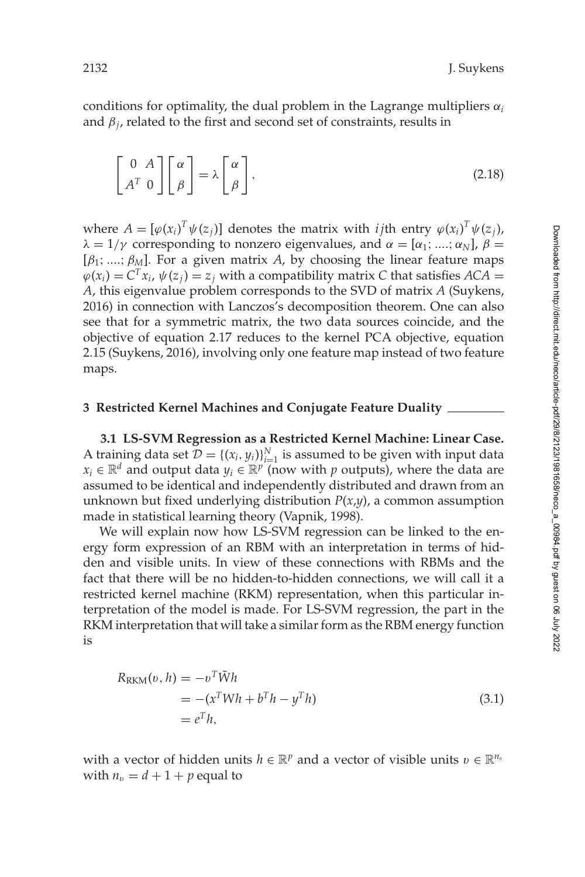conditions for optimality, the dual problem in the Lagrange multipliers $\alpha_i$ and $\beta_j$, related to the first and second set of constraints, results in

$$
\begin{bmatrix} 0 & A \\ A^T & 0 \end{bmatrix} \begin{bmatrix} \alpha \\ \beta \end{bmatrix} = \lambda \begin{bmatrix} \alpha \\ \beta \end{bmatrix}, \tag{2.18}
$$

where $A = [\varphi(x_i)^T \psi(z_j)]$ denotes the matrix with $ij$th entry $\varphi(x_i)^T \psi(z_j)$, $\lambda = 1/\gamma$ corresponding to nonzero eigenvalues, and $\alpha = [\alpha_1; ....; \alpha_N]$, $\beta = [\beta_1; ....; \beta_M]$. For a given matrix $A$, by choosing the linear feature maps $\varphi(x_i) = C^T x_i$, $\psi(z_j) = z_j$ with a compatibility matrix $C$ that satisfies $ACA = A$, this eigenvalue problem corresponds to the SVD of matrix $A$ (Suykens, 2016) in connection with Lanczos's decomposition theorem. One can also see that for a symmetric matrix, the two data sources coincide, and the objective of equation 2.17 reduces to the kernel PCA objective, equation 2.15 (Suykens, 2016), involving only one feature map instead of two feature maps.

## 3 Restricted Kernel Machines and Conjugate Feature Duality

### 3.1 LS-SVM Regression as a Restricted Kernel Machine: Linear Case.

A training data set $\mathcal{D} = \{(x_i, y_i)\}_{i=1}^N$ is assumed to be given with input data $x_i \in \mathbb{R}^d$ and output data $y_i \in \mathbb{R}^p$ (now with $p$ outputs), where the data are assumed to be identical and independently distributed and drawn from an unknown but fixed underlying distribution $P(x,y)$, a common assumption made in statistical learning theory (Vapnik, 1998).

We will explain now how LS-SVM regression can be linked to the energy form expression of an RBM with an interpretation in terms of hidden and visible units. In view of these connections with RBMs and the fact that there will be no hidden-to-hidden connections, we will call it a restricted kernel machine (RKM) representation, when this particular interpretation of the model is made. For LS-SVM regression, the part in the RKM interpretation that will take a similar form as the RBM energy function is

$$
\begin{aligned}
R_{\text{RKM}}(v, h) &= -v^T \tilde{W} h \\
&= -(x^T W h + b^T h - y^T h) \\
&= e^T h,
\end{aligned} \tag{3.1}
$$

with a vector of hidden units $h \in \mathbb{R}^p$ and a vector of visible units $v \in \mathbb{R}^{n_v}$ with $n_v = d + 1 + p$ equal to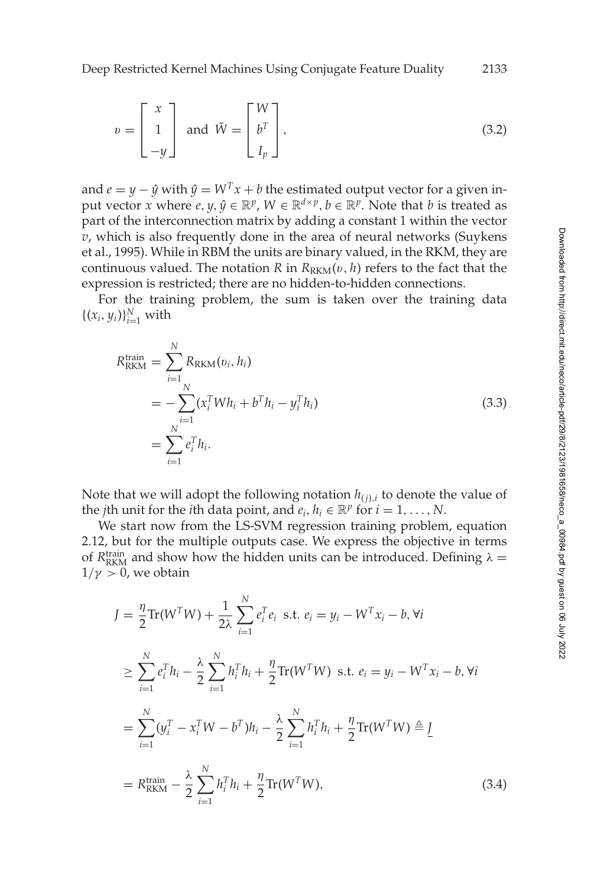$$v = \begin{bmatrix} x \\ 1 \\ -y \end{bmatrix} \text{ and } \tilde{W} = \begin{bmatrix} W \\ b^T \\ I_p \end{bmatrix}, \tag{3.2}$$

and $e = y - \hat{y}$ with $\hat{y} = W^T x + b$ the estimated output vector for a given input vector $x$ where $e, y, \hat{y} \in \mathbb{R}^p$, $W \in \mathbb{R}^{d\times p}$, $b \in \mathbb{R}^p$. Note that $b$ is treated as part of the interconnection matrix by adding a constant 1 within the vector $v$, which is also frequently done in the area of neural networks (Suykens et al., 1995). While in RBM the units are binary valued, in the RKM, they are continuous valued. The notation $R$ in $R_{\rm RKM}(v, h)$ refers to the fact that the expression is restricted; there are no hidden-to-hidden connections.

For the training problem, the sum is taken over the training data $\{(x_i, y_i)\}_{i=1}^N$ with

$$\begin{aligned} R_{\rm RKM}^{\rm train} &= \sum_{i=1}^N R_{\rm RKM}(v_i, h_i) \\ &= -\sum_{i=1}^N (x_i^T W h_i + b^T h_i - y_i^T h_i) \\ &= \sum_{i=1}^N e_i^T h_i. \end{aligned} \tag{3.3}$$

Note that we will adopt the following notation $h_{(j),i}$ to denote the value of the $j$th unit for the $i$th data point, and $e_i, h_i \in \mathbb{R}^p$ for $i = 1, \ldots, N$.

We start now from the LS-SVM regression training problem, equation 2.12, but for the multiple outputs case. We express the objective in terms of $R_{\rm RKM}^{\rm train}$ and show how the hidden units can be introduced. Defining $\lambda = 1/\gamma > 0$, we obtain

$$\begin{aligned} J &= \frac{\eta}{2}{\rm Tr}(W^T W) + \frac{1}{2\lambda}\sum_{i=1}^N e_i^T e_i \;\text{ s.t. } e_i = y_i - W^T x_i - b, \forall i \\ &\geq \sum_{i=1}^N e_i^T h_i - \frac{\lambda}{2}\sum_{i=1}^N h_i^T h_i + \frac{\eta}{2}{\rm Tr}(W^T W) \;\text{ s.t. } e_i = y_i - W^T x_i - b, \forall i \\ &= \sum_{i=1}^N (y_i^T - x_i^T W - b^T) h_i - \frac{\lambda}{2}\sum_{i=1}^N h_i^T h_i + \frac{\eta}{2}{\rm Tr}(W^T W) \triangleq \underline{J} \\ &= R_{\rm RKM}^{\rm train} - \frac{\lambda}{2}\sum_{i=1}^N h_i^T h_i + \frac{\eta}{2}{\rm Tr}(W^T W), \end{aligned} \tag{3.4}$$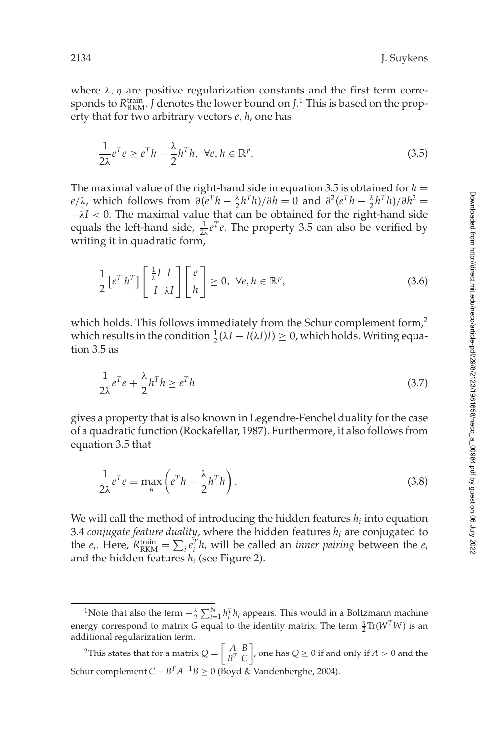where $\lambda, \eta$ are positive regularization constants and the first term corresponds to $R_{\text{RKM}}^{\text{train}}$. $\underline{J}$ denotes the lower bound on $J$.[1] This is based on the property that for two arbitrary vectors $e, h$, one has

$$\frac{1}{2\lambda} e^T e \geq e^T h - \frac{\lambda}{2} h^T h, \;\; \forall e, h \in \mathbb{R}^p. \tag{3.5}$$

The maximal value of the right-hand side in equation 3.5 is obtained for $h = e/\lambda$, which follows from $\partial(e^T h - \frac{\lambda}{2} h^T h)/\partial h = 0$ and $\partial^2(e^T h - \frac{\lambda}{2} h^T h)/\partial h^2 = -\lambda I < 0$. The maximal value that can be obtained for the right-hand side equals the left-hand side, $\frac{1}{2\lambda} e^T e$. The property 3.5 can also be verified by writing it in quadratic form,

$$\frac{1}{2} \begin{bmatrix} e^T \; h^T \end{bmatrix} \begin{bmatrix} \frac{1}{\lambda} I & I \\ I & \lambda I \end{bmatrix} \begin{bmatrix} e \\ h \end{bmatrix} \geq 0, \;\; \forall e, h \in \mathbb{R}^p, \tag{3.6}$$

which holds. This follows immediately from the Schur complement form,[2] which results in the condition $\frac{1}{2}(\lambda I - I(\lambda I) I) \geq 0$, which holds. Writing equation 3.5 as

$$\frac{1}{2\lambda} e^T e + \frac{\lambda}{2} h^T h \geq e^T h \tag{3.7}$$

gives a property that is also known in Legendre-Fenchel duality for the case of a quadratic function (Rockafellar, 1987). Furthermore, it also follows from equation 3.5 that

$$\frac{1}{2\lambda} e^T e = \max_h \left( e^T h - \frac{\lambda}{2} h^T h \right). \tag{3.8}$$

We will call the method of introducing the hidden features $h_i$ into equation 3.4 *conjugate feature duality*, where the hidden features $h_i$ are conjugated to the $e_i$. Here, $R_{\text{RKM}}^{\text{train}} = \sum_i e_i^T h_i$ will be called an *inner pairing* between the $e_i$ and the hidden features $h_i$ (see Figure 2).

---

[1] Note that also the term $-\frac{\lambda}{2} \sum_{i=1}^{N} h_i^T h_i$ appears. This would in a Boltzmann machine energy correspond to matrix $G$ equal to the identity matrix. The term $\frac{\eta}{2} \text{Tr}(W^T W)$ is an additional regularization term.

[2] This states that for a matrix $Q = \begin{bmatrix} A & B \\ B^T & C \end{bmatrix}$, one has $Q \geq 0$ if and only if $A > 0$ and the Schur complement $C - B^T A^{-1} B \geq 0$ (Boyd & Vandenberghe, 2004).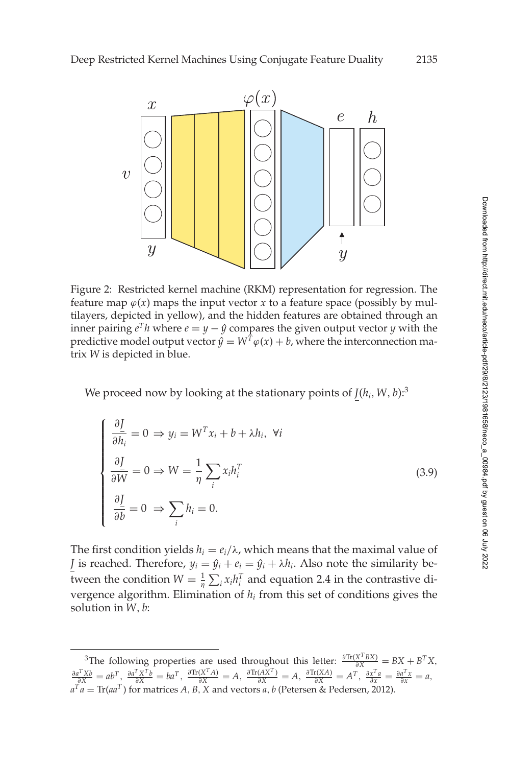Figure 2: Restricted kernel machine (RKM) representation for regression. The feature map $\varphi(x)$ maps the input vector $x$ to a feature space (possibly by multilayers, depicted in yellow), and the hidden features are obtained through an inner pairing $e^T h$ where $e = y - \hat{y}$ compares the given output vector $y$ with the predictive model output vector $\hat{y} = W^T \varphi(x) + b$, where the interconnection matrix $W$ is depicted in blue.

We proceed now by looking at the stationary points of $\underline{J}(h_i, W, b)$:[3]

$$
\begin{cases}
\dfrac{\partial \underline{J}}{\partial h_i} = 0 \Rightarrow y_i = W^T x_i + b + \lambda h_i, \ \forall i \\[2mm]
\dfrac{\partial \underline{J}}{\partial W} = 0 \Rightarrow W = \dfrac{1}{\eta} \displaystyle\sum_i x_i h_i^T \\[2mm]
\dfrac{\partial \underline{J}}{\partial b} = 0 \ \Rightarrow \displaystyle\sum_i h_i = 0.
\end{cases}
\tag{3.9}
$$

The first condition yields $h_i = e_i/\lambda$, which means that the maximal value of $\underline{J}$ is reached. Therefore, $y_i = \hat{y}_i + e_i = \hat{y}_i + \lambda h_i$. Also note the similarity between the condition $W = \frac{1}{\eta} \sum_i x_i h_i^T$ and equation 2.4 in the contrastive divergence algorithm. Elimination of $h_i$ from this set of conditions gives the solution in $W, b$:

[3] The following properties are used throughout this letter: $\frac{\partial \mathrm{Tr}(X^T B X)}{\partial X} = BX + B^T X$, $\frac{\partial a^T X b}{\partial X} = a b^T$, $\frac{\partial a^T X^T b}{\partial X} = b a^T$, $\frac{\partial \mathrm{Tr}(X^T A)}{\partial X} = A$, $\frac{\partial \mathrm{Tr}(A X^T)}{\partial X} = A$, $\frac{\partial \mathrm{Tr}(X A)}{\partial X} = A^T$, $\frac{\partial x^T a}{\partial x} = \frac{\partial a^T x}{\partial x} = a$, $a^T a = \mathrm{Tr}(a a^T)$ for matrices $A, B, X$ and vectors $a, b$ (Petersen & Pedersen, 2012).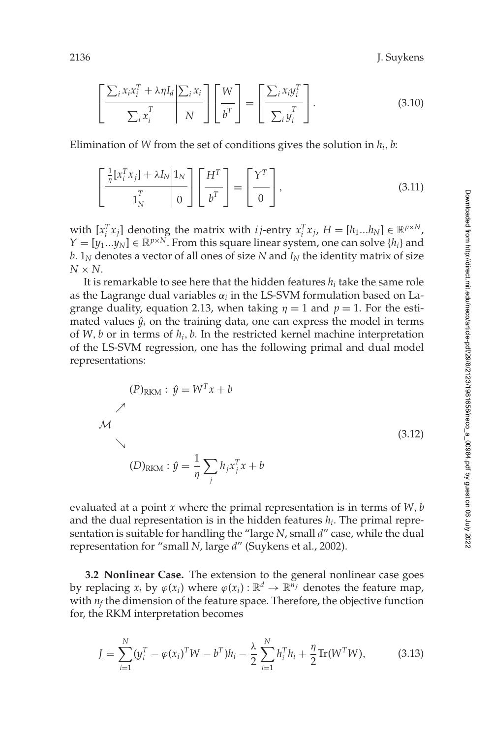$$\left[\begin{array}{c|c} \sum_i x_i x_i^T + \lambda\eta I_d & \sum_i x_i \\ \hline \sum_i x_i^T & N \end{array}\right] \left[\begin{array}{c} W \\ \hline b^T \end{array}\right] = \left[\begin{array}{c} \sum_i x_i y_i^T \\ \hline \sum_i y_i^T \end{array}\right]. \tag{3.10}$$

Elimination of $W$ from the set of conditions gives the solution in $h_i, b$:

$$\left[\begin{array}{c|c} \frac{1}{\eta}[x_i^T x_j] + \lambda I_N & 1_N \\ \hline 1_N^T & 0 \end{array}\right] \left[\begin{array}{c} H^T \\ \hline b^T \end{array}\right] = \left[\begin{array}{c} Y^T \\ \hline 0 \end{array}\right], \tag{3.11}$$

with $[x_i^T x_j]$ denoting the matrix with $ij$-entry $x_i^T x_j$, $H = [h_1 ... h_N] \in \mathbb{R}^{p \times N}$, $Y = [y_1 ... y_N] \in \mathbb{R}^{p \times N}$. From this square linear system, one can solve $\{h_i\}$ and $b$. $1_N$ denotes a vector of all ones of size $N$ and $I_N$ the identity matrix of size $N \times N$.

It is remarkable to see here that the hidden features $h_i$ take the same role as the Lagrange dual variables $\alpha_i$ in the LS-SVM formulation based on Lagrange duality, equation 2.13, when taking $\eta = 1$ and $p = 1$. For the estimated values $\hat{y}_i$ on the training data, one can express the model in terms of $W, b$ or in terms of $h_i, b$. In the restricted kernel machine interpretation of the LS-SVM regression, one has the following primal and dual model representations:

$$\begin{array}{lll} & & (P)_{\text{RKM}}: \ \hat{y} = W^T x + b \\ & \nearrow & \\ \mathcal{M} & & \\ & \searrow & \\ & & (D)_{\text{RKM}}: \ \hat{y} = \frac{1}{\eta} \sum_j h_j x_j^T x + b \end{array} \tag{3.12}$$

evaluated at a point $x$ where the primal representation is in terms of $W, b$ and the dual representation is in the hidden features $h_i$. The primal representation is suitable for handling the "large $N$, small $d$" case, while the dual representation for "small $N$, large $d$" (Suykens et al., 2002).

**3.2 Nonlinear Case.** The extension to the general nonlinear case goes by replacing $x_i$ by $\varphi(x_i)$ where $\varphi(x_i): \mathbb{R}^d \rightarrow \mathbb{R}^{n_f}$ denotes the feature map, with $n_f$ the dimension of the feature space. Therefore, the objective function for, the RKM interpretation becomes

$$\underline{J} = \sum_{i=1}^{N} (y_i^T - \varphi(x_i)^T W - b^T) h_i - \frac{\lambda}{2} \sum_{i=1}^{N} h_i^T h_i + \frac{\eta}{2} \text{Tr}(W^T W), \tag{3.13}$$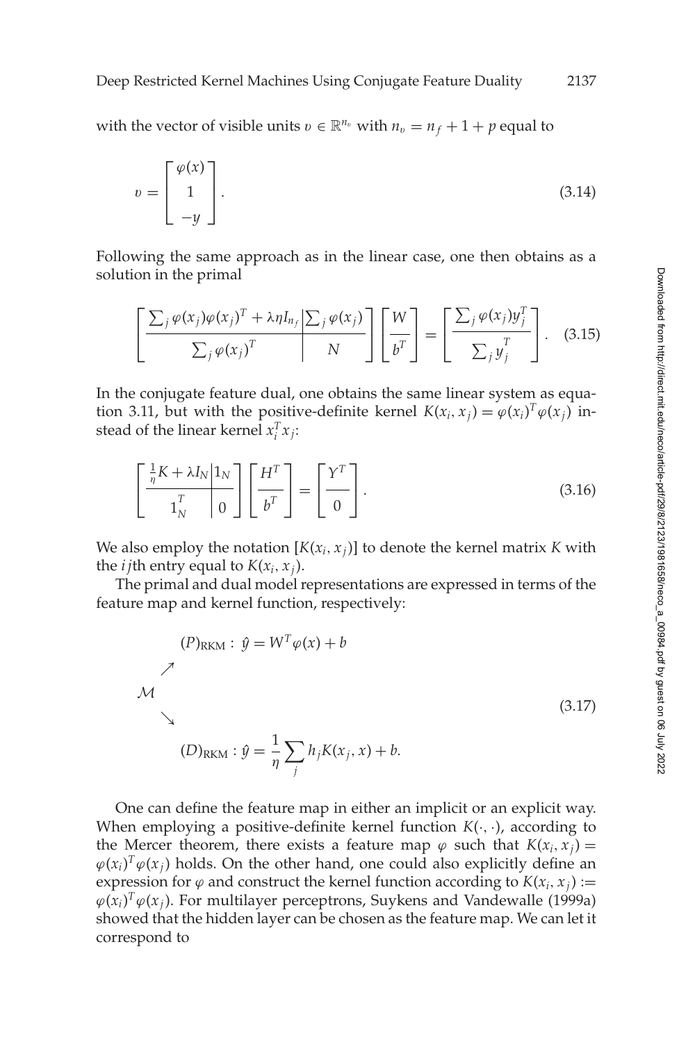with the vector of visible units $v \in \mathbb{R}^{n_v}$ with $n_v = n_f + 1 + p$ equal to

$$v = \begin{bmatrix} \varphi(x) \\ 1 \\ -y \end{bmatrix}. \tag{3.14}$$

Following the same approach as in the linear case, one then obtains as a solution in the primal

$$\left[\begin{array}{c|c} \sum_j \varphi(x_j)\varphi(x_j)^T + \lambda\eta I_{n_f} & \sum_j \varphi(x_j) \\ \hline \sum_j \varphi(x_j)^T & N \end{array}\right] \left[\begin{array}{c} W \\ \hline b^T \end{array}\right] = \left[\begin{array}{c} \sum_j \varphi(x_j) y_j^T \\ \hline \sum_j y_j^T \end{array}\right]. \tag{3.15}$$

In the conjugate feature dual, one obtains the same linear system as equation 3.11, but with the positive-definite kernel $K(x_i, x_j) = \varphi(x_i)^T \varphi(x_j)$ instead of the linear kernel $x_i^T x_j$:

$$\left[\begin{array}{c|c} \frac{1}{\eta}K + \lambda I_N & 1_N \\ \hline 1_N^T & 0 \end{array}\right] \left[\begin{array}{c} H^T \\ \hline b^T \end{array}\right] = \left[\begin{array}{c} Y^T \\ \hline 0 \end{array}\right]. \tag{3.16}$$

We also employ the notation $[K(x_i, x_j)]$ to denote the kernel matrix $K$ with the $ij$th entry equal to $K(x_i, x_j)$.

The primal and dual model representations are expressed in terms of the feature map and kernel function, respectively:

$$\begin{array}{l} \qquad (P)_{\text{RKM}}: \; \hat{y} = W^T \varphi(x) + b \\ \quad \nearrow \\ \mathcal{M} \\ \quad \searrow \\ \qquad (D)_{\text{RKM}}: \; \hat{y} = \dfrac{1}{\eta} \sum_j h_j K(x_j, x) + b. \end{array} \tag{3.17}$$

One can define the feature map in either an implicit or an explicit way. When employing a positive-definite kernel function $K(\cdot,\cdot)$, according to the Mercer theorem, there exists a feature map $\varphi$ such that $K(x_i, x_j) = \varphi(x_i)^T \varphi(x_j)$ holds. On the other hand, one could also explicitly define an expression for $\varphi$ and construct the kernel function according to $K(x_i, x_j) := \varphi(x_i)^T \varphi(x_j)$. For multilayer perceptrons, Suykens and Vandewalle (1999a) showed that the hidden layer can be chosen as the feature map. We can let it correspond to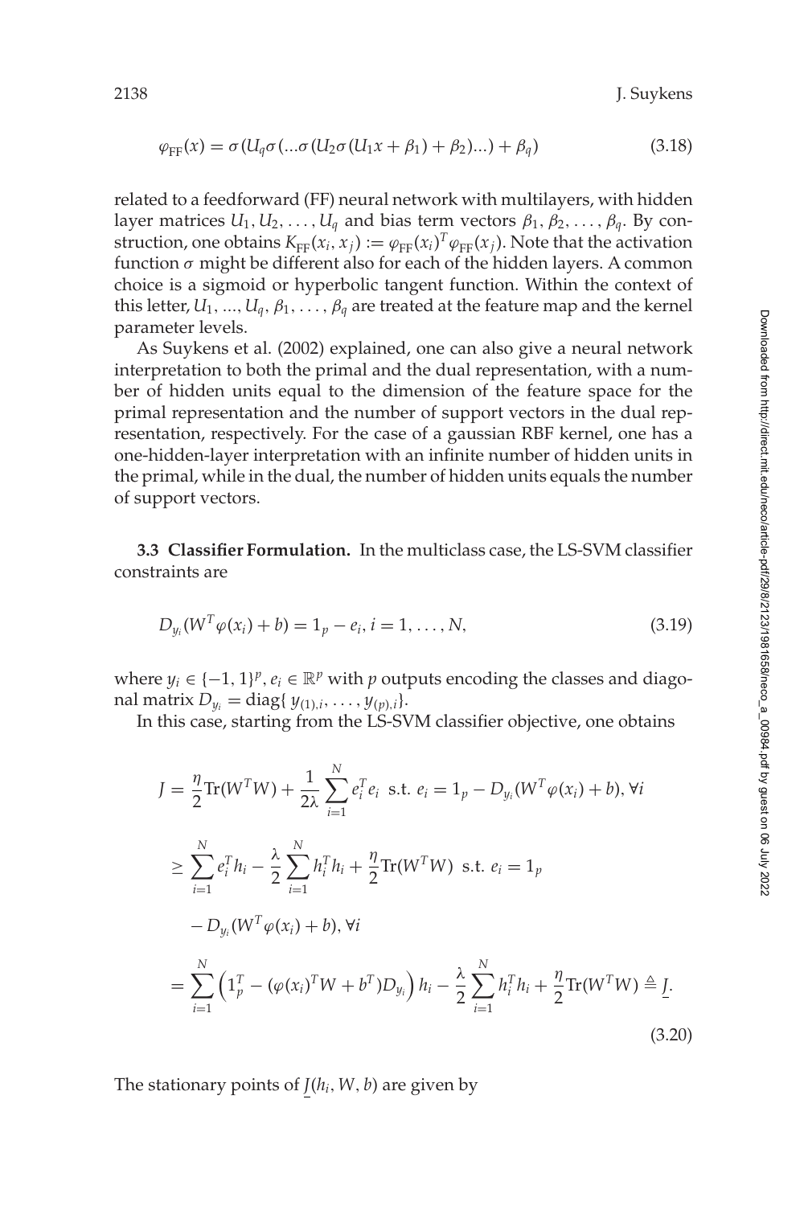$$\varphi_{\mathrm{FF}}(x) = \sigma(U_q\sigma(...\sigma(U_2\sigma(U_1x + \beta_1) + \beta_2)...) + \beta_q) \tag{3.18}$$

related to a feedforward (FF) neural network with multilayers, with hidden layer matrices $U_1, U_2, \ldots, U_q$ and bias term vectors $\beta_1, \beta_2, \ldots, \beta_q$. By construction, one obtains $K_{\mathrm{FF}}(x_i, x_j) := \varphi_{\mathrm{FF}}(x_i)^T\varphi_{\mathrm{FF}}(x_j)$. Note that the activation function $\sigma$ might be different also for each of the hidden layers. A common choice is a sigmoid or hyperbolic tangent function. Within the context of this letter, $U_1, ..., U_q, \beta_1, \ldots, \beta_q$ are treated at the feature map and the kernel parameter levels.

As Suykens et al. (2002) explained, one can also give a neural network interpretation to both the primal and the dual representation, with a number of hidden units equal to the dimension of the feature space for the primal representation and the number of support vectors in the dual representation, respectively. For the case of a gaussian RBF kernel, one has a one-hidden-layer interpretation with an infinite number of hidden units in the primal, while in the dual, the number of hidden units equals the number of support vectors.

**3.3 Classifier Formulation.** In the multiclass case, the LS-SVM classifier constraints are

$$D_{y_i}(W^T\varphi(x_i) + b) = 1_p - e_i, i = 1, \ldots, N, \tag{3.19}$$

where $y_i \in \{-1, 1\}^p$, $e_i \in \mathbb{R}^p$ with $p$ outputs encoding the classes and diagonal matrix $D_{y_i} = \mathrm{diag}\{\, y_{(1),i}, \ldots, y_{(p),i}\}$.

In this case, starting from the LS-SVM classifier objective, one obtains

$$\begin{aligned}
J &= \frac{\eta}{2}\mathrm{Tr}(W^TW) + \frac{1}{2\lambda}\sum_{i=1}^{N} e_i^T e_i \;\; \text{s.t. } e_i = 1_p - D_{y_i}(W^T\varphi(x_i) + b), \forall i \\
&\geq \sum_{i=1}^{N} e_i^T h_i - \frac{\lambda}{2}\sum_{i=1}^{N} h_i^T h_i + \frac{\eta}{2}\mathrm{Tr}(W^TW) \;\; \text{s.t. } e_i = 1_p \\
&\quad - D_{y_i}(W^T\varphi(x_i) + b), \forall i \\
&= \sum_{i=1}^{N}\left(1_p^T - (\varphi(x_i)^TW + b^T)D_{y_i}\right)h_i - \frac{\lambda}{2}\sum_{i=1}^{N} h_i^T h_i + \frac{\eta}{2}\mathrm{Tr}(W^TW) \triangleq \underline{J}.
\end{aligned} \tag{3.20}$$

The stationary points of $\underline{J}(h_i, W, b)$ are given by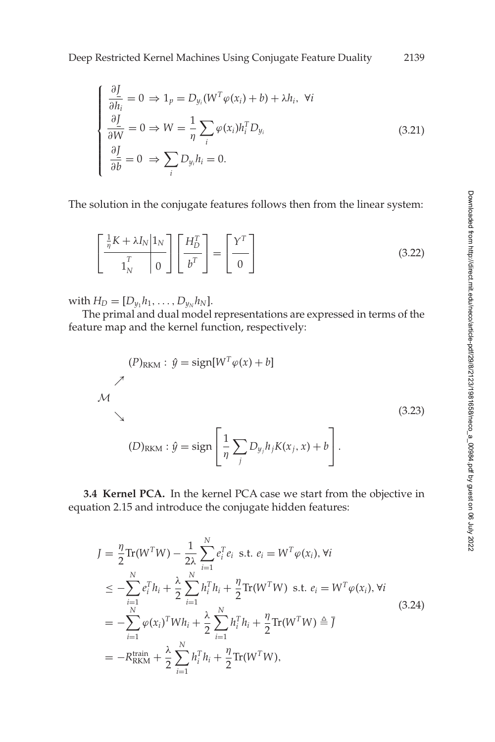$$
\begin{cases}
\dfrac{\partial J}{\partial h_i} = 0 \Rightarrow 1_p = D_{y_i}(W^T\varphi(x_i) + b) + \lambda h_i, \ \forall i \\
\dfrac{\partial J}{\partial W} = 0 \Rightarrow W = \dfrac{1}{\eta}\sum_i \varphi(x_i) h_i^T D_{y_i} \\
\dfrac{\partial J}{\partial b} = 0 \ \Rightarrow \sum_i D_{y_i} h_i = 0.
\end{cases}
\tag{3.21}
$$

The solution in the conjugate features follows then from the linear system:

$$
\left[\begin{array}{c|c} \frac{1}{\eta}K + \lambda I_N & 1_N \\ \hline 1_N^T & 0 \end{array}\right]
\left[\begin{array}{c} H_D^T \\ \hline b^T \end{array}\right]
=
\left[\begin{array}{c} Y^T \\ \hline 0 \end{array}\right]
\tag{3.22}
$$

with $H_D = [D_{y_1}h_1, \ldots, D_{y_N}h_N]$.

The primal and dual model representations are expressed in terms of the feature map and the kernel function, respectively:

$$
\begin{array}{lll}
 & & (P)_{\text{RKM}}: \ \hat{y} = \text{sign}[W^T\varphi(x) + b] \\
 & \nearrow & \\
\mathcal{M} & & \\
 & \searrow & \\
 & & (D)_{\text{RKM}}: \hat{y} = \text{sign}\left[\dfrac{1}{\eta}\sum_j D_{y_j} h_j K(x_j, x) + b\right].
\end{array}
\tag{3.23}
$$

**3.4 Kernel PCA.** In the kernel PCA case we start from the objective in equation 2.15 and introduce the conjugate hidden features:

$$
\begin{aligned}
J &= \frac{\eta}{2}\text{Tr}(W^TW) - \frac{1}{2\lambda}\sum_{i=1}^N e_i^T e_i \ \text{ s.t. } e_i = W^T\varphi(x_i), \forall i \\
&\leq -\sum_{i=1}^N e_i^T h_i + \frac{\lambda}{2}\sum_{i=1}^N h_i^T h_i + \frac{\eta}{2}\text{Tr}(W^TW) \ \text{ s.t. } e_i = W^T\varphi(x_i), \forall i \\
&= -\sum_{i=1}^N \varphi(x_i)^T W h_i + \frac{\lambda}{2}\sum_{i=1}^N h_i^T h_i + \frac{\eta}{2}\text{Tr}(W^TW) \triangleq \overline{J} \\
&= -R_{\text{RKM}}^{\text{train}} + \frac{\lambda}{2}\sum_{i=1}^N h_i^T h_i + \frac{\eta}{2}\text{Tr}(W^TW),
\end{aligned}
\tag{3.24}
$$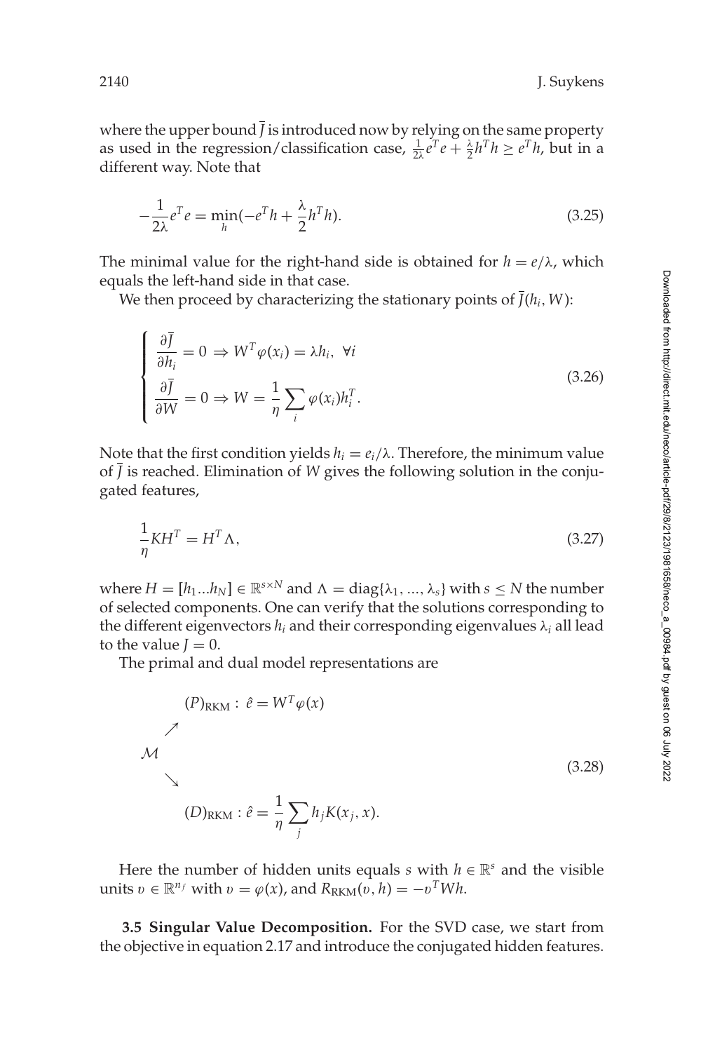where the upper bound $\overline{J}$ is introduced now by relying on the same property as used in the regression/classification case, $\frac{1}{2\lambda}e^Te + \frac{\lambda}{2}h^Th \geq e^Th$, but in a different way. Note that

$$-\frac{1}{2\lambda}e^Te = \min_h(-e^Th + \frac{\lambda}{2}h^Th). \tag{3.25}$$

The minimal value for the right-hand side is obtained for $h = e/\lambda$, which equals the left-hand side in that case.

We then proceed by characterizing the stationary points of $\overline{J}(h_i, W)$:

$$\begin{cases} \dfrac{\partial \overline{J}}{\partial h_i} = 0 \Rightarrow W^T\varphi(x_i) = \lambda h_i, \ \forall i \\ \dfrac{\partial \overline{J}}{\partial W} = 0 \Rightarrow W = \dfrac{1}{\eta}\displaystyle\sum_i \varphi(x_i)h_i^T. \end{cases} \tag{3.26}$$

Note that the first condition yields $h_i = e_i/\lambda$. Therefore, the minimum value of $\overline{J}$ is reached. Elimination of $W$ gives the following solution in the conjugated features,

$$\frac{1}{\eta}KH^T = H^T\Lambda, \tag{3.27}$$

where $H = [h_1...h_N] \in \mathbb{R}^{s\times N}$ and $\Lambda = \text{diag}\{\lambda_1, ..., \lambda_s\}$ with $s \leq N$ the number of selected components. One can verify that the solutions corresponding to the different eigenvectors $h_i$ and their corresponding eigenvalues $\lambda_i$ all lead to the value $J = 0$.

The primal and dual model representations are

$$\begin{array}{l} \quad\quad (P)_{\text{RKM}}: \ \hat{e} = W^T\varphi(x) \\ \quad \nearrow \\ \mathcal{M} \\ \quad \searrow \\ \quad\quad (D)_{\text{RKM}}: \hat{e} = \dfrac{1}{\eta}\displaystyle\sum_j h_j K(x_j, x). \end{array} \tag{3.28}$$

Here the number of hidden units equals $s$ with $h \in \mathbb{R}^s$ and the visible units $v \in \mathbb{R}^{n_f}$ with $v = \varphi(x)$, and $R_{\text{RKM}}(v, h) = -v^TWh$.

**3.5 Singular Value Decomposition.** For the SVD case, we start from the objective in equation 2.17 and introduce the conjugated hidden features.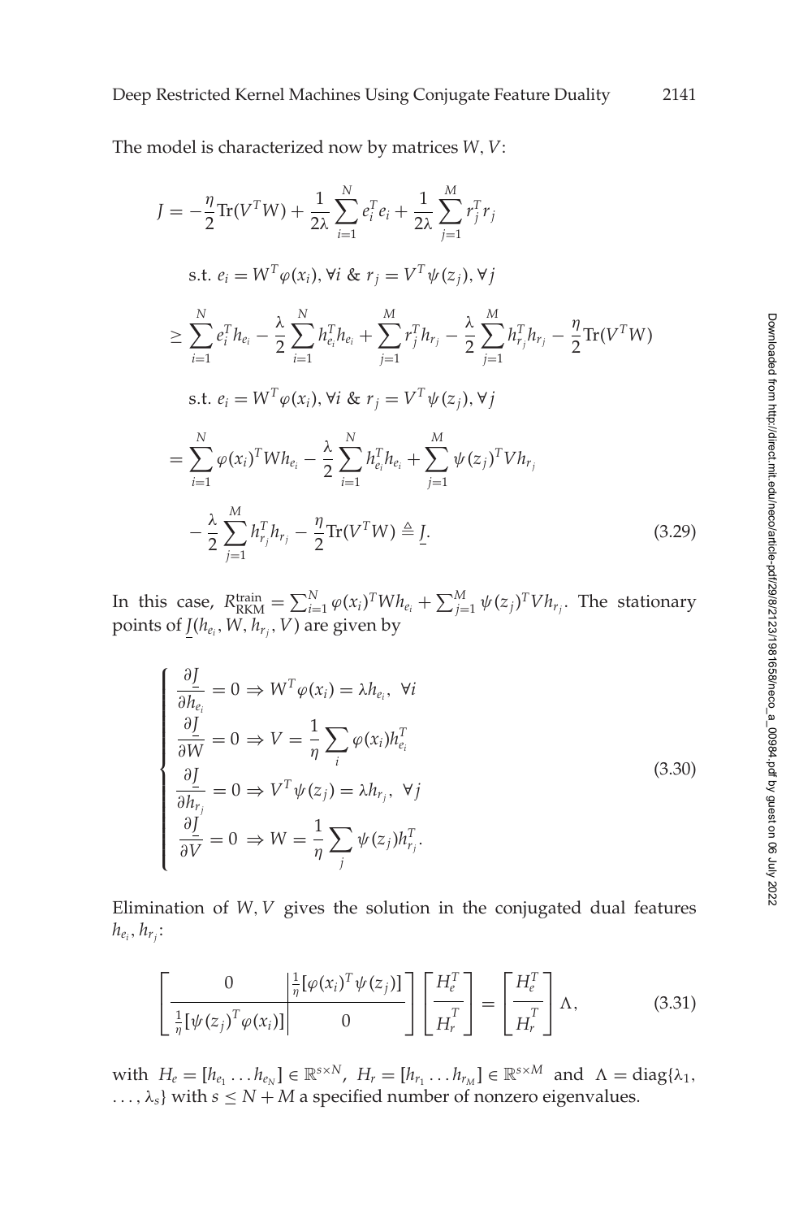The model is characterized now by matrices $W, V$:

$$
\begin{aligned}
J &= -\frac{\eta}{2}\mathrm{Tr}(V^T W) + \frac{1}{2\lambda}\sum_{i=1}^{N} e_i^T e_i + \frac{1}{2\lambda}\sum_{j=1}^{M} r_j^T r_j \\
&\quad \text{s.t. } e_i = W^T \varphi(x_i), \forall i \ \&\ r_j = V^T \psi(z_j), \forall j \\
&\geq \sum_{i=1}^{N} e_i^T h_{e_i} - \frac{\lambda}{2}\sum_{i=1}^{N} h_{e_i}^T h_{e_i} + \sum_{j=1}^{M} r_j^T h_{r_j} - \frac{\lambda}{2}\sum_{j=1}^{M} h_{r_j}^T h_{r_j} - \frac{\eta}{2}\mathrm{Tr}(V^T W) \\
&\quad \text{s.t. } e_i = W^T \varphi(x_i), \forall i \ \&\ r_j = V^T \psi(z_j), \forall j \\
&= \sum_{i=1}^{N} \varphi(x_i)^T W h_{e_i} - \frac{\lambda}{2}\sum_{i=1}^{N} h_{e_i}^T h_{e_i} + \sum_{j=1}^{M} \psi(z_j)^T V h_{r_j} \\
&\quad - \frac{\lambda}{2}\sum_{j=1}^{M} h_{r_j}^T h_{r_j} - \frac{\eta}{2}\mathrm{Tr}(V^T W) \triangleq \underline{J}.
\end{aligned}
\tag{3.29}
$$

In this case, $R_{\mathrm{RKM}}^{\mathrm{train}} = \sum_{i=1}^{N} \varphi(x_i)^T W h_{e_i} + \sum_{j=1}^{M} \psi(z_j)^T V h_{r_j}$. The stationary points of $\underline{J}(h_{e_i}, W, h_{r_j}, V)$ are given by

$$
\begin{cases}
\dfrac{\partial \underline{J}}{\partial h_{e_i}} = 0 \Rightarrow W^T \varphi(x_i) = \lambda h_{e_i}, \ \forall i \\
\dfrac{\partial \underline{J}}{\partial W} = 0 \Rightarrow V = \dfrac{1}{\eta}\sum_{i} \varphi(x_i) h_{e_i}^T \\
\dfrac{\partial \underline{J}}{\partial h_{r_j}} = 0 \Rightarrow V^T \psi(z_j) = \lambda h_{r_j}, \ \forall j \\
\dfrac{\partial \underline{J}}{\partial V} = 0 \Rightarrow W = \dfrac{1}{\eta}\sum_{j} \psi(z_j) h_{r_j}^T.
\end{cases}
\tag{3.30}
$$

Elimination of $W, V$ gives the solution in the conjugated dual features $h_{e_i}, h_{r_j}$:

$$
\left[\begin{array}{c|c}
0 & \frac{1}{\eta}[\varphi(x_i)^T \psi(z_j)] \\
\hline
\frac{1}{\eta}[\psi(z_j)^T \varphi(x_i)] & 0
\end{array}\right]
\left[\begin{array}{c}
H_e^T \\
\hline
H_r^T
\end{array}\right]
=
\left[\begin{array}{c}
H_e^T \\
\hline
H_r^T
\end{array}\right]
\Lambda,
\tag{3.31}
$$

with $H_e = [h_{e_1} \ldots h_{e_N}] \in \mathbb{R}^{s \times N}$, $H_r = [h_{r_1} \ldots h_{r_M}] \in \mathbb{R}^{s \times M}$ and $\Lambda = \mathrm{diag}\{\lambda_1, \ldots, \lambda_s\}$ with $s \leq N + M$ a specified number of nonzero eigenvalues.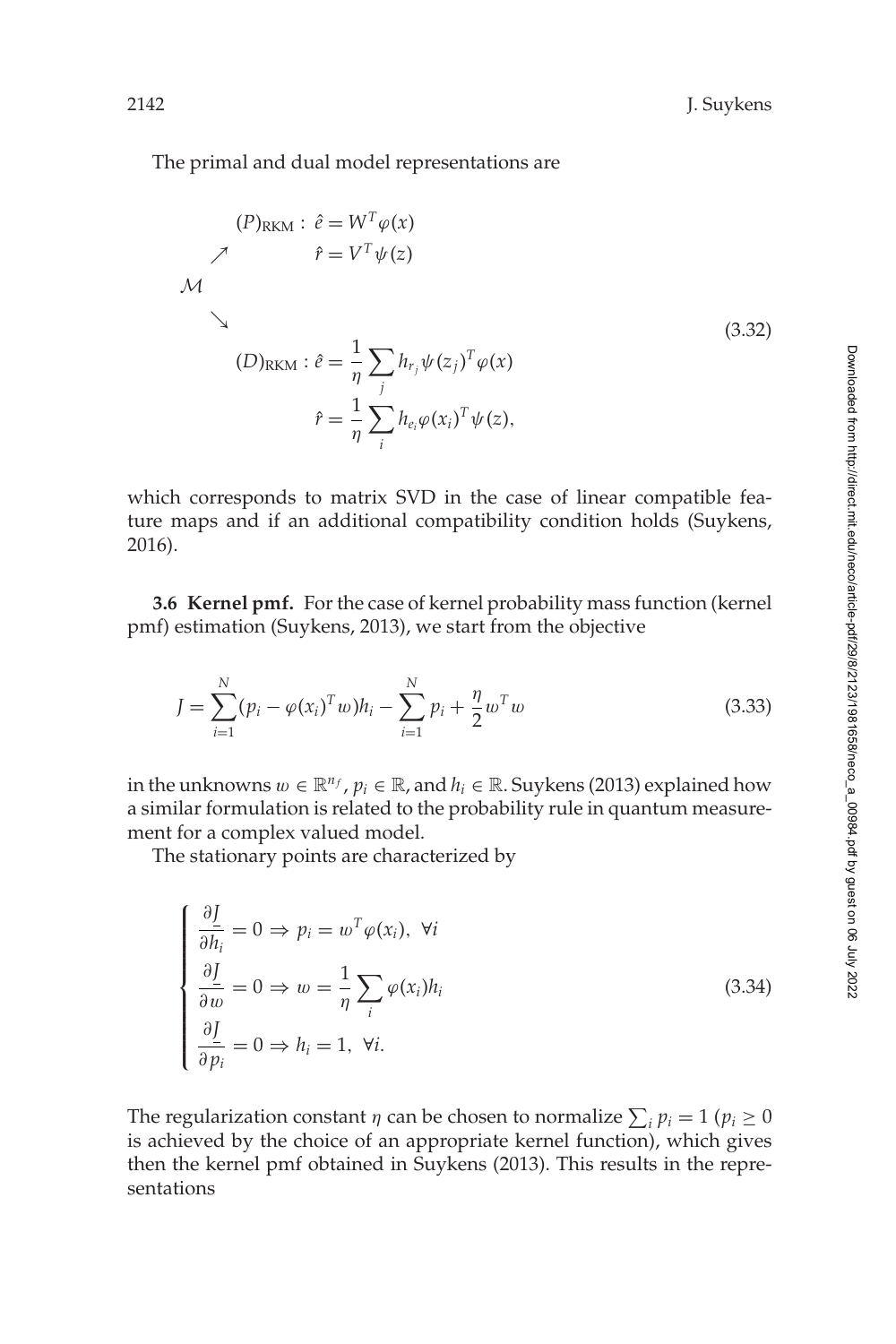The primal and dual model representations are

$$
\mathcal{M} \begin{array}{l} \nearrow \quad (P)_{\text{RKM}}: \hat{e} = W^T \varphi(x) \\ \qquad\qquad\qquad\quad \hat{r} = V^T \psi(z) \\ \\ \searrow \quad (D)_{\text{RKM}}: \hat{e} = \dfrac{1}{\eta} \sum_j h_{r_j} \psi(z_j)^T \varphi(x) \\ \qquad\qquad\qquad\quad \hat{r} = \dfrac{1}{\eta} \sum_i h_{e_i} \varphi(x_i)^T \psi(z), \end{array} \tag{3.32}
$$

which corresponds to matrix SVD in the case of linear compatible feature maps and if an additional compatibility condition holds (Suykens, 2016).

**3.6 Kernel pmf.** For the case of kernel probability mass function (kernel pmf) estimation (Suykens, 2013), we start from the objective

$$
J = \sum_{i=1}^{N} (p_i - \varphi(x_i)^T w) h_i - \sum_{i=1}^{N} p_i + \frac{\eta}{2} w^T w \tag{3.33}
$$

in the unknowns $w \in \mathbb{R}^{n_f}$, $p_i \in \mathbb{R}$, and $h_i \in \mathbb{R}$. Suykens (2013) explained how a similar formulation is related to the probability rule in quantum measurement for a complex valued model.

The stationary points are characterized by

$$
\begin{cases} \dfrac{\partial J}{\partial h_i} = 0 \Rightarrow p_i = w^T \varphi(x_i), \ \forall i \\ \dfrac{\partial J}{\partial w} = 0 \Rightarrow w = \dfrac{1}{\eta} \sum_i \varphi(x_i) h_i \\ \dfrac{\partial J}{\partial p_i} = 0 \Rightarrow h_i = 1, \ \forall i. \end{cases} \tag{3.34}
$$

The regularization constant $\eta$ can be chosen to normalize $\sum_i p_i = 1$ ($p_i \geq 0$ is achieved by the choice of an appropriate kernel function), which gives then the kernel pmf obtained in Suykens (2013). This results in the representations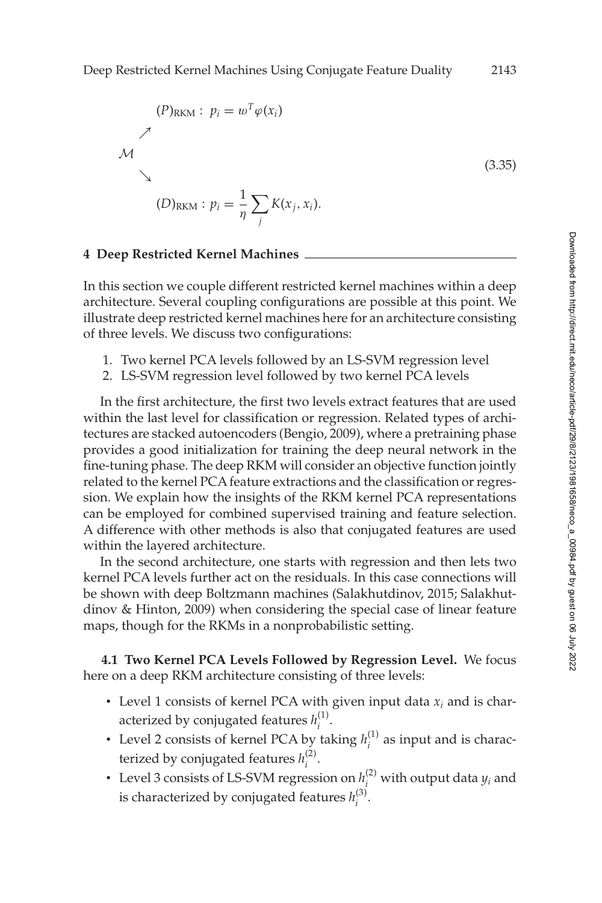$$
\begin{array}{ll}
 & (P)_{\rm RKM}: \; p_i = w^T \varphi(x_i) \\
 \nearrow & \\
\mathcal{M} & \\
 \searrow & \\
 & (D)_{\rm RKM}: \; p_i = \frac{1}{\eta} \sum_j K(x_j, x_i).
\end{array}
\tag{3.35}
$$

## 4 Deep Restricted Kernel Machines

In this section we couple different restricted kernel machines within a deep architecture. Several coupling configurations are possible at this point. We illustrate deep restricted kernel machines here for an architecture consisting of three levels. We discuss two configurations:

1. Two kernel PCA levels followed by an LS-SVM regression level
2. LS-SVM regression level followed by two kernel PCA levels

In the first architecture, the first two levels extract features that are used within the last level for classification or regression. Related types of architectures are stacked autoencoders (Bengio, 2009), where a pretraining phase provides a good initialization for training the deep neural network in the fine-tuning phase. The deep RKM will consider an objective function jointly related to the kernel PCA feature extractions and the classification or regression. We explain how the insights of the RKM kernel PCA representations can be employed for combined supervised training and feature selection. A difference with other methods is also that conjugated features are used within the layered architecture.

In the second architecture, one starts with regression and then lets two kernel PCA levels further act on the residuals. In this case connections will be shown with deep Boltzmann machines (Salakhutdinov, 2015; Salakhutdinov & Hinton, 2009) when considering the special case of linear feature maps, though for the RKMs in a nonprobabilistic setting.

**4.1 Two Kernel PCA Levels Followed by Regression Level.** We focus here on a deep RKM architecture consisting of three levels:

- Level 1 consists of kernel PCA with given input data $x_i$ and is characterized by conjugated features $h_i^{(1)}$.
- Level 2 consists of kernel PCA by taking $h_i^{(1)}$ as input and is characterized by conjugated features $h_i^{(2)}$.
- Level 3 consists of LS-SVM regression on $h_i^{(2)}$ with output data $y_i$ and is characterized by conjugated features $h_i^{(3)}$.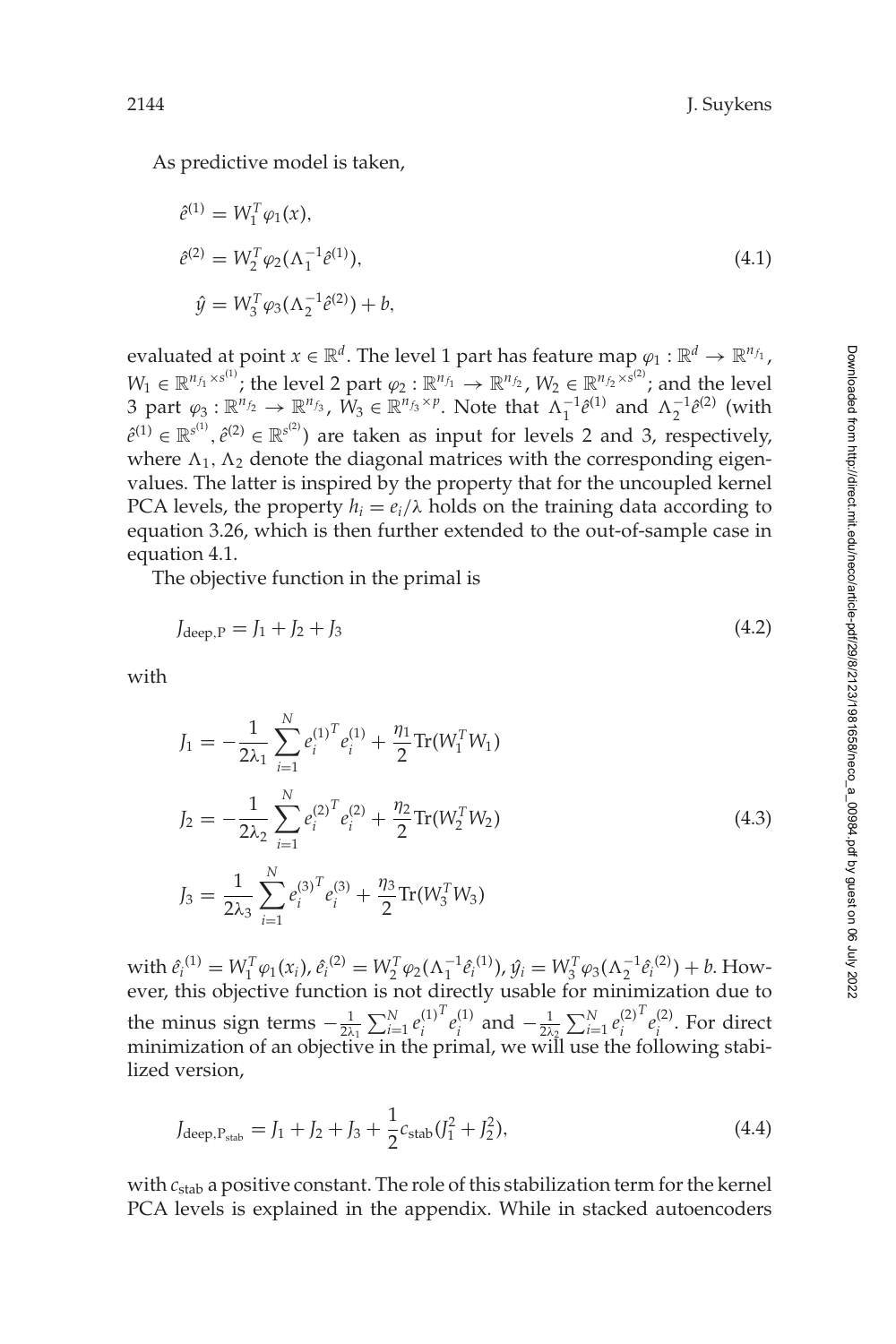As predictive model is taken,

$$
\begin{aligned}
\hat{e}^{(1)} &= W_1^T \varphi_1(x), \\
\hat{e}^{(2)} &= W_2^T \varphi_2(\Lambda_1^{-1} \hat{e}^{(1)}), \\
\hat{y} &= W_3^T \varphi_3(\Lambda_2^{-1} \hat{e}^{(2)}) + b,
\end{aligned}
\tag{4.1}
$$

evaluated at point $x \in \mathbb{R}^d$. The level 1 part has feature map $\varphi_1 : \mathbb{R}^d \to \mathbb{R}^{n_{f_1}}$, $W_1 \in \mathbb{R}^{n_{f_1} \times s^{(1)}}$; the level 2 part $\varphi_2 : \mathbb{R}^{n_{f_1}} \to \mathbb{R}^{n_{f_2}}$, $W_2 \in \mathbb{R}^{n_{f_2} \times s^{(2)}}$; and the level 3 part $\varphi_3 : \mathbb{R}^{n_{f_2}} \to \mathbb{R}^{n_{f_3}}$, $W_3 \in \mathbb{R}^{n_{f_3} \times p}$. Note that $\Lambda_1^{-1}\hat{e}^{(1)}$ and $\Lambda_2^{-1}\hat{e}^{(2)}$ (with $\hat{e}^{(1)} \in \mathbb{R}^{s^{(1)}}, \hat{e}^{(2)} \in \mathbb{R}^{s^{(2)}}$) are taken as input for levels 2 and 3, respectively, where $\Lambda_1, \Lambda_2$ denote the diagonal matrices with the corresponding eigenvalues. The latter is inspired by the property that for the uncoupled kernel PCA levels, the property $h_i = e_i/\lambda$ holds on the training data according to equation 3.26, which is then further extended to the out-of-sample case in equation 4.1.

The objective function in the primal is

$$
J_{\text{deep,P}} = J_1 + J_2 + J_3 \tag{4.2}
$$

with

$$
\begin{aligned}
J_1 &= -\frac{1}{2\lambda_1} \sum_{i=1}^{N} e_i^{(1)^T} e_i^{(1)} + \frac{\eta_1}{2} \text{Tr}(W_1^T W_1) \\
J_2 &= -\frac{1}{2\lambda_2} \sum_{i=1}^{N} e_i^{(2)^T} e_i^{(2)} + \frac{\eta_2}{2} \text{Tr}(W_2^T W_2) \\
J_3 &= \frac{1}{2\lambda_3} \sum_{i=1}^{N} e_i^{(3)^T} e_i^{(3)} + \frac{\eta_3}{2} \text{Tr}(W_3^T W_3)
\end{aligned}
\tag{4.3}
$$

with $\hat{e}_i^{(1)} = W_1^T \varphi_1(x_i)$, $\hat{e}_i^{(2)} = W_2^T \varphi_2(\Lambda_1^{-1} \hat{e}_i^{(1)})$, $\hat{y}_i = W_3^T \varphi_3(\Lambda_2^{-1} \hat{e}_i^{(2)}) + b$. However, this objective function is not directly usable for minimization due to the minus sign terms $-\frac{1}{2\lambda_1} \sum_{i=1}^{N} e_i^{(1)^T} e_i^{(1)}$ and $-\frac{1}{2\lambda_2} \sum_{i=1}^{N} e_i^{(2)^T} e_i^{(2)}$. For direct minimization of an objective in the primal, we will use the following stabilized version,

$$
J_{\text{deep,P}_{\text{stab}}} = J_1 + J_2 + J_3 + \frac{1}{2} c_{\text{stab}} (J_1^2 + J_2^2), \tag{4.4}
$$

with $c_{\text{stab}}$ a positive constant. The role of this stabilization term for the kernel PCA levels is explained in the appendix. While in stacked autoencoders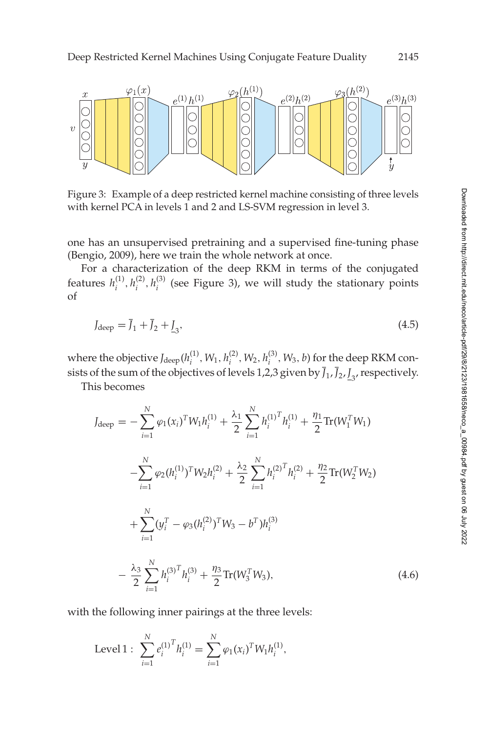Figure 3: Example of a deep restricted kernel machine consisting of three levels with kernel PCA in levels 1 and 2 and LS-SVM regression in level 3.

one has an unsupervised pretraining and a supervised fine-tuning phase (Bengio, 2009), here we train the whole network at once.

For a characterization of the deep RKM in terms of the conjugated features $h_i^{(1)}, h_i^{(2)}, h_i^{(3)}$ (see Figure 3), we will study the stationary points of

$$
J_{\text{deep}} = \overline{J}_1 + \overline{J}_2 + \underline{J}_3, \tag{4.5}
$$

where the objective $J_{\text{deep}}(h_i^{(1)}, W_1, h_i^{(2)}, W_2, h_i^{(3)}, W_3, b)$ for the deep RKM consists of the sum of the objectives of levels 1,2,3 given by $\overline{J}_1, \overline{J}_2, \underline{J}_3$, respectively.

This becomes

$$
\begin{aligned}
J_{\text{deep}} = & -\sum_{i=1}^{N} \varphi_1(x_i)^T W_1 h_i^{(1)} + \frac{\lambda_1}{2} \sum_{i=1}^{N} {h_i^{(1)}}^T h_i^{(1)} + \frac{\eta_1}{2} \text{Tr}(W_1^T W_1) \\
& - \sum_{i=1}^{N} \varphi_2(h_i^{(1)})^T W_2 h_i^{(2)} + \frac{\lambda_2}{2} \sum_{i=1}^{N} {h_i^{(2)}}^T h_i^{(2)} + \frac{\eta_2}{2} \text{Tr}(W_2^T W_2) \\
& + \sum_{i=1}^{N} (y_i^T - \varphi_3(h_i^{(2)})^T W_3 - b^T) h_i^{(3)} \\
& - \frac{\lambda_3}{2} \sum_{i=1}^{N} {h_i^{(3)}}^T h_i^{(3)} + \frac{\eta_3}{2} \text{Tr}(W_3^T W_3),
\end{aligned} \tag{4.6}
$$

with the following inner pairings at the three levels:

$$
\text{Level 1}: \ \sum_{i=1}^{N} {e_i^{(1)}}^T h_i^{(1)} = \sum_{i=1}^{N} \varphi_1(x_i)^T W_1 h_i^{(1)},
$$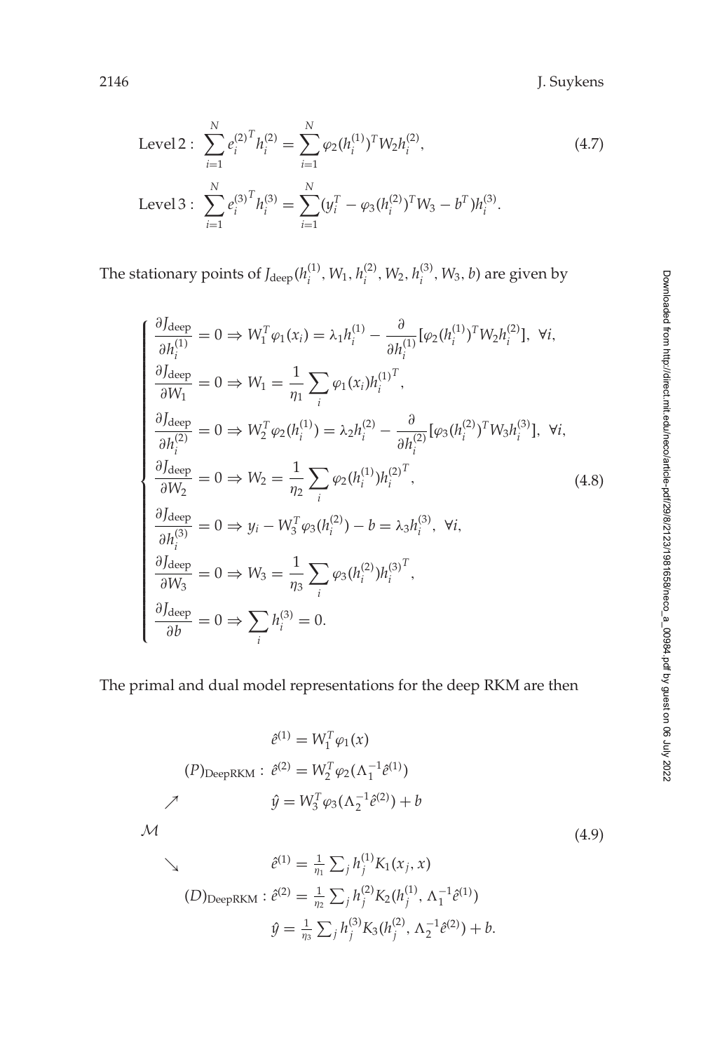$$
\begin{aligned}
\text{Level 2}: \ & \sum_{i=1}^{N} e_i^{(2)^T} h_i^{(2)} = \sum_{i=1}^{N} \varphi_2(h_i^{(1)})^T W_2 h_i^{(2)}, \\
\text{Level 3}: \ & \sum_{i=1}^{N} e_i^{(3)^T} h_i^{(3)} = \sum_{i=1}^{N} (y_i^T - \varphi_3(h_i^{(2)})^T W_3 - b^T) h_i^{(3)}.
\end{aligned}
\tag{4.7}
$$

The stationary points of $J_{\text{deep}}(h_i^{(1)}, W_1, h_i^{(2)}, W_2, h_i^{(3)}, W_3, b)$ are given by

$$
\begin{cases}
\dfrac{\partial J_{\text{deep}}}{\partial h_i^{(1)}} = 0 \Rightarrow W_1^T \varphi_1(x_i) = \lambda_1 h_i^{(1)} - \dfrac{\partial}{\partial h_i^{(1)}} [\varphi_2(h_i^{(1)})^T W_2 h_i^{(2)}], \ \forall i, \\
\dfrac{\partial J_{\text{deep}}}{\partial W_1} = 0 \Rightarrow W_1 = \dfrac{1}{\eta_1} \displaystyle\sum_i \varphi_1(x_i) h_i^{(1)^T}, \\
\dfrac{\partial J_{\text{deep}}}{\partial h_i^{(2)}} = 0 \Rightarrow W_2^T \varphi_2(h_i^{(1)}) = \lambda_2 h_i^{(2)} - \dfrac{\partial}{\partial h_i^{(2)}} [\varphi_3(h_i^{(2)})^T W_3 h_i^{(3)}], \ \forall i, \\
\dfrac{\partial J_{\text{deep}}}{\partial W_2} = 0 \Rightarrow W_2 = \dfrac{1}{\eta_2} \displaystyle\sum_i \varphi_2(h_i^{(1)}) h_i^{(2)^T}, \\
\dfrac{\partial J_{\text{deep}}}{\partial h_i^{(3)}} = 0 \Rightarrow y_i - W_3^T \varphi_3(h_i^{(2)}) - b = \lambda_3 h_i^{(3)}, \ \forall i, \\
\dfrac{\partial J_{\text{deep}}}{\partial W_3} = 0 \Rightarrow W_3 = \dfrac{1}{\eta_3} \displaystyle\sum_i \varphi_3(h_i^{(2)}) h_i^{(3)^T}, \\
\dfrac{\partial J_{\text{deep}}}{\partial b} = 0 \Rightarrow \displaystyle\sum_i h_i^{(3)} = 0.
\end{cases}
\tag{4.8}
$$

The primal and dual model representations for the deep RKM are then

$$
\begin{aligned}
& \qquad\qquad\qquad\qquad \hat{e}^{(1)} = W_1^T \varphi_1(x) \\
& \qquad\quad (P)_{\text{DeepRKM}}: \ \hat{e}^{(2)} = W_2^T \varphi_2(\Lambda_1^{-1} \hat{e}^{(1)}) \\
& \quad\ \nearrow \qquad\qquad\qquad\quad \hat{y} = W_3^T \varphi_3(\Lambda_2^{-1} \hat{e}^{(2)}) + b \\
& \mathcal{M} \\
& \quad\ \searrow \qquad\qquad\qquad\quad \hat{e}^{(1)} = \tfrac{1}{\eta_1} \textstyle\sum_j h_j^{(1)} K_1(x_j, x) \\
& \qquad\quad (D)_{\text{DeepRKM}}: \ \hat{e}^{(2)} = \tfrac{1}{\eta_2} \textstyle\sum_j h_j^{(2)} K_2(h_j^{(1)}, \Lambda_1^{-1} \hat{e}^{(1)}) \\
& \qquad\qquad\qquad\qquad \hat{y} = \tfrac{1}{\eta_3} \textstyle\sum_j h_j^{(3)} K_3(h_j^{(2)}, \Lambda_2^{-1} \hat{e}^{(2)}) + b.
\end{aligned}
\tag{4.9}
$$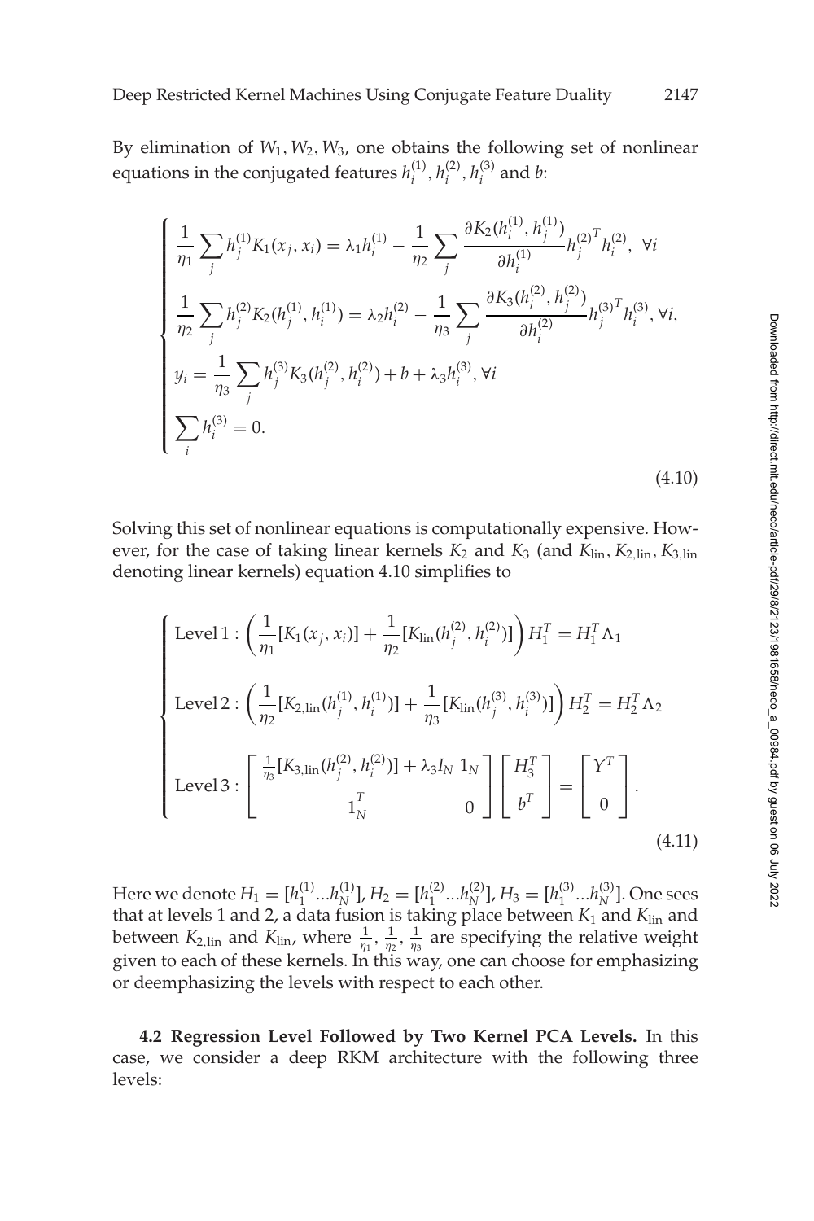By elimination of $W_1, W_2, W_3$, one obtains the following set of nonlinear equations in the conjugated features $h_i^{(1)}, h_i^{(2)}, h_i^{(3)}$ and $b$:

$$
\begin{cases}
\dfrac{1}{\eta_1} \sum_j h_j^{(1)} K_1(x_j, x_i) = \lambda_1 h_i^{(1)} - \dfrac{1}{\eta_2} \sum_j \dfrac{\partial K_2(h_i^{(1)}, h_j^{(1)})}{\partial h_i^{(1)}} h_j^{(2)^T} h_i^{(2)}, \ \forall i \\[2ex]
\dfrac{1}{\eta_2} \sum_j h_j^{(2)} K_2(h_j^{(1)}, h_i^{(1)}) = \lambda_2 h_i^{(2)} - \dfrac{1}{\eta_3} \sum_j \dfrac{\partial K_3(h_i^{(2)}, h_j^{(2)})}{\partial h_i^{(2)}} h_j^{(3)^T} h_i^{(3)}, \forall i, \\[2ex]
y_i = \dfrac{1}{\eta_3} \sum_j h_j^{(3)} K_3(h_j^{(2)}, h_i^{(2)}) + b + \lambda_3 h_i^{(3)}, \forall i \\[2ex]
\sum_i h_i^{(3)} = 0.
\end{cases}
\tag{4.10}
$$

Solving this set of nonlinear equations is computationally expensive. However, for the case of taking linear kernels $K_2$ and $K_3$ (and $K_{\text{lin}}, K_{2,\text{lin}}, K_{3,\text{lin}}$ denoting linear kernels) equation 4.10 simplifies to

$$
\begin{cases}
\text{Level 1}: \left( \dfrac{1}{\eta_1} [K_1(x_j, x_i)] + \dfrac{1}{\eta_2} [K_{\text{lin}}(h_j^{(2)}, h_i^{(2)})] \right) H_1^T = H_1^T \Lambda_1 \\[2ex]
\text{Level 2}: \left( \dfrac{1}{\eta_2} [K_{2,\text{lin}}(h_j^{(1)}, h_i^{(1)})] + \dfrac{1}{\eta_3} [K_{\text{lin}}(h_j^{(3)}, h_i^{(3)})] \right) H_2^T = H_2^T \Lambda_2 \\[2ex]
\text{Level 3}: \left[ \begin{array}{c|c} \frac{1}{\eta_3} [K_{3,\text{lin}}(h_j^{(2)}, h_i^{(2)})] + \lambda_3 I_N & 1_N \\ \hline 1_N^T & 0 \end{array} \right] \left[ \begin{array}{c} H_3^T \\ \hline b^T \end{array} \right] = \left[ \begin{array}{c} Y^T \\ \hline 0 \end{array} \right].
\end{cases}
\tag{4.11}
$$

Here we denote $H_1 = [h_1^{(1)} \ldots h_N^{(1)}]$, $H_2 = [h_1^{(2)} \ldots h_N^{(2)}]$, $H_3 = [h_1^{(3)} \ldots h_N^{(3)}]$. One sees that at levels 1 and 2, a data fusion is taking place between $K_1$ and $K_{\text{lin}}$ and between $K_{2,\text{lin}}$ and $K_{\text{lin}}$, where $\frac{1}{\eta_1}, \frac{1}{\eta_2}, \frac{1}{\eta_3}$ are specifying the relative weight given to each of these kernels. In this way, one can choose for emphasizing or deemphasizing the levels with respect to each other.

**4.2 Regression Level Followed by Two Kernel PCA Levels.** In this case, we consider a deep RKM architecture with the following three levels: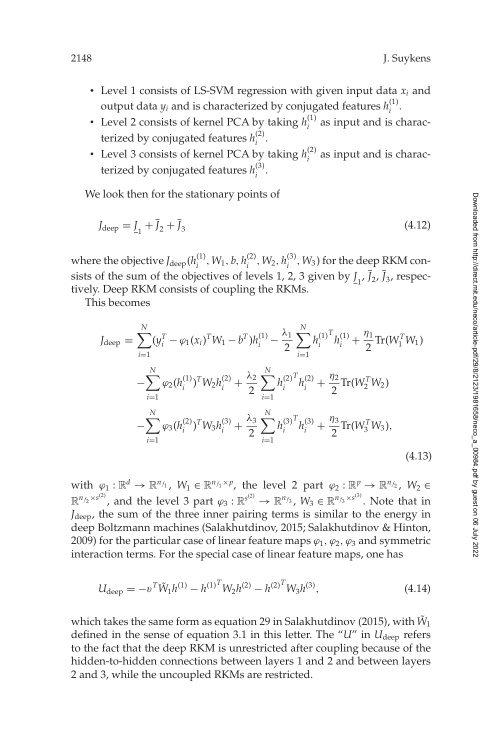- Level 1 consists of LS-SVM regression with given input data $x_i$ and output data $y_i$ and is characterized by conjugated features $h_i^{(1)}$.
- Level 2 consists of kernel PCA by taking $h_i^{(1)}$ as input and is characterized by conjugated features $h_i^{(2)}$.
- Level 3 consists of kernel PCA by taking $h_i^{(2)}$ as input and is characterized by conjugated features $h_i^{(3)}$.

We look then for the stationary points of

$$J_{\text{deep}} = \underline{J}_1 + \overline{J}_2 + \overline{J}_3 \tag{4.12}$$

where the objective $J_{\text{deep}}(h_i^{(1)}, W_1, b, h_i^{(2)}, W_2, h_i^{(3)}, W_3)$ for the deep RKM consists of the sum of the objectives of levels 1, 2, 3 given by $\underline{J}_1$, $\overline{J}_2$, $\overline{J}_3$, respectively. Deep RKM consists of coupling the RKMs.

This becomes

$$\begin{aligned}
J_{\text{deep}} = & \sum_{i=1}^{N} (y_i^T - \varphi_1(x_i)^T W_1 - b^T) h_i^{(1)} - \frac{\lambda_1}{2} \sum_{i=1}^{N} {h_i^{(1)}}^T h_i^{(1)} + \frac{\eta_1}{2} \text{Tr}(W_1^T W_1) \\
& - \sum_{i=1}^{N} \varphi_2(h_i^{(1)})^T W_2 h_i^{(2)} + \frac{\lambda_2}{2} \sum_{i=1}^{N} {h_i^{(2)}}^T h_i^{(2)} + \frac{\eta_2}{2} \text{Tr}(W_2^T W_2) \\
& - \sum_{i=1}^{N} \varphi_3(h_i^{(2)})^T W_3 h_i^{(3)} + \frac{\lambda_3}{2} \sum_{i=1}^{N} {h_i^{(3)}}^T h_i^{(3)} + \frac{\eta_3}{2} \text{Tr}(W_3^T W_3),
\end{aligned} \tag{4.13}$$

with $\varphi_1 : \mathbb{R}^d \to \mathbb{R}^{n_{f_1}}$, $W_1 \in \mathbb{R}^{n_{f_1} \times p}$, the level 2 part $\varphi_2 : \mathbb{R}^p \to \mathbb{R}^{n_{f_2}}$, $W_2 \in \mathbb{R}^{n_{f_2} \times s^{(2)}}$, and the level 3 part $\varphi_3 : \mathbb{R}^{s^{(2)}} \to \mathbb{R}^{n_{f_3}}$, $W_3 \in \mathbb{R}^{n_{f_3} \times s^{(3)}}$. Note that in $J_{\text{deep}}$, the sum of the three inner pairing terms is similar to the energy in deep Boltzmann machines (Salakhutdinov, 2015; Salakhutdinov & Hinton, 2009) for the particular case of linear feature maps $\varphi_1, \varphi_2, \varphi_3$ and symmetric interaction terms. For the special case of linear feature maps, one has

$$U_{\text{deep}} = -v^T \tilde{W}_1 h^{(1)} - {h^{(1)}}^T W_2 h^{(2)} - {h^{(2)}}^T W_3 h^{(3)}, \tag{4.14}$$

which takes the same form as equation 29 in Salakhutdinov (2015), with $\tilde{W}_1$ defined in the sense of equation 3.1 in this letter. The "$U$" in $U_{\text{deep}}$ refers to the fact that the deep RKM is unrestricted after coupling because of the hidden-to-hidden connections between layers 1 and 2 and between layers 2 and 3, while the uncoupled RKMs are restricted.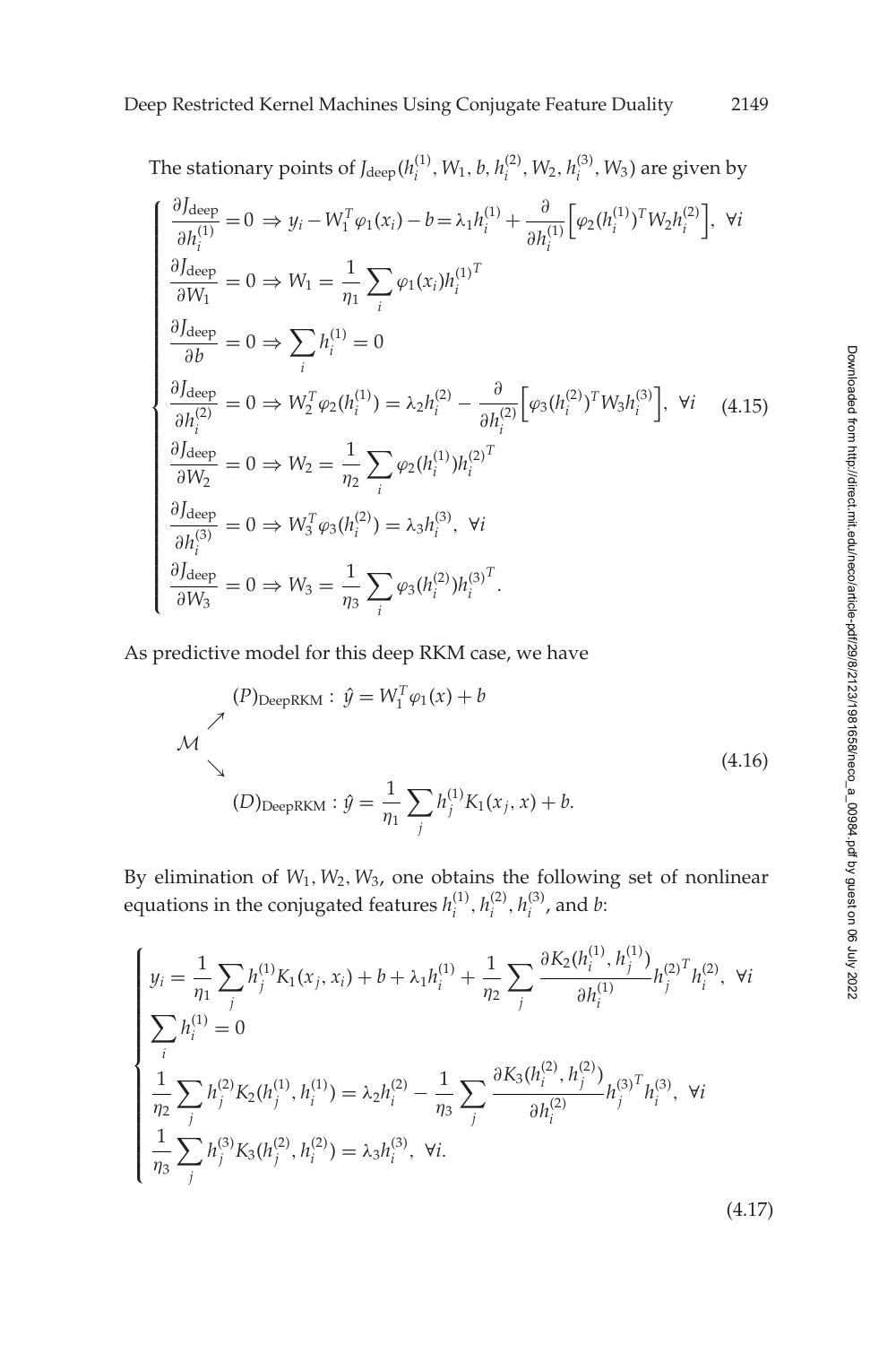The stationary points of $J_{\text{deep}}(h_i^{(1)}, W_1, b, h_i^{(2)}, W_2, h_i^{(3)}, W_3)$ are given by

$$
\left\{
\begin{array}{l}
\dfrac{\partial J_{\text{deep}}}{\partial h_i^{(1)}} = 0 \Rightarrow y_i - W_1^T \varphi_1(x_i) - b = \lambda_1 h_i^{(1)} + \dfrac{\partial}{\partial h_i^{(1)}} \Big[ \varphi_2(h_i^{(1)})^T W_2 h_i^{(2)} \Big], \ \ \forall i \\
\dfrac{\partial J_{\text{deep}}}{\partial W_1} = 0 \Rightarrow W_1 = \dfrac{1}{\eta_1} \displaystyle\sum_i \varphi_1(x_i) {h_i^{(1)}}^T \\
\dfrac{\partial J_{\text{deep}}}{\partial b} = 0 \Rightarrow \displaystyle\sum_i h_i^{(1)} = 0 \\
\dfrac{\partial J_{\text{deep}}}{\partial h_i^{(2)}} = 0 \Rightarrow W_2^T \varphi_2(h_i^{(1)}) = \lambda_2 h_i^{(2)} - \dfrac{\partial}{\partial h_i^{(2)}} \Big[ \varphi_3(h_i^{(2)})^T W_3 h_i^{(3)} \Big], \ \ \forall i \\
\dfrac{\partial J_{\text{deep}}}{\partial W_2} = 0 \Rightarrow W_2 = \dfrac{1}{\eta_2} \displaystyle\sum_i \varphi_2(h_i^{(1)}) {h_i^{(2)}}^T \\
\dfrac{\partial J_{\text{deep}}}{\partial h_i^{(3)}} = 0 \Rightarrow W_3^T \varphi_3(h_i^{(2)}) = \lambda_3 h_i^{(3)}, \ \ \forall i \\
\dfrac{\partial J_{\text{deep}}}{\partial W_3} = 0 \Rightarrow W_3 = \dfrac{1}{\eta_3} \displaystyle\sum_i \varphi_3(h_i^{(2)}) {h_i^{(3)}}^T.
\end{array}
\right.
\tag{4.15}
$$

As predictive model for this deep RKM case, we have

$$
\begin{array}{l}
\qquad (P)_{\text{DeepRKM}}: \ \hat{y} = W_1^T \varphi_1(x) + b \\
\ \ \nearrow \\
\mathcal{M} \\
\ \ \searrow \\
\qquad (D)_{\text{DeepRKM}}: \hat{y} = \dfrac{1}{\eta_1} \displaystyle\sum_j h_j^{(1)} K_1(x_j, x) + b.
\end{array}
\tag{4.16}
$$

By elimination of $W_1, W_2, W_3$, one obtains the following set of nonlinear equations in the conjugated features $h_i^{(1)}, h_i^{(2)}, h_i^{(3)}$, and $b$:

$$
\left\{
\begin{array}{l}
y_i = \dfrac{1}{\eta_1} \displaystyle\sum_j h_j^{(1)} K_1(x_j, x_i) + b + \lambda_1 h_i^{(1)} + \dfrac{1}{\eta_2} \displaystyle\sum_j \dfrac{\partial K_2(h_i^{(1)}, h_j^{(1)})}{\partial h_i^{(1)}} {h_j^{(2)}}^T h_i^{(2)}, \ \ \forall i \\
\displaystyle\sum_i h_i^{(1)} = 0 \\
\dfrac{1}{\eta_2} \displaystyle\sum_j h_j^{(2)} K_2(h_j^{(1)}, h_i^{(1)}) = \lambda_2 h_i^{(2)} - \dfrac{1}{\eta_3} \displaystyle\sum_j \dfrac{\partial K_3(h_i^{(2)}, h_j^{(2)})}{\partial h_i^{(2)}} {h_j^{(3)}}^T h_i^{(3)}, \ \ \forall i \\
\dfrac{1}{\eta_3} \displaystyle\sum_j h_j^{(3)} K_3(h_j^{(2)}, h_i^{(2)}) = \lambda_3 h_i^{(3)}, \ \ \forall i.
\end{array}
\right.
\tag{4.17}
$$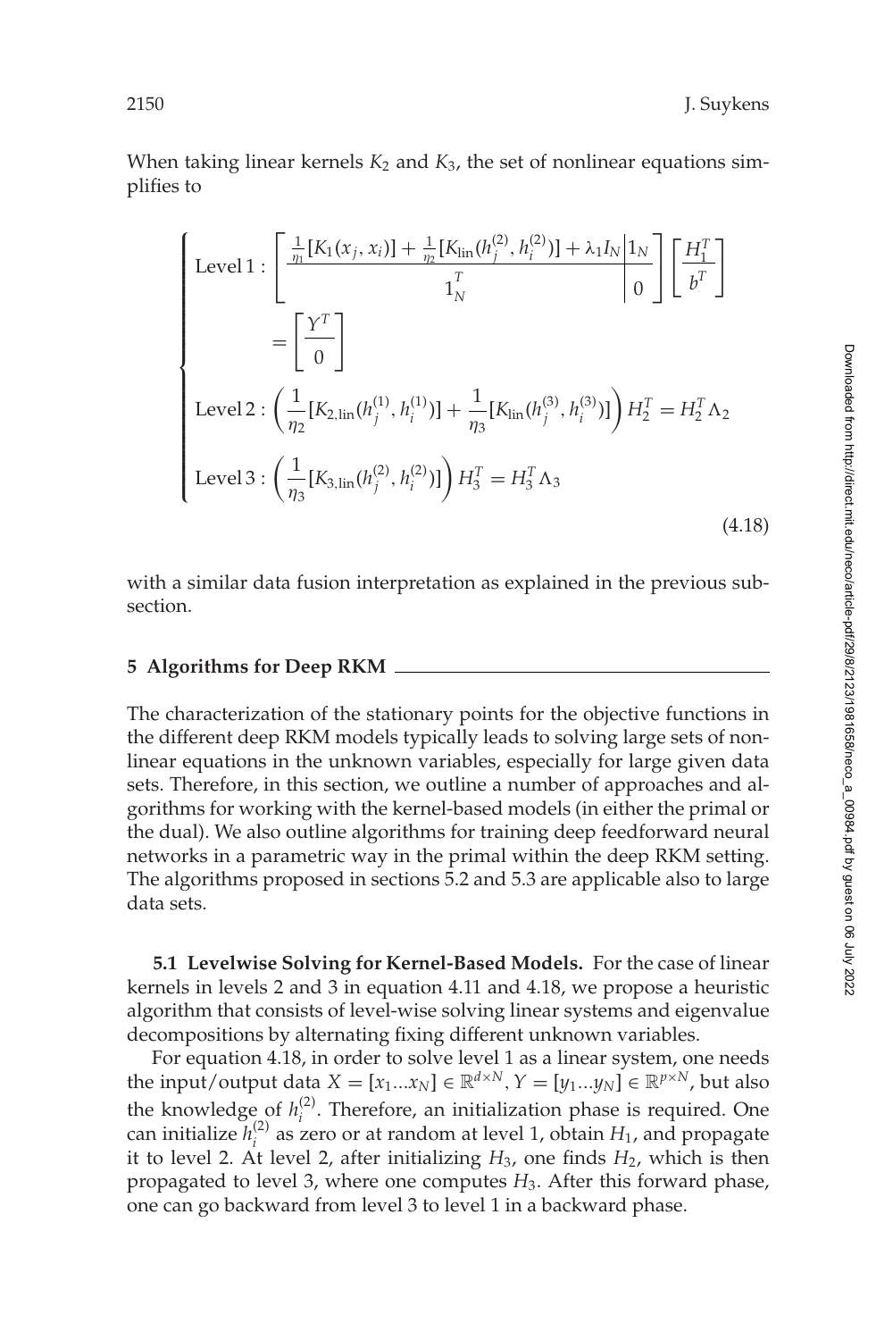When taking linear kernels $K_2$ and $K_3$, the set of nonlinear equations simplifies to

$$
\begin{cases}
\text{Level 1}: \left[\begin{array}{c|c} \frac{1}{\eta_1}[K_1(x_j, x_i)] + \frac{1}{\eta_2}[K_{\text{lin}}(h_j^{(2)}, h_i^{(2)})] + \lambda_1 I_N & 1_N \\ \hline 1_N^T & 0 \end{array}\right] \left[\begin{array}{c} H_1^T \\ \hline b^T \end{array}\right] \\
\qquad\quad = \left[\begin{array}{c} Y^T \\ \hline 0 \end{array}\right] \\
\text{Level 2}: \left(\dfrac{1}{\eta_2}[K_{2,\text{lin}}(h_j^{(1)}, h_i^{(1)})] + \dfrac{1}{\eta_3}[K_{\text{lin}}(h_j^{(3)}, h_i^{(3)})]\right) H_2^T = H_2^T \Lambda_2 \\
\text{Level 3}: \left(\dfrac{1}{\eta_3}[K_{3,\text{lin}}(h_j^{(2)}, h_i^{(2)})]\right) H_3^T = H_3^T \Lambda_3
\end{cases}
\tag{4.18}
$$

with a similar data fusion interpretation as explained in the previous subsection.

## 5 Algorithms for Deep RKM

The characterization of the stationary points for the objective functions in the different deep RKM models typically leads to solving large sets of nonlinear equations in the unknown variables, especially for large given data sets. Therefore, in this section, we outline a number of approaches and algorithms for working with the kernel-based models (in either the primal or the dual). We also outline algorithms for training deep feedforward neural networks in a parametric way in the primal within the deep RKM setting. The algorithms proposed in sections 5.2 and 5.3 are applicable also to large data sets.

**5.1 Levelwise Solving for Kernel-Based Models.** For the case of linear kernels in levels 2 and 3 in equation 4.11 and 4.18, we propose a heuristic algorithm that consists of level-wise solving linear systems and eigenvalue decompositions by alternating fixing different unknown variables.

For equation 4.18, in order to solve level 1 as a linear system, one needs the input/output data $X = [x_1 ... x_N] \in \mathbb{R}^{d \times N}$, $Y = [y_1 ... y_N] \in \mathbb{R}^{p \times N}$, but also the knowledge of $h_i^{(2)}$. Therefore, an initialization phase is required. One can initialize $h_i^{(2)}$ as zero or at random at level 1, obtain $H_1$, and propagate it to level 2. At level 2, after initializing $H_3$, one finds $H_2$, which is then propagated to level 3, where one computes $H_3$. After this forward phase, one can go backward from level 3 to level 1 in a backward phase.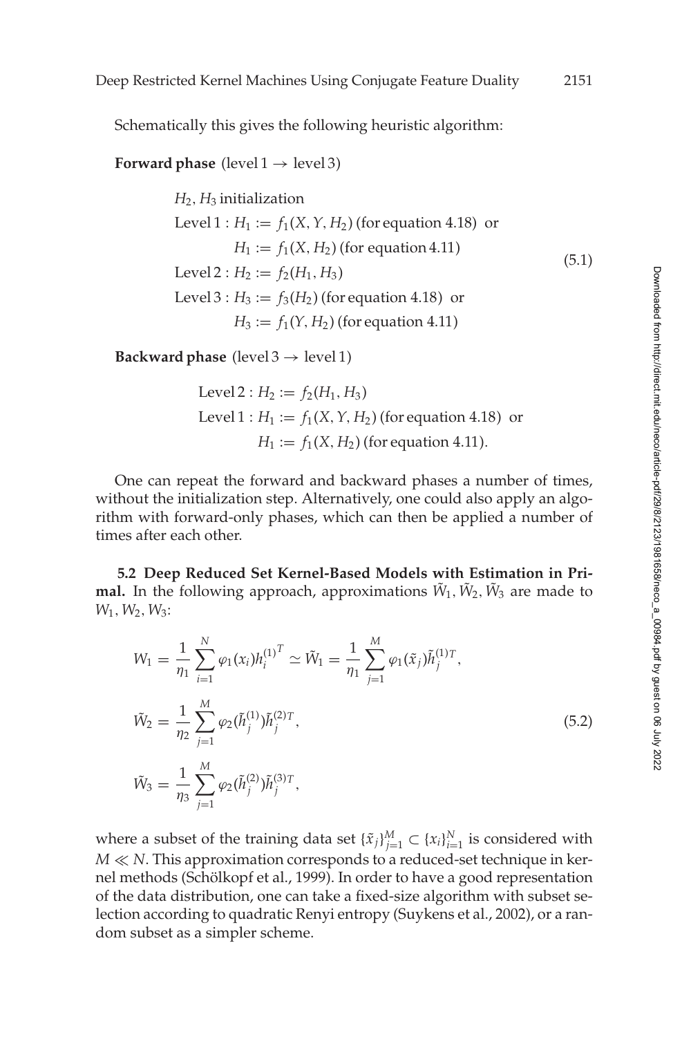Schematically this gives the following heuristic algorithm:

**Forward phase** (level 1 $\rightarrow$ level 3)

$$
\begin{aligned}
& H_2, H_3 \text{ initialization} \\
& \text{Level 1} : H_1 := f_1(X, Y, H_2) \text{ (for equation 4.18) or} \\
& \qquad\quad H_1 := f_1(X, H_2) \text{ (for equation 4.11)} \\
& \text{Level 2} : H_2 := f_2(H_1, H_3) \\
& \text{Level 3} : H_3 := f_3(H_2) \text{ (for equation 4.18) or} \\
& \qquad\quad H_3 := f_1(Y, H_2) \text{ (for equation 4.11)}
\end{aligned}
\tag{5.1}
$$

**Backward phase** (level 3 $\rightarrow$ level 1)

$$
\begin{aligned}
& \text{Level 2} : H_2 := f_2(H_1, H_3) \\
& \text{Level 1} : H_1 := f_1(X, Y, H_2) \text{ (for equation 4.18) or} \\
& \qquad\quad H_1 := f_1(X, H_2) \text{ (for equation 4.11).}
\end{aligned}
$$

One can repeat the forward and backward phases a number of times, without the initialization step. Alternatively, one could also apply an algorithm with forward-only phases, which can then be applied a number of times after each other.

**5.2 Deep Reduced Set Kernel-Based Models with Estimation in Primal.** In the following approach, approximations $\tilde{W}_1, \tilde{W}_2, \tilde{W}_3$ are made to $W_1, W_2, W_3$:

$$
\begin{aligned}
W_1 &= \frac{1}{\eta_1} \sum_{i=1}^{N} \varphi_1(x_i) {h_i^{(1)}}^T \simeq \tilde{W}_1 = \frac{1}{\eta_1} \sum_{j=1}^{M} \varphi_1(\tilde{x}_j) \tilde{h}_j^{(1)T}, \\
\tilde{W}_2 &= \frac{1}{\eta_2} \sum_{j=1}^{M} \varphi_2(\tilde{h}_j^{(1)}) \tilde{h}_j^{(2)T}, \\
\tilde{W}_3 &= \frac{1}{\eta_3} \sum_{j=1}^{M} \varphi_2(\tilde{h}_j^{(2)}) \tilde{h}_j^{(3)T},
\end{aligned}
\tag{5.2}
$$

where a subset of the training data set $\{\tilde{x}_j\}_{j=1}^{M} \subset \{x_i\}_{i=1}^{N}$ is considered with $M \ll N$. This approximation corresponds to a reduced-set technique in kernel methods (Schölkopf et al., 1999). In order to have a good representation of the data distribution, one can take a fixed-size algorithm with subset selection according to quadratic Renyi entropy (Suykens et al., 2002), or a random subset as a simpler scheme.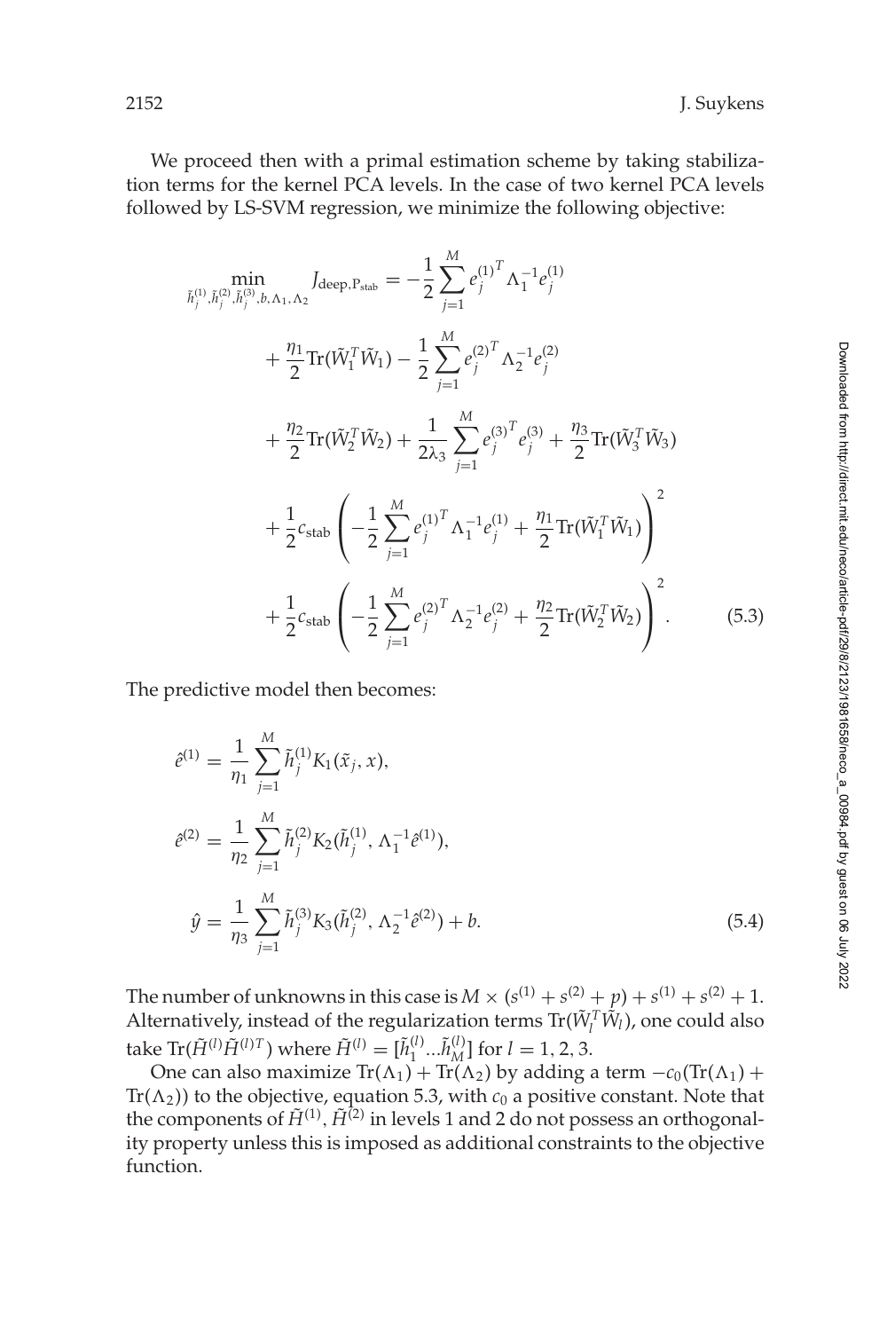We proceed then with a primal estimation scheme by taking stabilization terms for the kernel PCA levels. In the case of two kernel PCA levels followed by LS-SVM regression, we minimize the following objective:

$$
\begin{aligned}
\min_{\tilde{h}_j^{(1)},\tilde{h}_j^{(2)},\tilde{h}_j^{(3)},b,\Lambda_1,\Lambda_2} J_{\text{deep},\text{P}_{\text{stab}}} = & -\frac{1}{2}\sum_{j=1}^{M} e_j^{(1)^T}\Lambda_1^{-1}e_j^{(1)} \\
& + \frac{\eta_1}{2}\text{Tr}(\tilde{W}_1^T\tilde{W}_1) - \frac{1}{2}\sum_{j=1}^{M} e_j^{(2)^T}\Lambda_2^{-1}e_j^{(2)} \\
& + \frac{\eta_2}{2}\text{Tr}(\tilde{W}_2^T\tilde{W}_2) + \frac{1}{2\lambda_3}\sum_{j=1}^{M} e_j^{(3)^T}e_j^{(3)} + \frac{\eta_3}{2}\text{Tr}(\tilde{W}_3^T\tilde{W}_3) \\
& + \frac{1}{2}c_{\text{stab}}\left(-\frac{1}{2}\sum_{j=1}^{M} e_j^{(1)^T}\Lambda_1^{-1}e_j^{(1)} + \frac{\eta_1}{2}\text{Tr}(\tilde{W}_1^T\tilde{W}_1)\right)^2 \\
& + \frac{1}{2}c_{\text{stab}}\left(-\frac{1}{2}\sum_{j=1}^{M} e_j^{(2)^T}\Lambda_2^{-1}e_j^{(2)} + \frac{\eta_2}{2}\text{Tr}(\tilde{W}_2^T\tilde{W}_2)\right)^2.
\end{aligned}
\tag{5.3}
$$

The predictive model then becomes:

$$
\begin{aligned}
\hat{e}^{(1)} &= \frac{1}{\eta_1}\sum_{j=1}^{M}\tilde{h}_j^{(1)}K_1(\tilde{x}_j, x), \\
\hat{e}^{(2)} &= \frac{1}{\eta_2}\sum_{j=1}^{M}\tilde{h}_j^{(2)}K_2(\tilde{h}_j^{(1)}, \Lambda_1^{-1}\hat{e}^{(1)}), \\
\hat{y} &= \frac{1}{\eta_3}\sum_{j=1}^{M}\tilde{h}_j^{(3)}K_3(\tilde{h}_j^{(2)}, \Lambda_2^{-1}\hat{e}^{(2)}) + b.
\end{aligned}
\tag{5.4}
$$

The number of unknowns in this case is $M \times (s^{(1)} + s^{(2)} + p) + s^{(1)} + s^{(2)} + 1$. Alternatively, instead of the regularization terms $\text{Tr}(\tilde{W}_l^T\tilde{W}_l)$, one could also take $\text{Tr}(\tilde{H}^{(l)}\tilde{H}^{(l)T})$ where $\tilde{H}^{(l)} = [\tilde{h}_1^{(l)} ... \tilde{h}_M^{(l)}]$ for $l = 1, 2, 3$.

One can also maximize $\text{Tr}(\Lambda_1) + \text{Tr}(\Lambda_2)$ by adding a term $-c_0(\text{Tr}(\Lambda_1) + \text{Tr}(\Lambda_2))$ to the objective, equation 5.3, with $c_0$ a positive constant. Note that the components of $\tilde{H}^{(1)}, \tilde{H}^{(2)}$ in levels 1 and 2 do not possess an orthogonality property unless this is imposed as additional constraints to the objective function.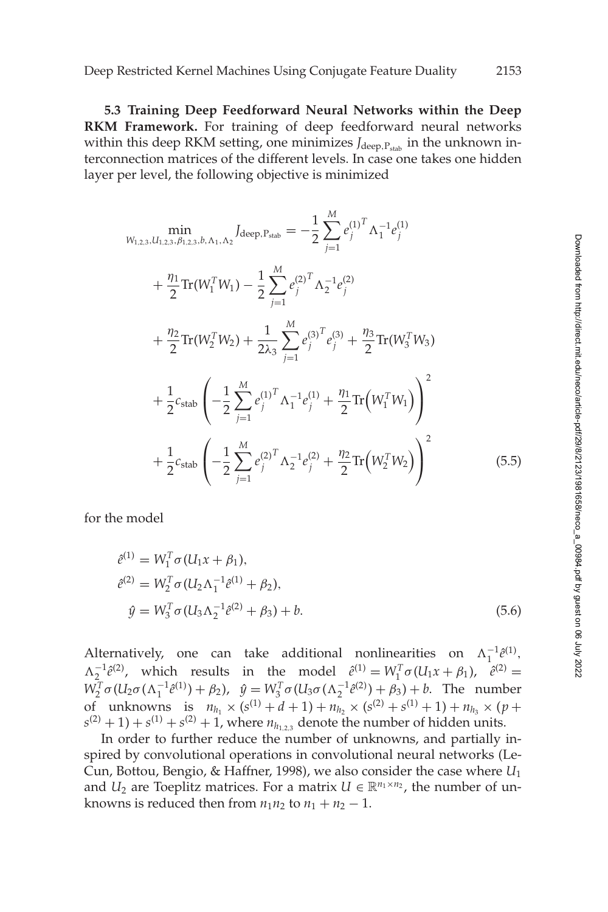**5.3 Training Deep Feedforward Neural Networks within the Deep RKM Framework.** For training of deep feedforward neural networks within this deep RKM setting, one minimizes $J_{\text{deep},\text{P}_{\text{stab}}}$ in the unknown interconnection matrices of the different levels. In case one takes one hidden layer per level, the following objective is minimized

$$
\begin{aligned}
\min_{W_{1,2,3},U_{1,2,3},\beta_{1,2,3},b,\Lambda_1,\Lambda_2} J_{\text{deep},\text{P}_{\text{stab}}} &= -\frac{1}{2}\sum_{j=1}^{M} e_j^{(1)^T}\Lambda_1^{-1}e_j^{(1)} \\
&+ \frac{\eta_1}{2}\text{Tr}(W_1^T W_1) - \frac{1}{2}\sum_{j=1}^{M} e_j^{(2)^T}\Lambda_2^{-1}e_j^{(2)} \\
&+ \frac{\eta_2}{2}\text{Tr}(W_2^T W_2) + \frac{1}{2\lambda_3}\sum_{j=1}^{M} e_j^{(3)^T}e_j^{(3)} + \frac{\eta_3}{2}\text{Tr}(W_3^T W_3) \\
&+ \frac{1}{2}c_{\text{stab}}\left(-\frac{1}{2}\sum_{j=1}^{M} e_j^{(1)^T}\Lambda_1^{-1}e_j^{(1)} + \frac{\eta_1}{2}\text{Tr}\Big(W_1^T W_1\Big)\right)^2 \\
&+ \frac{1}{2}c_{\text{stab}}\left(-\frac{1}{2}\sum_{j=1}^{M} e_j^{(2)^T}\Lambda_2^{-1}e_j^{(2)} + \frac{\eta_2}{2}\text{Tr}\Big(W_2^T W_2\Big)\right)^2
\end{aligned}
\tag{5.5}
$$

for the model

$$
\begin{aligned}
\hat{e}^{(1)} &= W_1^T\sigma(U_1 x + \beta_1), \\
\hat{e}^{(2)} &= W_2^T\sigma(U_2\Lambda_1^{-1}\hat{e}^{(1)} + \beta_2), \\
\hat{y} &= W_3^T\sigma(U_3\Lambda_2^{-1}\hat{e}^{(2)} + \beta_3) + b.
\end{aligned}
\tag{5.6}
$$

Alternatively, one can take additional nonlinearities on $\Lambda_1^{-1}\hat{e}^{(1)}$, $\Lambda_2^{-1}\hat{e}^{(2)}$, which results in the model $\hat{e}^{(1)} = W_1^T\sigma(U_1 x + \beta_1)$, $\hat{e}^{(2)} = W_2^T\sigma(U_2\sigma(\Lambda_1^{-1}\hat{e}^{(1)}) + \beta_2)$, $\hat{y} = W_3^T\sigma(U_3\sigma(\Lambda_2^{-1}\hat{e}^{(2)}) + \beta_3) + b$. The number of unknowns is $n_{h_1} \times (s^{(1)} + d + 1) + n_{h_2} \times (s^{(2)} + s^{(1)} + 1) + n_{h_3} \times (p + s^{(2)} + 1) + s^{(1)} + s^{(2)} + 1$, where $n_{h_{1,2,3}}$ denote the number of hidden units.

In order to further reduce the number of unknowns, and partially inspired by convolutional operations in convolutional neural networks (LeCun, Bottou, Bengio, & Haffner, 1998), we also consider the case where $U_1$ and $U_2$ are Toeplitz matrices. For a matrix $U \in \mathbb{R}^{n_1 \times n_2}$, the number of unknowns is reduced then from $n_1 n_2$ to $n_1 + n_2 - 1$.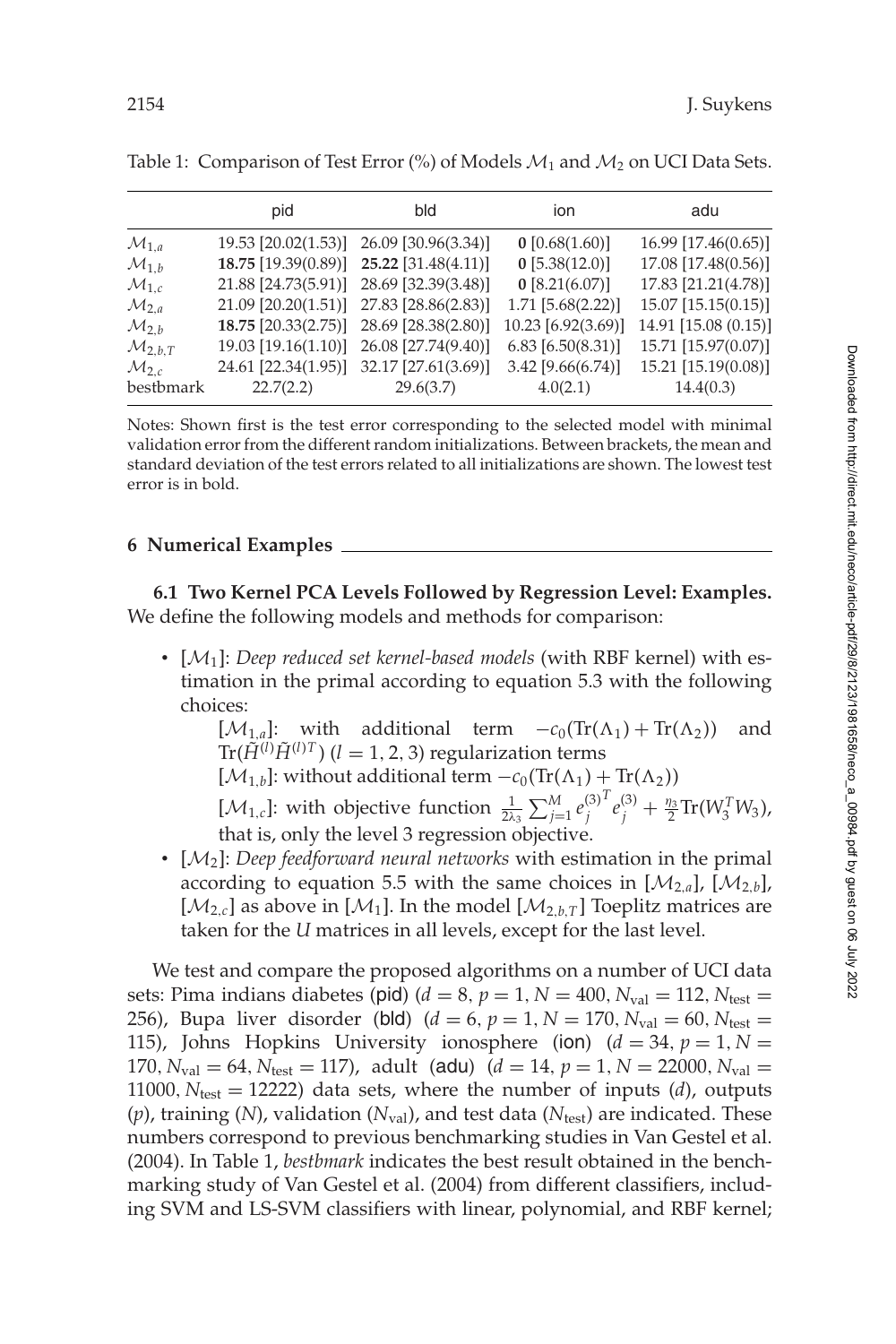Table 1: Comparison of Test Error (%) of Models $\mathcal{M}_1$ and $\mathcal{M}_2$ on UCI Data Sets.

| | pid | bld | ion | adu |
|---|---|---|---|---|
| $\mathcal{M}_{1,a}$ | 19.53 [20.02(1.53)] | 26.09 [30.96(3.34)] | **0** [0.68(1.60)] | 16.99 [17.46(0.65)] |
| $\mathcal{M}_{1,b}$ | **18.75** [19.39(0.89)] | **25.22** [31.48(4.11)] | **0** [5.38(12.0)] | 17.08 [17.48(0.56)] |
| $\mathcal{M}_{1,c}$ | 21.88 [24.73(5.91)] | 28.69 [32.39(3.48)] | **0** [8.21(6.07)] | 17.83 [21.21(4.78)] |
| $\mathcal{M}_{2,a}$ | 21.09 [20.20(1.51)] | 27.83 [28.86(2.83)] | 1.71 [5.68(2.22)] | 15.07 [15.15(0.15)] |
| $\mathcal{M}_{2,b}$ | **18.75** [20.33(2.75)] | 28.69 [28.38(2.80)] | 10.23 [6.92(3.69)] | 14.91 [15.08 (0.15)] |
| $\mathcal{M}_{2,b,T}$ | 19.03 [19.16(1.10)] | 26.08 [27.74(9.40)] | 6.83 [6.50(8.31)] | 15.71 [15.97(0.07)] |
| $\mathcal{M}_{2,c}$ | 24.61 [22.34(1.95)] | 32.17 [27.61(3.69)] | 3.42 [9.66(6.74)] | 15.21 [15.19(0.08)] |
| bestbmark | 22.7(2.2) | 29.6(3.7) | 4.0(2.1) | 14.4(0.3) |

Notes: Shown first is the test error corresponding to the selected model with minimal validation error from the different random initializations. Between brackets, the mean and standard deviation of the test errors related to all initializations are shown. The lowest test error is in bold.

## 6 Numerical Examples

**6.1 Two Kernel PCA Levels Followed by Regression Level: Examples.** We define the following models and methods for comparison:

- [$\mathcal{M}_1$]: *Deep reduced set kernel-based models* (with RBF kernel) with estimation in the primal according to equation 5.3 with the following choices:

  [$\mathcal{M}_{1,a}$]: with additional term $-c_0(\text{Tr}(\Lambda_1) + \text{Tr}(\Lambda_2))$ and $\text{Tr}(\tilde{H}^{(l)}\tilde{H}^{(l)T})$ ($l = 1, 2, 3$) regularization terms

  [$\mathcal{M}_{1,b}$]: without additional term $-c_0(\text{Tr}(\Lambda_1) + \text{Tr}(\Lambda_2))$

  [$\mathcal{M}_{1,c}$]: with objective function $\frac{1}{2\lambda_3}\sum_{j=1}^{M} e_j^{(3)^T} e_j^{(3)} + \frac{\eta_3}{2}\text{Tr}(W_3^T W_3)$, that is, only the level 3 regression objective.

- [$\mathcal{M}_2$]: *Deep feedforward neural networks* with estimation in the primal according to equation 5.5 with the same choices in [$\mathcal{M}_{2,a}$], [$\mathcal{M}_{2,b}$], [$\mathcal{M}_{2,c}$] as above in [$\mathcal{M}_1$]. In the model [$\mathcal{M}_{2,b,T}$] Toeplitz matrices are taken for the $U$ matrices in all levels, except for the last level.

We test and compare the proposed algorithms on a number of UCI data sets: Pima indians diabetes (pid) ($d = 8$, $p = 1$, $N = 400$, $N_{\text{val}} = 112$, $N_{\text{test}} = 256$), Bupa liver disorder (bld) ($d = 6$, $p = 1$, $N = 170$, $N_{\text{val}} = 60$, $N_{\text{test}} = 115$), Johns Hopkins University ionosphere (ion) ($d = 34$, $p = 1$, $N = 170$, $N_{\text{val}} = 64$, $N_{\text{test}} = 117$), adult (adu) ($d = 14$, $p = 1$, $N = 22000$, $N_{\text{val}} = 11000$, $N_{\text{test}} = 12222$) data sets, where the number of inputs ($d$), outputs ($p$), training ($N$), validation ($N_{\text{val}}$), and test data ($N_{\text{test}}$) are indicated. These numbers correspond to previous benchmarking studies in Van Gestel et al. (2004). In Table 1, *bestbmark* indicates the best result obtained in the benchmarking study of Van Gestel et al. (2004) from different classifiers, including SVM and LS-SVM classifiers with linear, polynomial, and RBF kernel;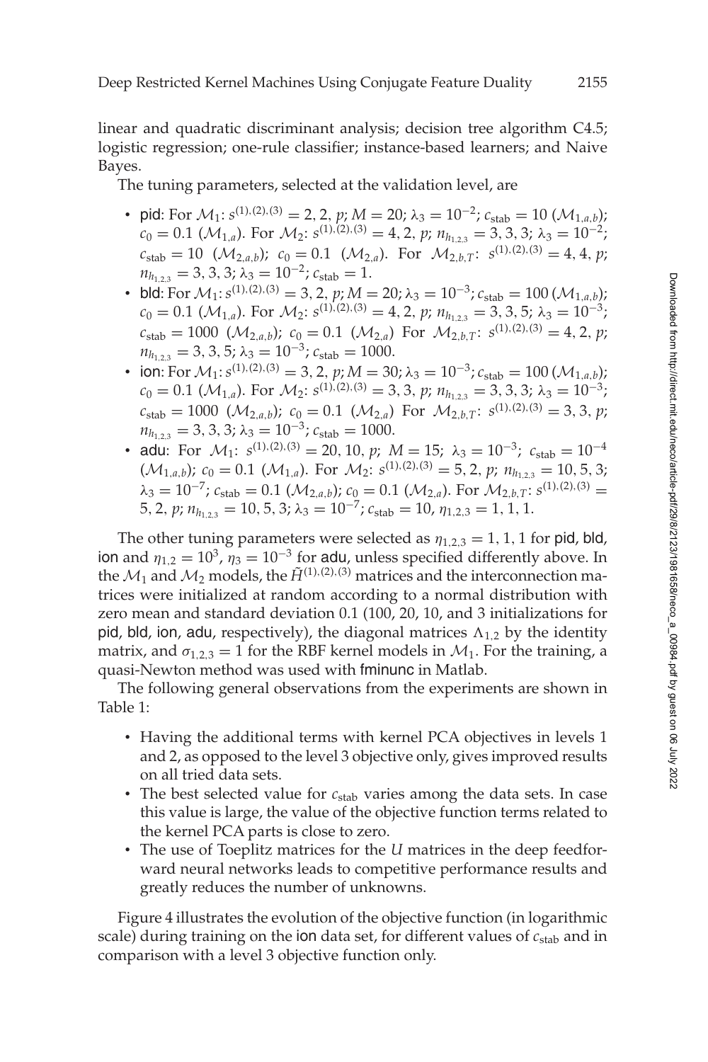linear and quadratic discriminant analysis; decision tree algorithm C4.5; logistic regression; one-rule classifier; instance-based learners; and Naive Bayes.

The tuning parameters, selected at the validation level, are

- pid: For $\mathcal{M}_1$: $s^{(1),(2),(3)} = 2, 2, p$; $M = 20$; $\lambda_3 = 10^{-2}$; $c_{\text{stab}} = 10$ ($\mathcal{M}_{1,a,b}$); $c_0 = 0.1$ ($\mathcal{M}_{1,a}$). For $\mathcal{M}_2$: $s^{(1),(2),(3)} = 4, 2, p$; $n_{h_{1,2,3}} = 3, 3, 3$; $\lambda_3 = 10^{-2}$; $c_{\text{stab}} = 10$ ($\mathcal{M}_{2,a,b}$); $c_0 = 0.1$ ($\mathcal{M}_{2,a}$). For $\mathcal{M}_{2,b,T}$: $s^{(1),(2),(3)} = 4, 4, p$; $n_{h_{1,2,3}} = 3, 3, 3$; $\lambda_3 = 10^{-2}$; $c_{\text{stab}} = 1$.
- bld: For $\mathcal{M}_1$: $s^{(1),(2),(3)} = 3, 2, p$; $M = 20$; $\lambda_3 = 10^{-3}$; $c_{\text{stab}} = 100$ ($\mathcal{M}_{1,a,b}$); $c_0 = 0.1$ ($\mathcal{M}_{1,a}$). For $\mathcal{M}_2$: $s^{(1),(2),(3)} = 4, 2, p$; $n_{h_{1,2,3}} = 3, 3, 5$; $\lambda_3 = 10^{-3}$; $c_{\text{stab}} = 1000$ ($\mathcal{M}_{2,a,b}$); $c_0 = 0.1$ ($\mathcal{M}_{2,a}$) For $\mathcal{M}_{2,b,T}$: $s^{(1),(2),(3)} = 4, 2, p$; $n_{h_{1,2,3}} = 3, 3, 5$; $\lambda_3 = 10^{-3}$; $c_{\text{stab}} = 1000$.
- ion: For $\mathcal{M}_1$: $s^{(1),(2),(3)} = 3, 2, p$; $M = 30$; $\lambda_3 = 10^{-3}$; $c_{\text{stab}} = 100$ ($\mathcal{M}_{1,a,b}$); $c_0 = 0.1$ ($\mathcal{M}_{1,a}$). For $\mathcal{M}_2$: $s^{(1),(2),(3)} = 3, 3, p$; $n_{h_{1,2,3}} = 3, 3, 3$; $\lambda_3 = 10^{-3}$; $c_{\text{stab}} = 1000$ ($\mathcal{M}_{2,a,b}$); $c_0 = 0.1$ ($\mathcal{M}_{2,a}$) For $\mathcal{M}_{2,b,T}$: $s^{(1),(2),(3)} = 3, 3, p$; $n_{h_{1,2,3}} = 3, 3, 3$; $\lambda_3 = 10^{-3}$; $c_{\text{stab}} = 1000$.
- adu: For $\mathcal{M}_1$: $s^{(1),(2),(3)} = 20, 10, p$; $M = 15$; $\lambda_3 = 10^{-3}$; $c_{\text{stab}} = 10^{-4}$ ($\mathcal{M}_{1,a,b}$); $c_0 = 0.1$ ($\mathcal{M}_{1,a}$). For $\mathcal{M}_2$: $s^{(1),(2),(3)} = 5, 2, p$; $n_{h_{1,2,3}} = 10, 5, 3$; $\lambda_3 = 10^{-7}$; $c_{\text{stab}} = 0.1$ ($\mathcal{M}_{2,a,b}$); $c_0 = 0.1$ ($\mathcal{M}_{2,a}$). For $\mathcal{M}_{2,b,T}$: $s^{(1),(2),(3)} = 5, 2, p$; $n_{h_{1,2,3}} = 10, 5, 3$; $\lambda_3 = 10^{-7}$; $c_{\text{stab}} = 10$, $\eta_{1,2,3} = 1, 1, 1$.

The other tuning parameters were selected as $\eta_{1,2,3} = 1, 1, 1$ for pid, bld, ion and $\eta_{1,2} = 10^3$, $\eta_3 = 10^{-3}$ for adu, unless specified differently above. In the $\mathcal{M}_1$ and $\mathcal{M}_2$ models, the $\tilde{H}^{(1),(2),(3)}$ matrices and the interconnection matrices were initialized at random according to a normal distribution with zero mean and standard deviation 0.1 (100, 20, 10, and 3 initializations for pid, bld, ion, adu, respectively), the diagonal matrices $\Lambda_{1,2}$ by the identity matrix, and $\sigma_{1,2,3} = 1$ for the RBF kernel models in $\mathcal{M}_1$. For the training, a quasi-Newton method was used with fminunc in Matlab.

The following general observations from the experiments are shown in Table 1:

- Having the additional terms with kernel PCA objectives in levels 1 and 2, as opposed to the level 3 objective only, gives improved results on all tried data sets.
- The best selected value for $c_{\text{stab}}$ varies among the data sets. In case this value is large, the value of the objective function terms related to the kernel PCA parts is close to zero.
- The use of Toeplitz matrices for the $U$ matrices in the deep feedforward neural networks leads to competitive performance results and greatly reduces the number of unknowns.

Figure 4 illustrates the evolution of the objective function (in logarithmic scale) during training on the ion data set, for different values of $c_{\text{stab}}$ and in comparison with a level 3 objective function only.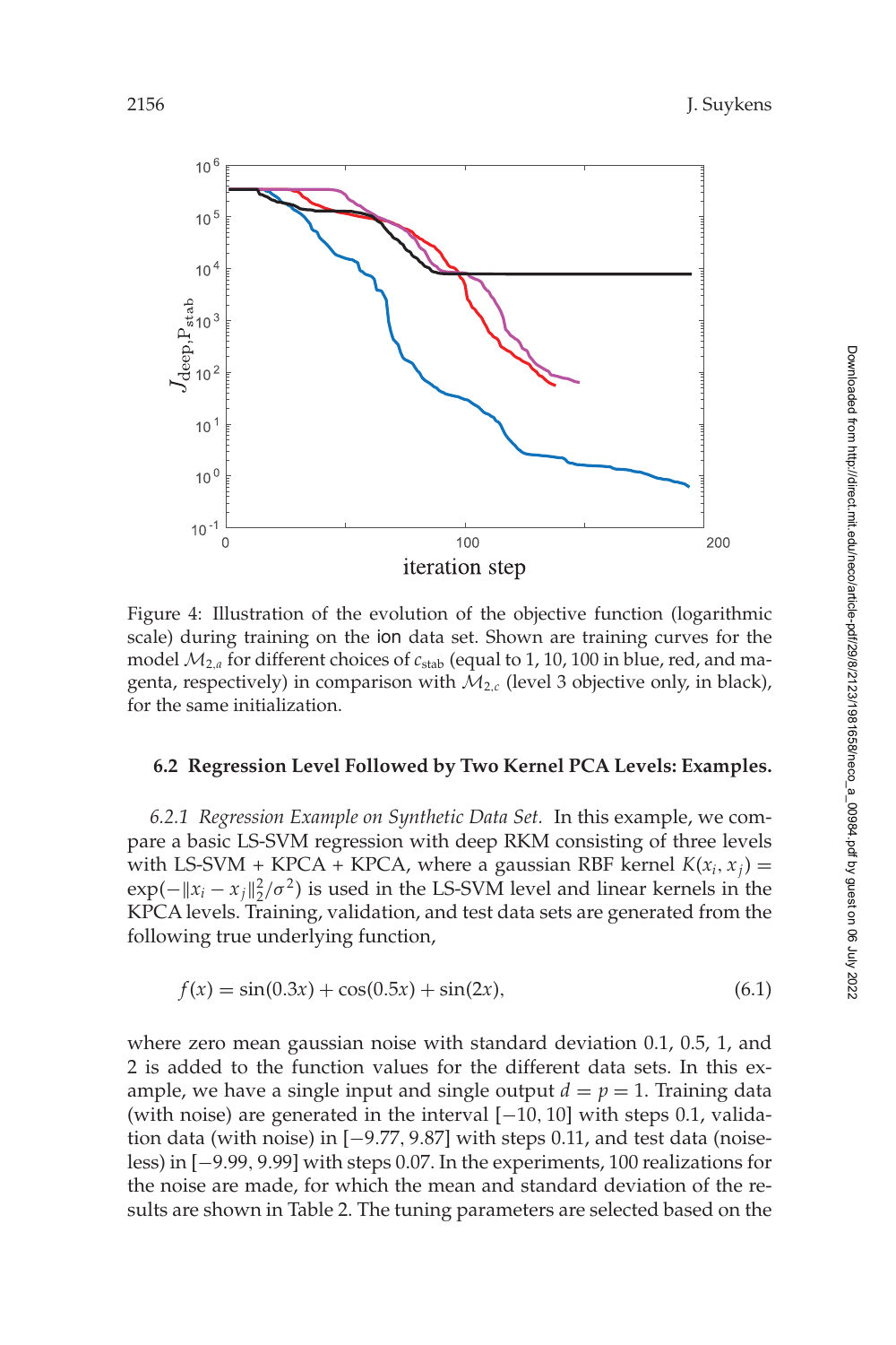Figure 4: Illustration of the evolution of the objective function (logarithmic scale) during training on the ion data set. Shown are training curves for the model $\mathcal{M}_{2,a}$ for different choices of $c_{\text{stab}}$ (equal to 1, 10, 100 in blue, red, and magenta, respectively) in comparison with $\mathcal{M}_{2,c}$ (level 3 objective only, in black), for the same initialization.

### 6.2 Regression Level Followed by Two Kernel PCA Levels: Examples.

*6.2.1 Regression Example on Synthetic Data Set.* In this example, we compare a basic LS-SVM regression with deep RKM consisting of three levels with LS-SVM + KPCA + KPCA, where a gaussian RBF kernel $K(x_i, x_j) = \exp(-\|x_i - x_j\|_2^2/\sigma^2)$ is used in the LS-SVM level and linear kernels in the KPCA levels. Training, validation, and test data sets are generated from the following true underlying function,

$$f(x) = \sin(0.3x) + \cos(0.5x) + \sin(2x), \tag{6.1}$$

where zero mean gaussian noise with standard deviation 0.1, 0.5, 1, and 2 is added to the function values for the different data sets. In this example, we have a single input and single output $d = p = 1$. Training data (with noise) are generated in the interval $[-10, 10]$ with steps 0.1, validation data (with noise) in $[-9.77, 9.87]$ with steps 0.11, and test data (noiseless) in $[-9.99, 9.99]$ with steps 0.07. In the experiments, 100 realizations for the noise are made, for which the mean and standard deviation of the results are shown in Table 2. The tuning parameters are selected based on the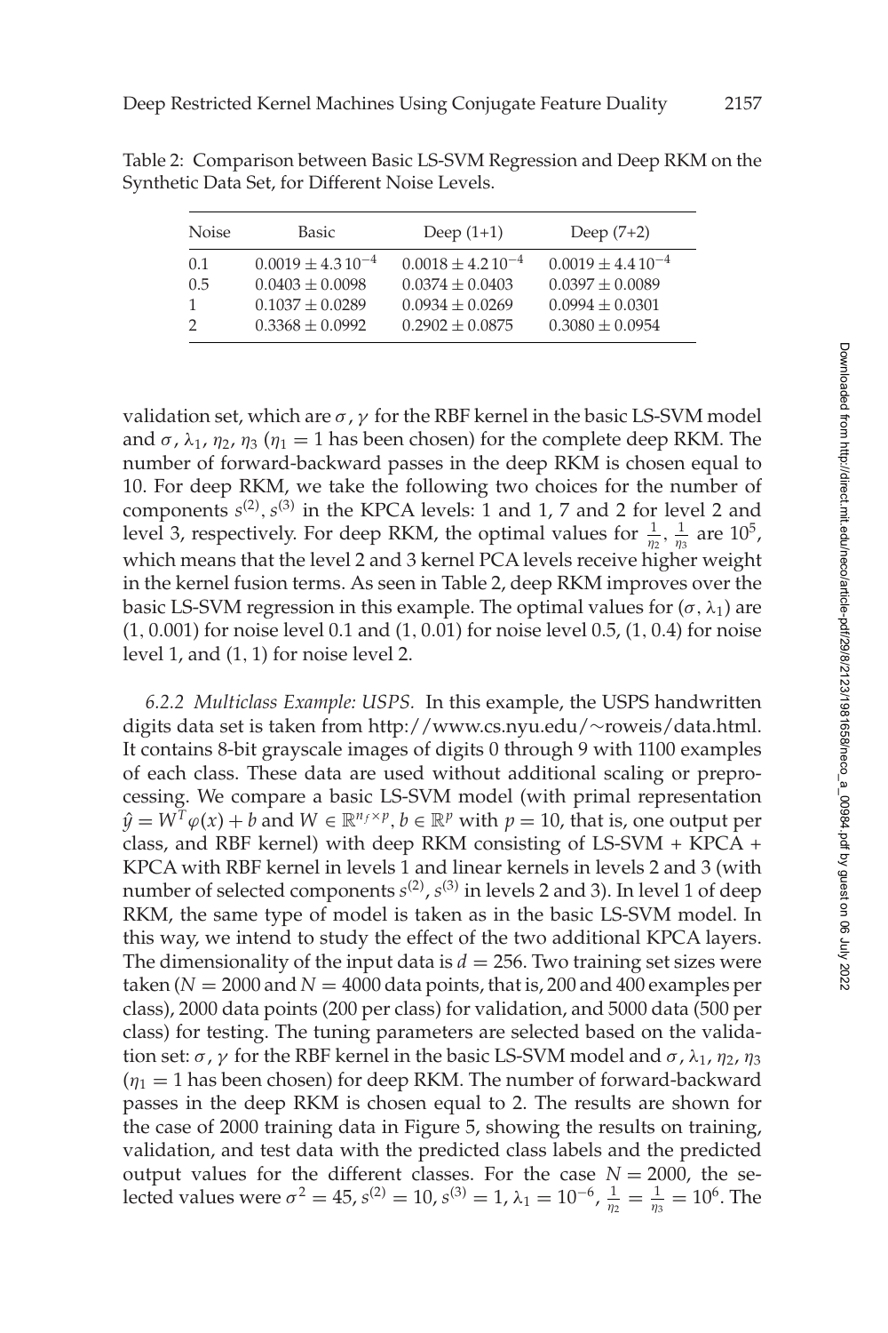Table 2: Comparison between Basic LS-SVM Regression and Deep RKM on the Synthetic Data Set, for Different Noise Levels.

| Noise | Basic | Deep (1+1) | Deep (7+2) |
|---|---|---|---|
| 0.1 | $0.0019 \pm 4.3\,10^{-4}$ | $0.0018 \pm 4.2\,10^{-4}$ | $0.0019 \pm 4.4\,10^{-4}$ |
| 0.5 | $0.0403 \pm 0.0098$ | $0.0374 \pm 0.0403$ | $0.0397 \pm 0.0089$ |
| 1 | $0.1037 \pm 0.0289$ | $0.0934 \pm 0.0269$ | $0.0994 \pm 0.0301$ |
| 2 | $0.3368 \pm 0.0992$ | $0.2902 \pm 0.0875$ | $0.3080 \pm 0.0954$ |

validation set, which are $\sigma, \gamma$ for the RBF kernel in the basic LS-SVM model and $\sigma, \lambda_1, \eta_2, \eta_3$ ($\eta_1 = 1$ has been chosen) for the complete deep RKM. The number of forward-backward passes in the deep RKM is chosen equal to 10. For deep RKM, we take the following two choices for the number of components $s^{(2)}, s^{(3)}$ in the KPCA levels: 1 and 1, 7 and 2 for level 2 and level 3, respectively. For deep RKM, the optimal values for $\frac{1}{\eta_2}, \frac{1}{\eta_3}$ are $10^5$, which means that the level 2 and 3 kernel PCA levels receive higher weight in the kernel fusion terms. As seen in Table 2, deep RKM improves over the basic LS-SVM regression in this example. The optimal values for $(\sigma, \lambda_1)$ are $(1, 0.001)$ for noise level 0.1 and $(1, 0.01)$ for noise level 0.5, $(1, 0.4)$ for noise level 1, and $(1, 1)$ for noise level 2.

*6.2.2 Multiclass Example: USPS.* In this example, the USPS handwritten digits data set is taken from http://www.cs.nyu.edu/~roweis/data.html. It contains 8-bit grayscale images of digits 0 through 9 with 1100 examples of each class. These data are used without additional scaling or preprocessing. We compare a basic LS-SVM model (with primal representation $\hat{y} = W^T \varphi(x) + b$ and $W \in \mathbb{R}^{n_f \times p}, b \in \mathbb{R}^p$ with $p = 10$, that is, one output per class, and RBF kernel) with deep RKM consisting of LS-SVM + KPCA + KPCA with RBF kernel in levels 1 and linear kernels in levels 2 and 3 (with number of selected components $s^{(2)}, s^{(3)}$ in levels 2 and 3). In level 1 of deep RKM, the same type of model is taken as in the basic LS-SVM model. In this way, we intend to study the effect of the two additional KPCA layers. The dimensionality of the input data is $d = 256$. Two training set sizes were taken ($N = 2000$ and $N = 4000$ data points, that is, 200 and 400 examples per class), 2000 data points (200 per class) for validation, and 5000 data (500 per class) for testing. The tuning parameters are selected based on the validation set: $\sigma, \gamma$ for the RBF kernel in the basic LS-SVM model and $\sigma, \lambda_1, \eta_2, \eta_3$ ($\eta_1 = 1$ has been chosen) for deep RKM. The number of forward-backward passes in the deep RKM is chosen equal to 2. The results are shown for the case of 2000 training data in Figure 5, showing the results on training, validation, and test data with the predicted class labels and the predicted output values for the different classes. For the case $N = 2000$, the selected values were $\sigma^2 = 45$, $s^{(2)} = 10$, $s^{(3)} = 1$, $\lambda_1 = 10^{-6}$, $\frac{1}{\eta_2} = \frac{1}{\eta_3} = 10^6$. The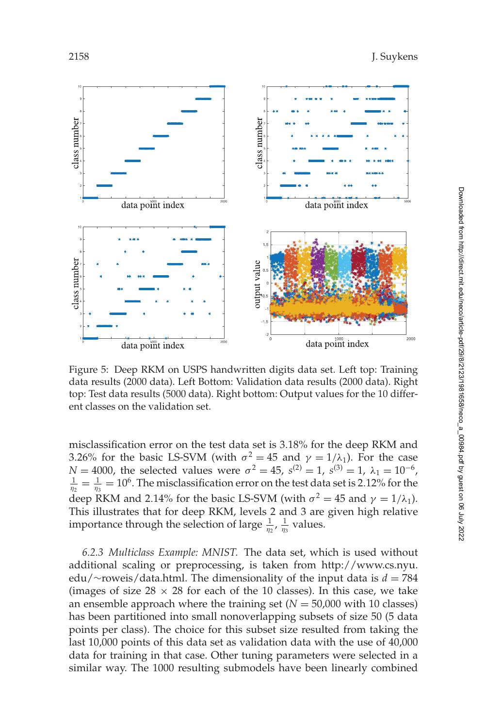Figure 5: Deep RKM on USPS handwritten digits data set. Left top: Training data results (2000 data). Left Bottom: Validation data results (2000 data). Right top: Test data results (5000 data). Right bottom: Output values for the 10 different classes on the validation set.

misclassification error on the test data set is 3.18% for the deep RKM and 3.26% for the basic LS-SVM (with $\sigma^2 = 45$ and $\gamma = 1/\lambda_1$). For the case $N = 4000$, the selected values were $\sigma^2 = 45$, $s^{(2)} = 1$, $s^{(3)} = 1$, $\lambda_1 = 10^{-6}$, $\frac{1}{\eta_2} = \frac{1}{\eta_3} = 10^6$. The misclassification error on the test data set is 2.12% for the deep RKM and 2.14% for the basic LS-SVM (with $\sigma^2 = 45$ and $\gamma = 1/\lambda_1$). This illustrates that for deep RKM, levels 2 and 3 are given high relative importance through the selection of large $\frac{1}{\eta_2}$, $\frac{1}{\eta_3}$ values.

*6.2.3 Multiclass Example: MNIST.* The data set, which is used without additional scaling or preprocessing, is taken from http://www.cs.nyu.edu/~roweis/data.html. The dimensionality of the input data is $d = 784$ (images of size $28 \times 28$ for each of the 10 classes). In this case, we take an ensemble approach where the training set ($N = 50{,}000$ with 10 classes) has been partitioned into small nonoverlapping subsets of size 50 (5 data points per class). The choice for this subset size resulted from taking the last 10,000 points of this data set as validation data with the use of 40,000 data for training in that case. Other tuning parameters were selected in a similar way. The 1000 resulting submodels have been linearly combined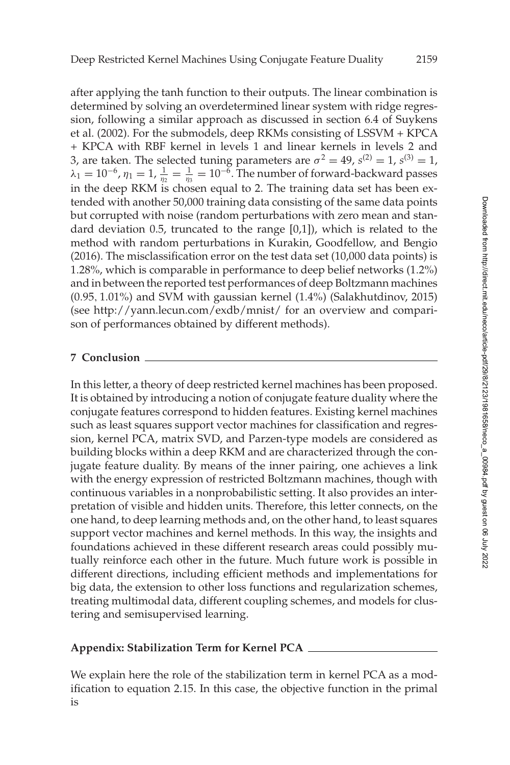after applying the tanh function to their outputs. The linear combination is determined by solving an overdetermined linear system with ridge regression, following a similar approach as discussed in section 6.4 of Suykens et al. (2002). For the submodels, deep RKMs consisting of LSSVM + KPCA + KPCA with RBF kernel in levels 1 and linear kernels in levels 2 and 3, are taken. The selected tuning parameters are $\sigma^2 = 49$, $s^{(2)} = 1$, $s^{(3)} = 1$, $\lambda_1 = 10^{-6}$, $\eta_1 = 1$, $\frac{1}{\eta_2} = \frac{1}{\eta_3} = 10^{-6}$. The number of forward-backward passes in the deep RKM is chosen equal to 2. The training data set has been extended with another 50,000 training data consisting of the same data points but corrupted with noise (random perturbations with zero mean and standard deviation 0.5, truncated to the range [0,1]), which is related to the method with random perturbations in Kurakin, Goodfellow, and Bengio (2016). The misclassification error on the test data set (10,000 data points) is 1.28%, which is comparable in performance to deep belief networks (1.2%) and in between the reported test performances of deep Boltzmann machines (0.95, 1.01%) and SVM with gaussian kernel (1.4%) (Salakhutdinov, 2015) (see http://yann.lecun.com/exdb/mnist/ for an overview and comparison of performances obtained by different methods).

## 7 Conclusion

In this letter, a theory of deep restricted kernel machines has been proposed. It is obtained by introducing a notion of conjugate feature duality where the conjugate features correspond to hidden features. Existing kernel machines such as least squares support vector machines for classification and regression, kernel PCA, matrix SVD, and Parzen-type models are considered as building blocks within a deep RKM and are characterized through the conjugate feature duality. By means of the inner pairing, one achieves a link with the energy expression of restricted Boltzmann machines, though with continuous variables in a nonprobabilistic setting. It also provides an interpretation of visible and hidden units. Therefore, this letter connects, on the one hand, to deep learning methods and, on the other hand, to least squares support vector machines and kernel methods. In this way, the insights and foundations achieved in these different research areas could possibly mutually reinforce each other in the future. Much future work is possible in different directions, including efficient methods and implementations for big data, the extension to other loss functions and regularization schemes, treating multimodal data, different coupling schemes, and models for clustering and semisupervised learning.

## Appendix: Stabilization Term for Kernel PCA

We explain here the role of the stabilization term in kernel PCA as a modification to equation 2.15. In this case, the objective function in the primal is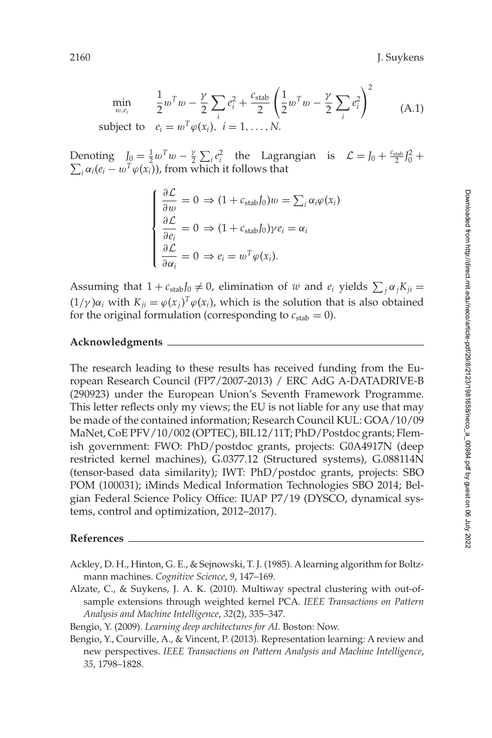$$
\begin{aligned}
\min_{w,e_i} \quad & \frac{1}{2}w^T w - \frac{\gamma}{2}\sum_i e_i^2 + \frac{c_{\text{stab}}}{2}\left(\frac{1}{2}w^T w - \frac{\gamma}{2}\sum_i e_i^2\right)^2 \\
\text{subject to} \quad & e_i = w^T \varphi(x_i), \ i = 1, \ldots, N.
\end{aligned}
\tag{A.1}
$$

Denoting $J_0 = \frac{1}{2}w^T w - \frac{\gamma}{2}\sum_i e_i^2$ the Lagrangian is $\mathcal{L} = J_0 + \frac{c_{\text{stab}}}{2}J_0^2 + \sum_i \alpha_i(e_i - w^T\varphi(x_i))$, from which it follows that

$$
\begin{cases}
\dfrac{\partial \mathcal{L}}{\partial w} = 0 \Rightarrow (1 + c_{\text{stab}}J_0)w = \sum_i \alpha_i \varphi(x_i) \\
\dfrac{\partial \mathcal{L}}{\partial e_i} = 0 \Rightarrow (1 + c_{\text{stab}}J_0)\gamma e_i = \alpha_i \\
\dfrac{\partial \mathcal{L}}{\partial \alpha_i} = 0 \Rightarrow e_i = w^T \varphi(x_i).
\end{cases}
$$

Assuming that $1 + c_{\text{stab}}J_0 \neq 0$, elimination of $w$ and $e_i$ yields $\sum_j \alpha_j K_{ji} = (1/\gamma)\alpha_i$ with $K_{ji} = \varphi(x_j)^T \varphi(x_i)$, which is the solution that is also obtained for the original formulation (corresponding to $c_{\text{stab}} = 0$).

## Acknowledgments

The research leading to these results has received funding from the European Research Council (FP7/2007-2013) / ERC AdG A-DATADRIVE-B (290923) under the European Union's Seventh Framework Programme. This letter reflects only my views; the EU is not liable for any use that may be made of the contained information; Research Council KUL: GOA/10/09 MaNet, CoE PFV/10/002 (OPTEC), BIL12/11T; PhD/Postdoc grants; Flemish government: FWO: PhD/postdoc grants, projects: G0A4917N (deep restricted kernel machines), G.0377.12 (Structured systems), G.088114N (tensor-based data similarity); IWT: PhD/postdoc grants, projects: SBO POM (100031); iMinds Medical Information Technologies SBO 2014; Belgian Federal Science Policy Office: IUAP P7/19 (DYSCO, dynamical systems, control and optimization, 2012–2017).

## References

Ackley, D. H., Hinton, G. E., & Sejnowski, T. J. (1985). A learning algorithm for Boltzmann machines. *Cognitive Science*, *9*, 147–169.

Alzate, C., & Suykens, J. A. K. (2010). Multiway spectral clustering with out-of-sample extensions through weighted kernel PCA. *IEEE Transactions on Pattern Analysis and Machine Intelligence*, *32*(2), 335–347.

Bengio, Y. (2009). *Learning deep architectures for AI*. Boston: Now.

Bengio, Y., Courville, A., & Vincent, P. (2013). Representation learning: A review and new perspectives. *IEEE Transactions on Pattern Analysis and Machine Intelligence*, *35*, 1798–1828.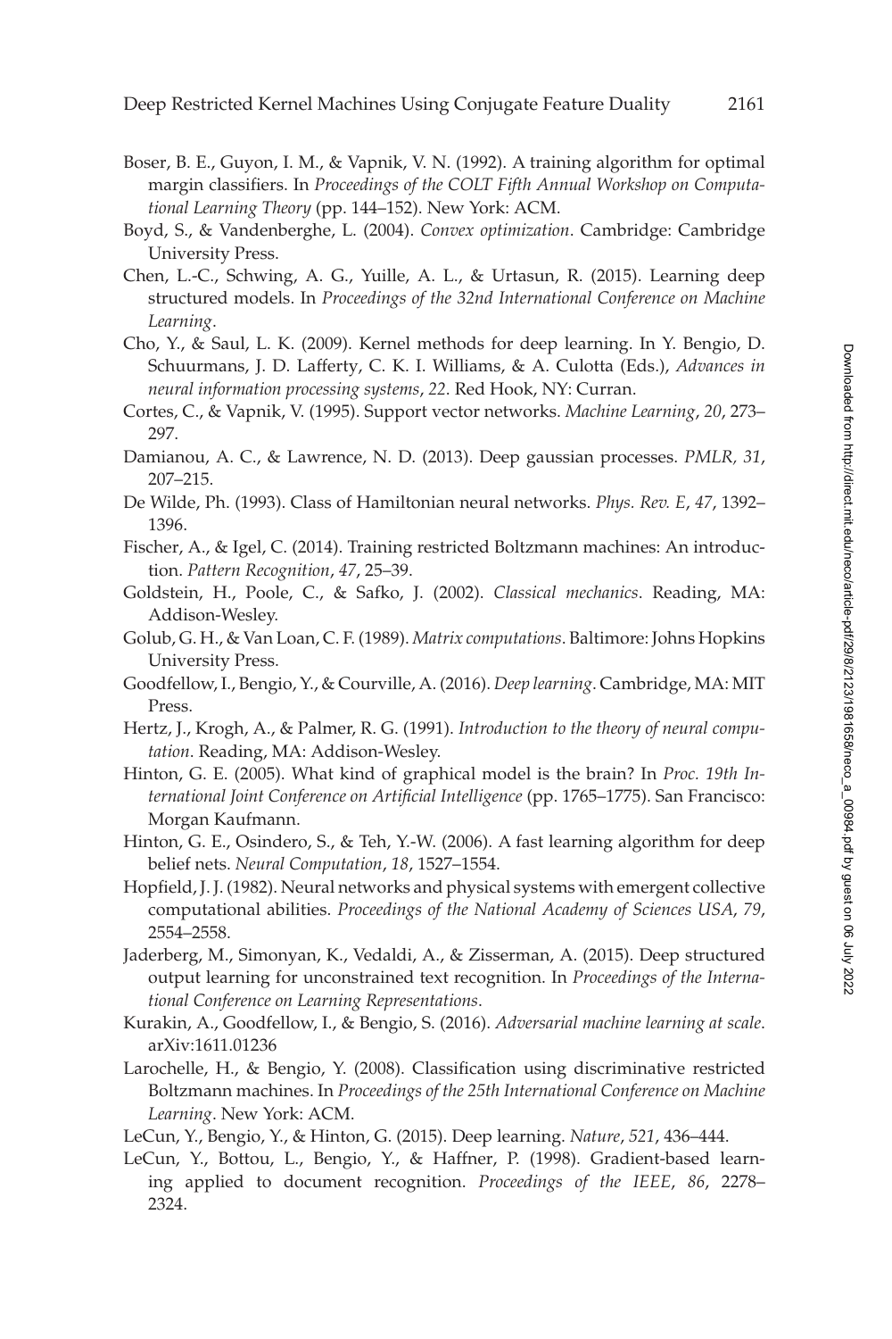Boser, B. E., Guyon, I. M., & Vapnik, V. N. (1992). A training algorithm for optimal margin classifiers. In *Proceedings of the COLT Fifth Annual Workshop on Computational Learning Theory* (pp. 144–152). New York: ACM.

Boyd, S., & Vandenberghe, L. (2004). *Convex optimization*. Cambridge: Cambridge University Press.

Chen, L.-C., Schwing, A. G., Yuille, A. L., & Urtasun, R. (2015). Learning deep structured models. In *Proceedings of the 32nd International Conference on Machine Learning*.

Cho, Y., & Saul, L. K. (2009). Kernel methods for deep learning. In Y. Bengio, D. Schuurmans, J. D. Lafferty, C. K. I. Williams, & A. Culotta (Eds.), *Advances in neural information processing systems*, *22*. Red Hook, NY: Curran.

Cortes, C., & Vapnik, V. (1995). Support vector networks. *Machine Learning*, *20*, 273–297.

Damianou, A. C., & Lawrence, N. D. (2013). Deep gaussian processes. *PMLR, 31*, 207–215.

De Wilde, Ph. (1993). Class of Hamiltonian neural networks. *Phys. Rev. E*, *47*, 1392–1396.

Fischer, A., & Igel, C. (2014). Training restricted Boltzmann machines: An introduction. *Pattern Recognition*, *47*, 25–39.

Goldstein, H., Poole, C., & Safko, J. (2002). *Classical mechanics*. Reading, MA: Addison-Wesley.

Golub, G. H., & Van Loan, C. F. (1989). *Matrix computations*. Baltimore: Johns Hopkins University Press.

Goodfellow, I., Bengio, Y., & Courville, A. (2016). *Deep learning*. Cambridge, MA: MIT Press.

Hertz, J., Krogh, A., & Palmer, R. G. (1991). *Introduction to the theory of neural computation*. Reading, MA: Addison-Wesley.

Hinton, G. E. (2005). What kind of graphical model is the brain? In *Proc. 19th International Joint Conference on Artificial Intelligence* (pp. 1765–1775). San Francisco: Morgan Kaufmann.

Hinton, G. E., Osindero, S., & Teh, Y.-W. (2006). A fast learning algorithm for deep belief nets. *Neural Computation*, *18*, 1527–1554.

Hopfield, J. J. (1982). Neural networks and physical systems with emergent collective computational abilities. *Proceedings of the National Academy of Sciences USA*, *79*, 2554–2558.

Jaderberg, M., Simonyan, K., Vedaldi, A., & Zisserman, A. (2015). Deep structured output learning for unconstrained text recognition. In *Proceedings of the International Conference on Learning Representations*.

Kurakin, A., Goodfellow, I., & Bengio, S. (2016). *Adversarial machine learning at scale*. arXiv:1611.01236

Larochelle, H., & Bengio, Y. (2008). Classification using discriminative restricted Boltzmann machines. In *Proceedings of the 25th International Conference on Machine Learning*. New York: ACM.

LeCun, Y., Bengio, Y., & Hinton, G. (2015). Deep learning. *Nature*, *521*, 436–444.

LeCun, Y., Bottou, L., Bengio, Y., & Haffner, P. (1998). Gradient-based learning applied to document recognition. *Proceedings of the IEEE*, *86*, 2278–2324.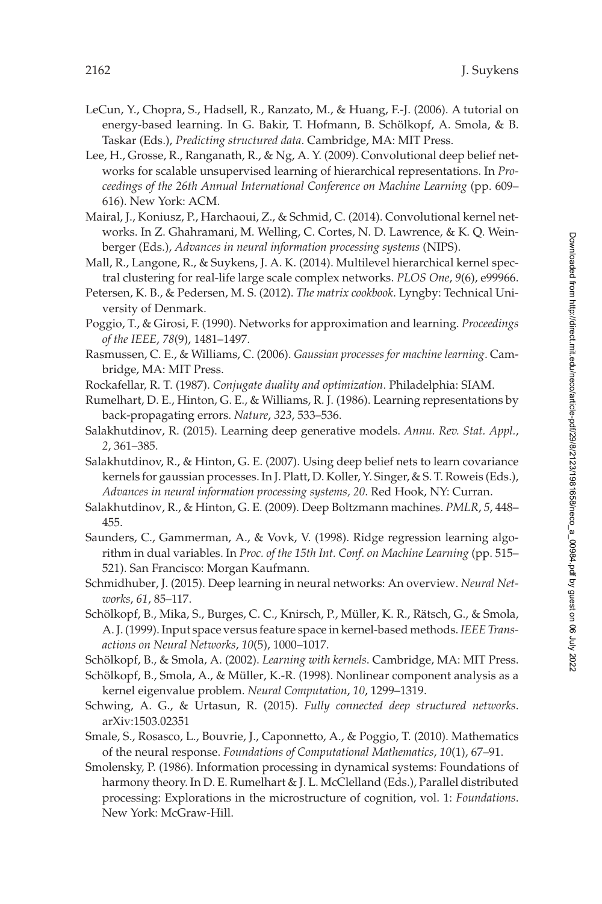LeCun, Y., Chopra, S., Hadsell, R., Ranzato, M., & Huang, F.-J. (2006). A tutorial on energy-based learning. In G. Bakir, T. Hofmann, B. Schölkopf, A. Smola, & B. Taskar (Eds.), *Predicting structured data*. Cambridge, MA: MIT Press.

Lee, H., Grosse, R., Ranganath, R., & Ng, A. Y. (2009). Convolutional deep belief networks for scalable unsupervised learning of hierarchical representations. In *Proceedings of the 26th Annual International Conference on Machine Learning* (pp. 609–616). New York: ACM.

Mairal, J., Koniusz, P., Harchaoui, Z., & Schmid, C. (2014). Convolutional kernel networks. In Z. Ghahramani, M. Welling, C. Cortes, N. D. Lawrence, & K. Q. Weinberger (Eds.), *Advances in neural information processing systems* (NIPS).

Mall, R., Langone, R., & Suykens, J. A. K. (2014). Multilevel hierarchical kernel spectral clustering for real-life large scale complex networks. *PLOS One*, *9*(6), e99966.

Petersen, K. B., & Pedersen, M. S. (2012). *The matrix cookbook*. Lyngby: Technical University of Denmark.

Poggio, T., & Girosi, F. (1990). Networks for approximation and learning. *Proceedings of the IEEE*, *78*(9), 1481–1497.

Rasmussen, C. E., & Williams, C. (2006). *Gaussian processes for machine learning*. Cambridge, MA: MIT Press.

Rockafellar, R. T. (1987). *Conjugate duality and optimization*. Philadelphia: SIAM.

Rumelhart, D. E., Hinton, G. E., & Williams, R. J. (1986). Learning representations by back-propagating errors. *Nature*, *323*, 533–536.

Salakhutdinov, R. (2015). Learning deep generative models. *Annu. Rev. Stat. Appl.*, *2*, 361–385.

Salakhutdinov, R., & Hinton, G. E. (2007). Using deep belief nets to learn covariance kernels for gaussian processes. In J. Platt, D. Koller, Y. Singer, & S. T. Roweis (Eds.), *Advances in neural information processing systems, 20*. Red Hook, NY: Curran.

Salakhutdinov, R., & Hinton, G. E. (2009). Deep Boltzmann machines. *PMLR*, *5*, 448–455.

Saunders, C., Gammerman, A., & Vovk, V. (1998). Ridge regression learning algorithm in dual variables. In *Proc. of the 15th Int. Conf. on Machine Learning* (pp. 515–521). San Francisco: Morgan Kaufmann.

Schmidhuber, J. (2015). Deep learning in neural networks: An overview. *Neural Networks*, *61*, 85–117.

Schölkopf, B., Mika, S., Burges, C. C., Knirsch, P., Müller, K. R., Rätsch, G., & Smola, A. J. (1999). Input space versus feature space in kernel-based methods. *IEEE Transactions on Neural Networks*, *10*(5), 1000–1017.

Schölkopf, B., & Smola, A. (2002). *Learning with kernels*. Cambridge, MA: MIT Press.

Schölkopf, B., Smola, A., & Müller, K.-R. (1998). Nonlinear component analysis as a kernel eigenvalue problem. *Neural Computation*, *10*, 1299–1319.

Schwing, A. G., & Urtasun, R. (2015). *Fully connected deep structured networks*. arXiv:1503.02351

Smale, S., Rosasco, L., Bouvrie, J., Caponnetto, A., & Poggio, T. (2010). Mathematics of the neural response. *Foundations of Computational Mathematics*, *10*(1), 67–91.

Smolensky, P. (1986). Information processing in dynamical systems: Foundations of harmony theory. In D. E. Rumelhart & J. L. McClelland (Eds.), Parallel distributed processing: Explorations in the microstructure of cognition, vol. 1: *Foundations*. New York: McGraw-Hill.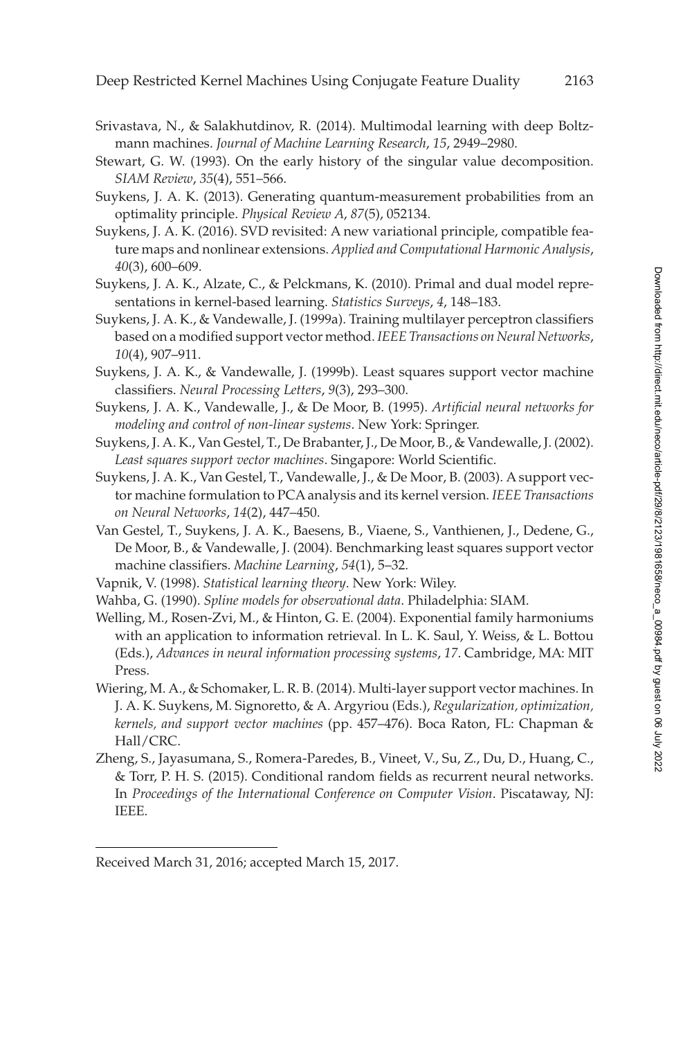Srivastava, N., & Salakhutdinov, R. (2014). Multimodal learning with deep Boltzmann machines. *Journal of Machine Learning Research*, *15*, 2949–2980.

Stewart, G. W. (1993). On the early history of the singular value decomposition. *SIAM Review*, *35*(4), 551–566.

Suykens, J. A. K. (2013). Generating quantum-measurement probabilities from an optimality principle. *Physical Review A*, *87*(5), 052134.

Suykens, J. A. K. (2016). SVD revisited: A new variational principle, compatible feature maps and nonlinear extensions. *Applied and Computational Harmonic Analysis*, *40*(3), 600–609.

Suykens, J. A. K., Alzate, C., & Pelckmans, K. (2010). Primal and dual model representations in kernel-based learning. *Statistics Surveys*, *4*, 148–183.

Suykens, J. A. K., & Vandewalle, J. (1999a). Training multilayer perceptron classifiers based on a modified support vector method. *IEEE Transactions on Neural Networks*, *10*(4), 907–911.

Suykens, J. A. K., & Vandewalle, J. (1999b). Least squares support vector machine classifiers. *Neural Processing Letters*, *9*(3), 293–300.

Suykens, J. A. K., Vandewalle, J., & De Moor, B. (1995). *Artificial neural networks for modeling and control of non-linear systems*. New York: Springer.

Suykens, J. A. K., Van Gestel, T., De Brabanter, J., De Moor, B., & Vandewalle, J. (2002). *Least squares support vector machines*. Singapore: World Scientific.

Suykens, J. A. K., Van Gestel, T., Vandewalle, J., & De Moor, B. (2003). A support vector machine formulation to PCA analysis and its kernel version. *IEEE Transactions on Neural Networks*, *14*(2), 447–450.

Van Gestel, T., Suykens, J. A. K., Baesens, B., Viaene, S., Vanthienen, J., Dedene, G., De Moor, B., & Vandewalle, J. (2004). Benchmarking least squares support vector machine classifiers. *Machine Learning*, *54*(1), 5–32.

Vapnik, V. (1998). *Statistical learning theory*. New York: Wiley.

Wahba, G. (1990). *Spline models for observational data*. Philadelphia: SIAM.

Welling, M., Rosen-Zvi, M., & Hinton, G. E. (2004). Exponential family harmoniums with an application to information retrieval. In L. K. Saul, Y. Weiss, & L. Bottou (Eds.), *Advances in neural information processing systems*, *17*. Cambridge, MA: MIT Press.

Wiering, M. A., & Schomaker, L. R. B. (2014). Multi-layer support vector machines. In J. A. K. Suykens, M. Signoretto, & A. Argyriou (Eds.), *Regularization, optimization, kernels, and support vector machines* (pp. 457–476). Boca Raton, FL: Chapman & Hall/CRC.

Zheng, S., Jayasumana, S., Romera-Paredes, B., Vineet, V., Su, Z., Du, D., Huang, C., & Torr, P. H. S. (2015). Conditional random fields as recurrent neural networks. In *Proceedings of the International Conference on Computer Vision*. Piscataway, NJ: IEEE.

Received March 31, 2016; accepted March 15, 2017.